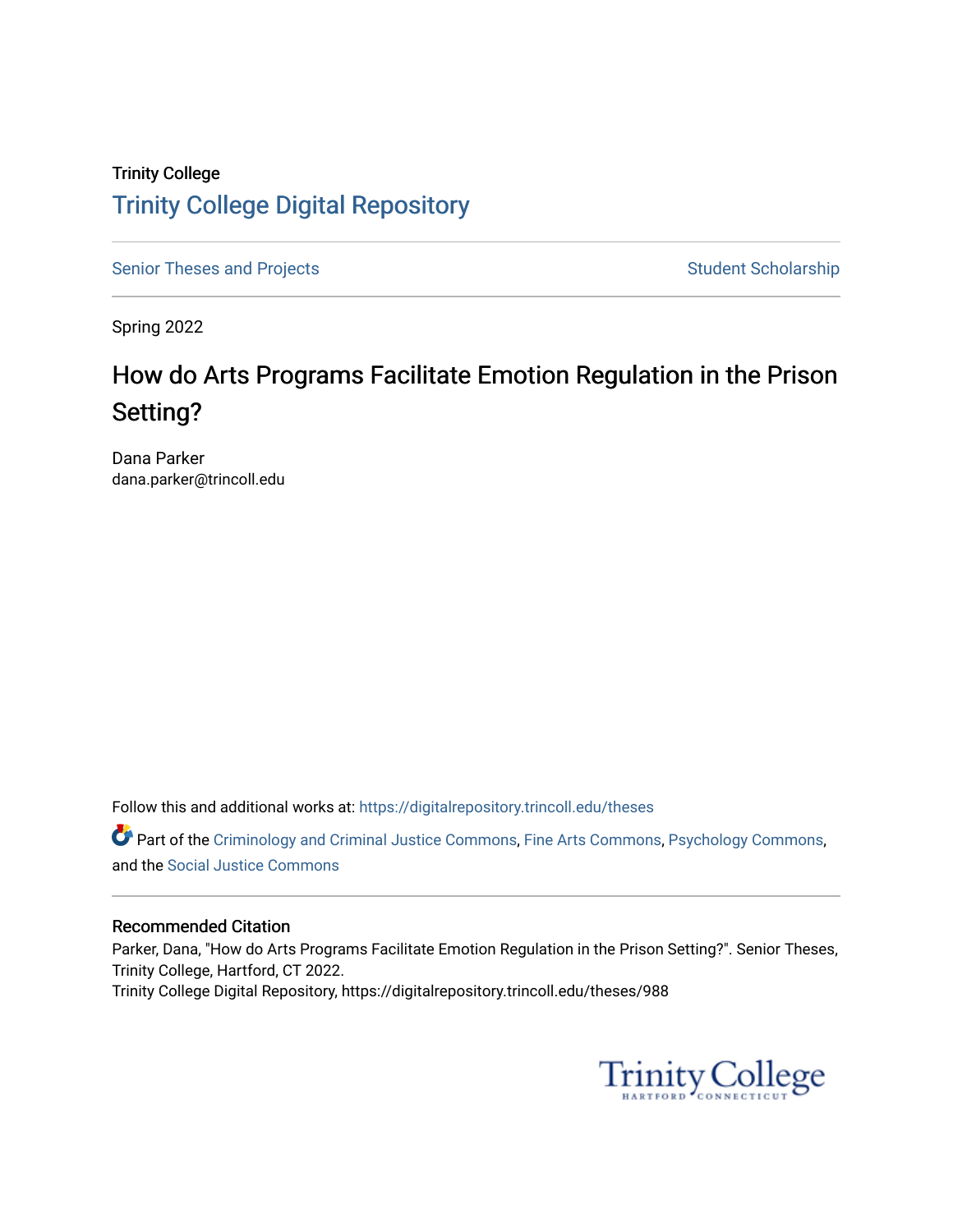Trinity College

# Trinity College Digital Repository

Senior Theses and Projects

Student Scholarship

Spring 2022

## How do Arts Programs Facilitate Emotion Regulation in the Prison Setting?

Dana Parker
dana.parker@trincoll.edu

Follow this and additional works at: https://digitalrepository.trincoll.edu/theses

Part of the Criminology and Criminal Justice Commons, Fine Arts Commons, Psychology Commons, and the Social Justice Commons

### Recommended Citation

Parker, Dana, "How do Arts Programs Facilitate Emotion Regulation in the Prison Setting?". Senior Theses, Trinity College, Hartford, CT 2022.
Trinity College Digital Repository, https://digitalrepository.trincoll.edu/theses/988

Trinity College
HARTFORD CONNECTICUT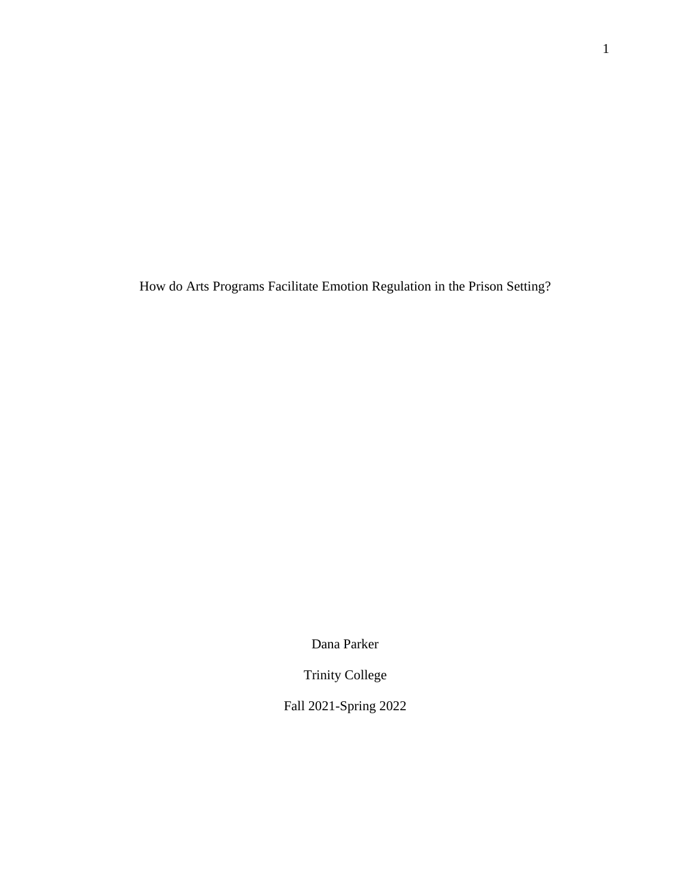# How do Arts Programs Facilitate Emotion Regulation in the Prison Setting?

Dana Parker

Trinity College

Fall 2021-Spring 2022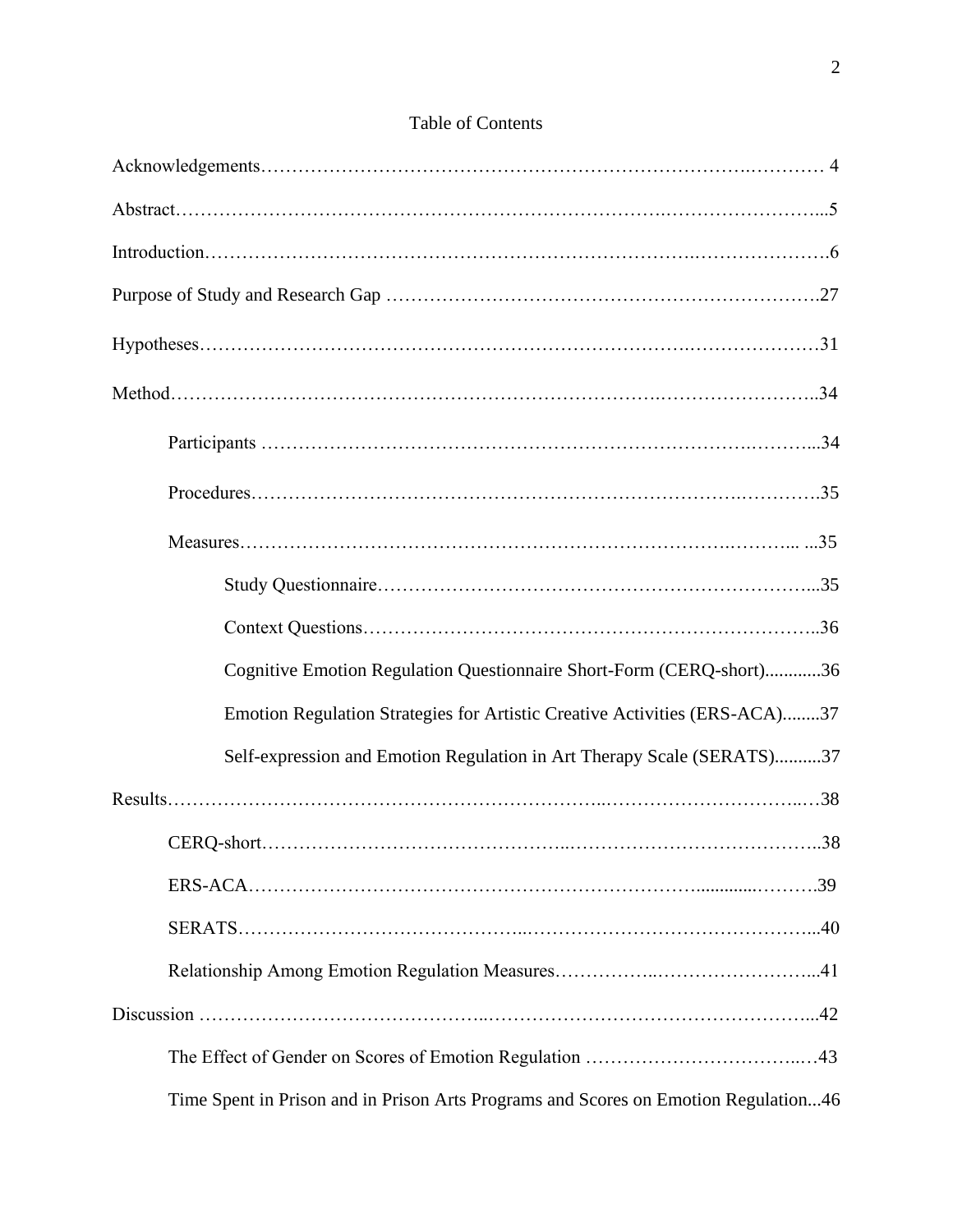Table of Contents

Acknowledgements .......... 4

Abstract .......... 5

Introduction .......... 6

Purpose of Study and Research Gap .......... 27

Hypotheses .......... 31

Method .......... 34

- Participants .......... 34
- Procedures .......... 35
- Measures .......... 35
  - Study Questionnaire .......... 35
  - Context Questions .......... 36
  - Cognitive Emotion Regulation Questionnaire Short-Form (CERQ-short) .......... 36
  - Emotion Regulation Strategies for Artistic Creative Activities (ERS-ACA) .......... 37
  - Self-expression and Emotion Regulation in Art Therapy Scale (SERATS) .......... 37

Results .......... 38

- CERQ-short .......... 38
- ERS-ACA .......... 39
- SERATS .......... 40
- Relationship Among Emotion Regulation Measures .......... 41

Discussion .......... 42

- The Effect of Gender on Scores of Emotion Regulation .......... 43
- Time Spent in Prison and in Prison Arts Programs and Scores on Emotion Regulation .......... 46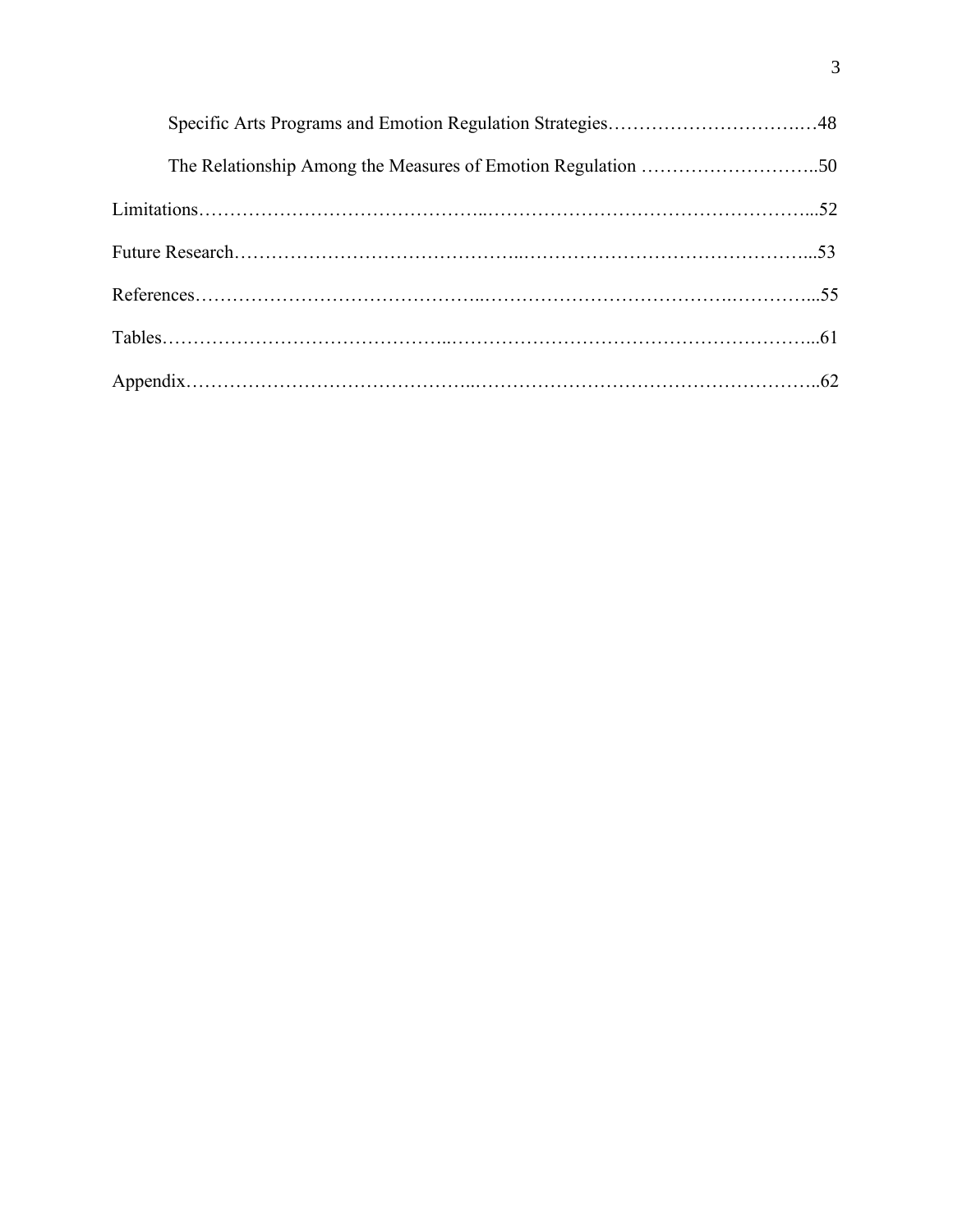Specific Arts Programs and Emotion Regulation Strategies……………………………48

The Relationship Among the Measures of Emotion Regulation ………………………..50

Limitations……………………………………………………………………………...52

Future Research………………………………………………………………………...53

References……………………………………………………………………………...55

Tables…………………………………………………………………………………...61

Appendix………………………………………………………………………………..62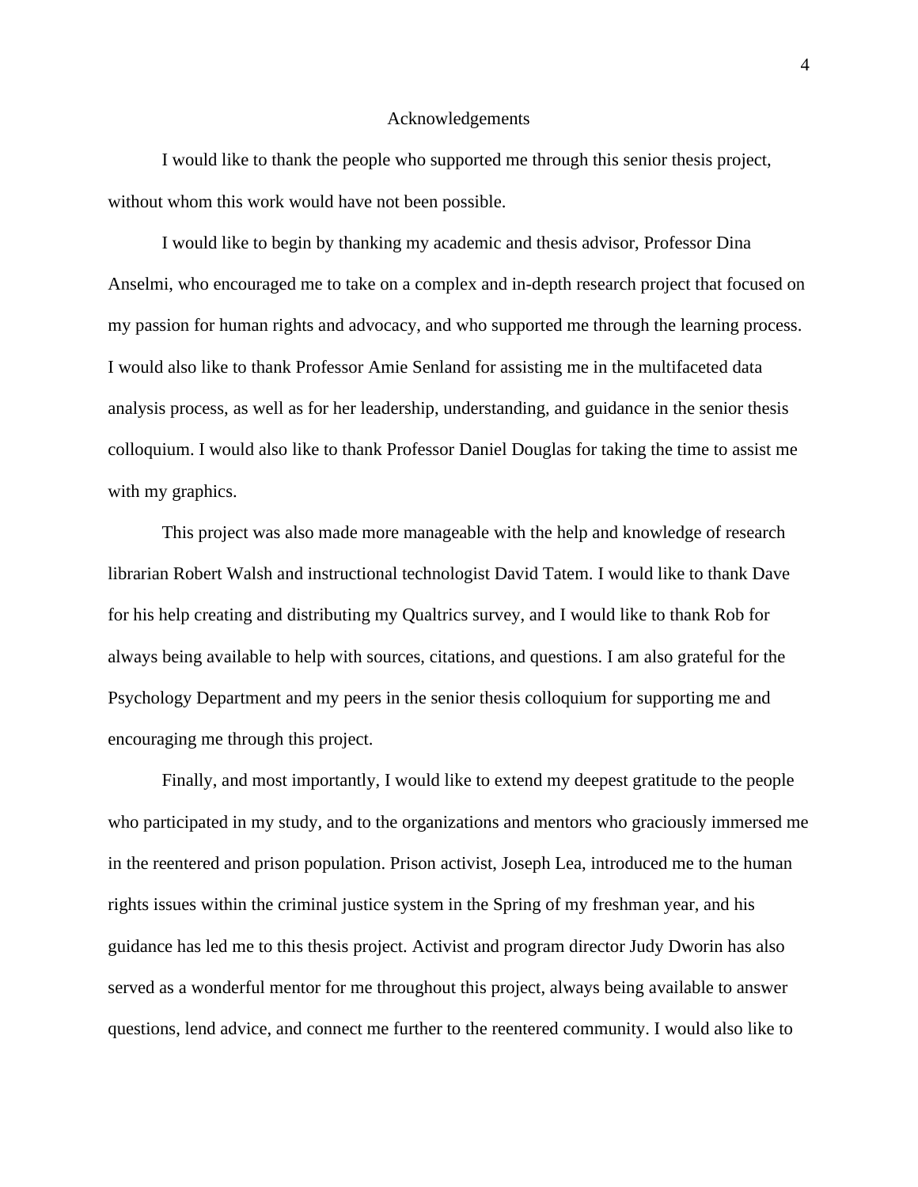# Acknowledgements

I would like to thank the people who supported me through this senior thesis project, without whom this work would have not been possible.

I would like to begin by thanking my academic and thesis advisor, Professor Dina Anselmi, who encouraged me to take on a complex and in-depth research project that focused on my passion for human rights and advocacy, and who supported me through the learning process. I would also like to thank Professor Amie Senland for assisting me in the multifaceted data analysis process, as well as for her leadership, understanding, and guidance in the senior thesis colloquium. I would also like to thank Professor Daniel Douglas for taking the time to assist me with my graphics.

This project was also made more manageable with the help and knowledge of research librarian Robert Walsh and instructional technologist David Tatem. I would like to thank Dave for his help creating and distributing my Qualtrics survey, and I would like to thank Rob for always being available to help with sources, citations, and questions. I am also grateful for the Psychology Department and my peers in the senior thesis colloquium for supporting me and encouraging me through this project.

Finally, and most importantly, I would like to extend my deepest gratitude to the people who participated in my study, and to the organizations and mentors who graciously immersed me in the reentered and prison population. Prison activist, Joseph Lea, introduced me to the human rights issues within the criminal justice system in the Spring of my freshman year, and his guidance has led me to this thesis project. Activist and program director Judy Dworin has also served as a wonderful mentor for me throughout this project, always being available to answer questions, lend advice, and connect me further to the reentered community. I would also like to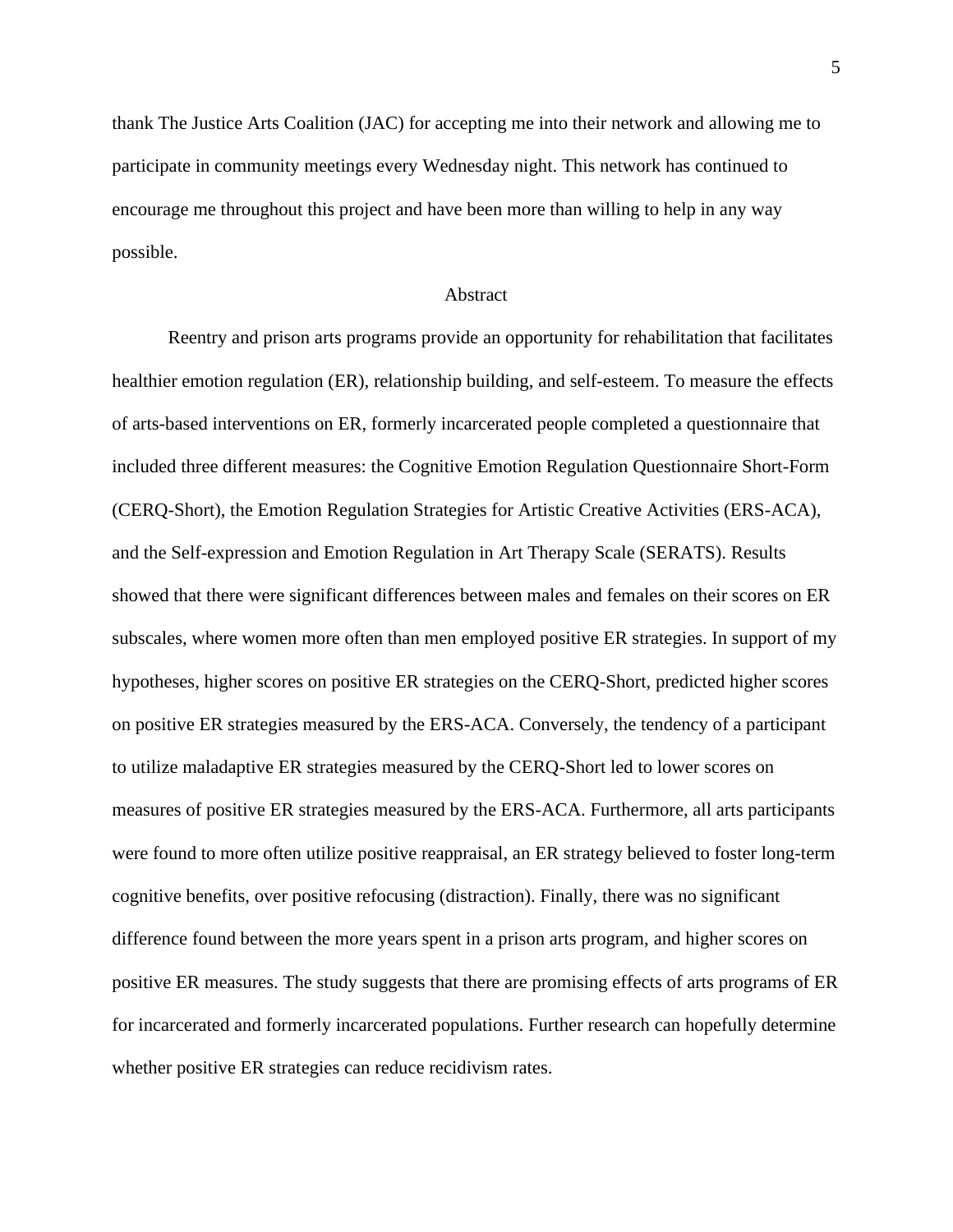thank The Justice Arts Coalition (JAC) for accepting me into their network and allowing me to participate in community meetings every Wednesday night. This network has continued to encourage me throughout this project and have been more than willing to help in any way possible.

## Abstract

Reentry and prison arts programs provide an opportunity for rehabilitation that facilitates healthier emotion regulation (ER), relationship building, and self-esteem. To measure the effects of arts-based interventions on ER, formerly incarcerated people completed a questionnaire that included three different measures: the Cognitive Emotion Regulation Questionnaire Short-Form (CERQ-Short), the Emotion Regulation Strategies for Artistic Creative Activities (ERS-ACA), and the Self-expression and Emotion Regulation in Art Therapy Scale (SERATS). Results showed that there were significant differences between males and females on their scores on ER subscales, where women more often than men employed positive ER strategies. In support of my hypotheses, higher scores on positive ER strategies on the CERQ-Short, predicted higher scores on positive ER strategies measured by the ERS-ACA. Conversely, the tendency of a participant to utilize maladaptive ER strategies measured by the CERQ-Short led to lower scores on measures of positive ER strategies measured by the ERS-ACA. Furthermore, all arts participants were found to more often utilize positive reappraisal, an ER strategy believed to foster long-term cognitive benefits, over positive refocusing (distraction). Finally, there was no significant difference found between the more years spent in a prison arts program, and higher scores on positive ER measures. The study suggests that there are promising effects of arts programs of ER for incarcerated and formerly incarcerated populations. Further research can hopefully determine whether positive ER strategies can reduce recidivism rates.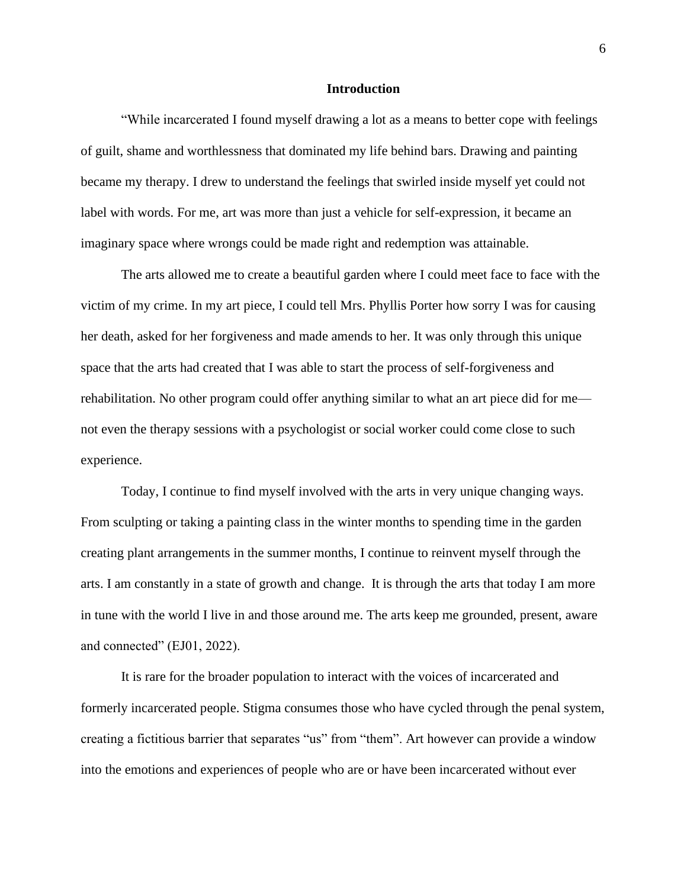## Introduction

"While incarcerated I found myself drawing a lot as a means to better cope with feelings of guilt, shame and worthlessness that dominated my life behind bars. Drawing and painting became my therapy. I drew to understand the feelings that swirled inside myself yet could not label with words. For me, art was more than just a vehicle for self-expression, it became an imaginary space where wrongs could be made right and redemption was attainable.

The arts allowed me to create a beautiful garden where I could meet face to face with the victim of my crime. In my art piece, I could tell Mrs. Phyllis Porter how sorry I was for causing her death, asked for her forgiveness and made amends to her. It was only through this unique space that the arts had created that I was able to start the process of self-forgiveness and rehabilitation. No other program could offer anything similar to what an art piece did for me—not even the therapy sessions with a psychologist or social worker could come close to such experience.

Today, I continue to find myself involved with the arts in very unique changing ways. From sculpting or taking a painting class in the winter months to spending time in the garden creating plant arrangements in the summer months, I continue to reinvent myself through the arts. I am constantly in a state of growth and change. It is through the arts that today I am more in tune with the world I live in and those around me. The arts keep me grounded, present, aware and connected" (EJ01, 2022).

It is rare for the broader population to interact with the voices of incarcerated and formerly incarcerated people. Stigma consumes those who have cycled through the penal system, creating a fictitious barrier that separates "us" from "them". Art however can provide a window into the emotions and experiences of people who are or have been incarcerated without ever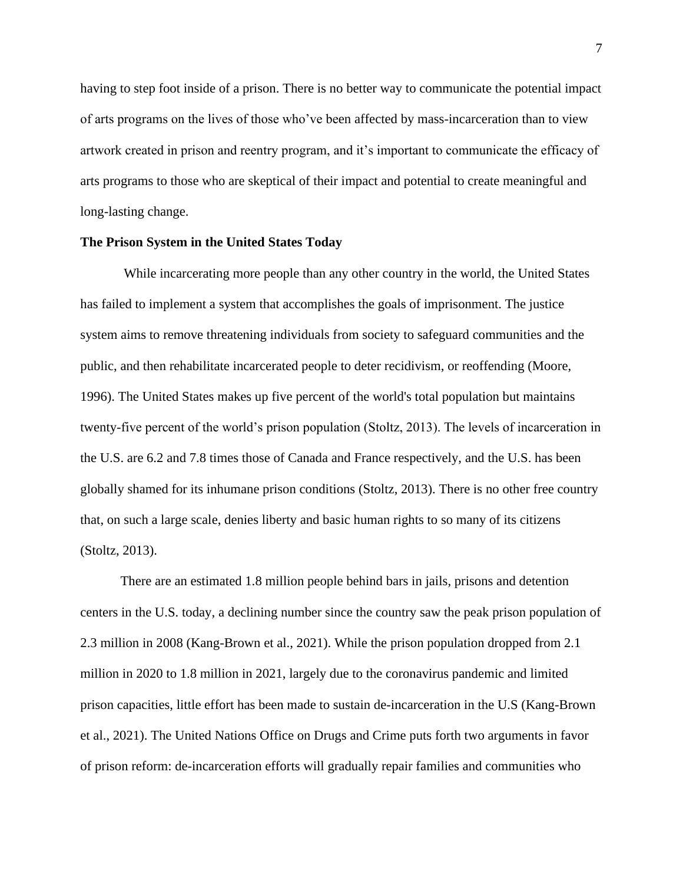having to step foot inside of a prison. There is no better way to communicate the potential impact of arts programs on the lives of those who've been affected by mass-incarceration than to view artwork created in prison and reentry program, and it's important to communicate the efficacy of arts programs to those who are skeptical of their impact and potential to create meaningful and long-lasting change.

**The Prison System in the United States Today**

While incarcerating more people than any other country in the world, the United States has failed to implement a system that accomplishes the goals of imprisonment. The justice system aims to remove threatening individuals from society to safeguard communities and the public, and then rehabilitate incarcerated people to deter recidivism, or reoffending (Moore, 1996). The United States makes up five percent of the world's total population but maintains twenty-five percent of the world's prison population (Stoltz, 2013). The levels of incarceration in the U.S. are 6.2 and 7.8 times those of Canada and France respectively, and the U.S. has been globally shamed for its inhumane prison conditions (Stoltz, 2013). There is no other free country that, on such a large scale, denies liberty and basic human rights to so many of its citizens (Stoltz, 2013).

There are an estimated 1.8 million people behind bars in jails, prisons and detention centers in the U.S. today, a declining number since the country saw the peak prison population of 2.3 million in 2008 (Kang-Brown et al., 2021). While the prison population dropped from 2.1 million in 2020 to 1.8 million in 2021, largely due to the coronavirus pandemic and limited prison capacities, little effort has been made to sustain de-incarceration in the U.S (Kang-Brown et al., 2021). The United Nations Office on Drugs and Crime puts forth two arguments in favor of prison reform: de-incarceration efforts will gradually repair families and communities who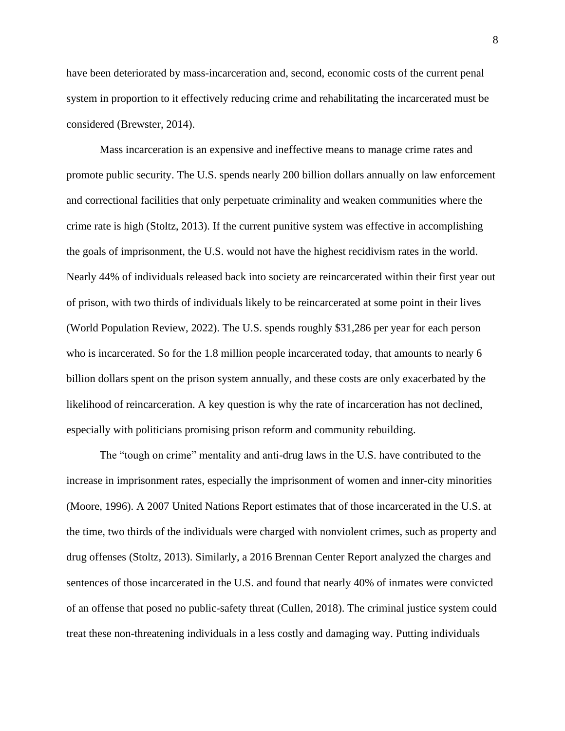have been deteriorated by mass-incarceration and, second, economic costs of the current penal system in proportion to it effectively reducing crime and rehabilitating the incarcerated must be considered (Brewster, 2014).

Mass incarceration is an expensive and ineffective means to manage crime rates and promote public security. The U.S. spends nearly 200 billion dollars annually on law enforcement and correctional facilities that only perpetuate criminality and weaken communities where the crime rate is high (Stoltz, 2013). If the current punitive system was effective in accomplishing the goals of imprisonment, the U.S. would not have the highest recidivism rates in the world. Nearly 44% of individuals released back into society are reincarcerated within their first year out of prison, with two thirds of individuals likely to be reincarcerated at some point in their lives (World Population Review, 2022). The U.S. spends roughly $31,286 per year for each person who is incarcerated. So for the 1.8 million people incarcerated today, that amounts to nearly 6 billion dollars spent on the prison system annually, and these costs are only exacerbated by the likelihood of reincarceration. A key question is why the rate of incarceration has not declined, especially with politicians promising prison reform and community rebuilding.

The "tough on crime" mentality and anti-drug laws in the U.S. have contributed to the increase in imprisonment rates, especially the imprisonment of women and inner-city minorities (Moore, 1996). A 2007 United Nations Report estimates that of those incarcerated in the U.S. at the time, two thirds of the individuals were charged with nonviolent crimes, such as property and drug offenses (Stoltz, 2013). Similarly, a 2016 Brennan Center Report analyzed the charges and sentences of those incarcerated in the U.S. and found that nearly 40% of inmates were convicted of an offense that posed no public-safety threat (Cullen, 2018). The criminal justice system could treat these non-threatening individuals in a less costly and damaging way. Putting individuals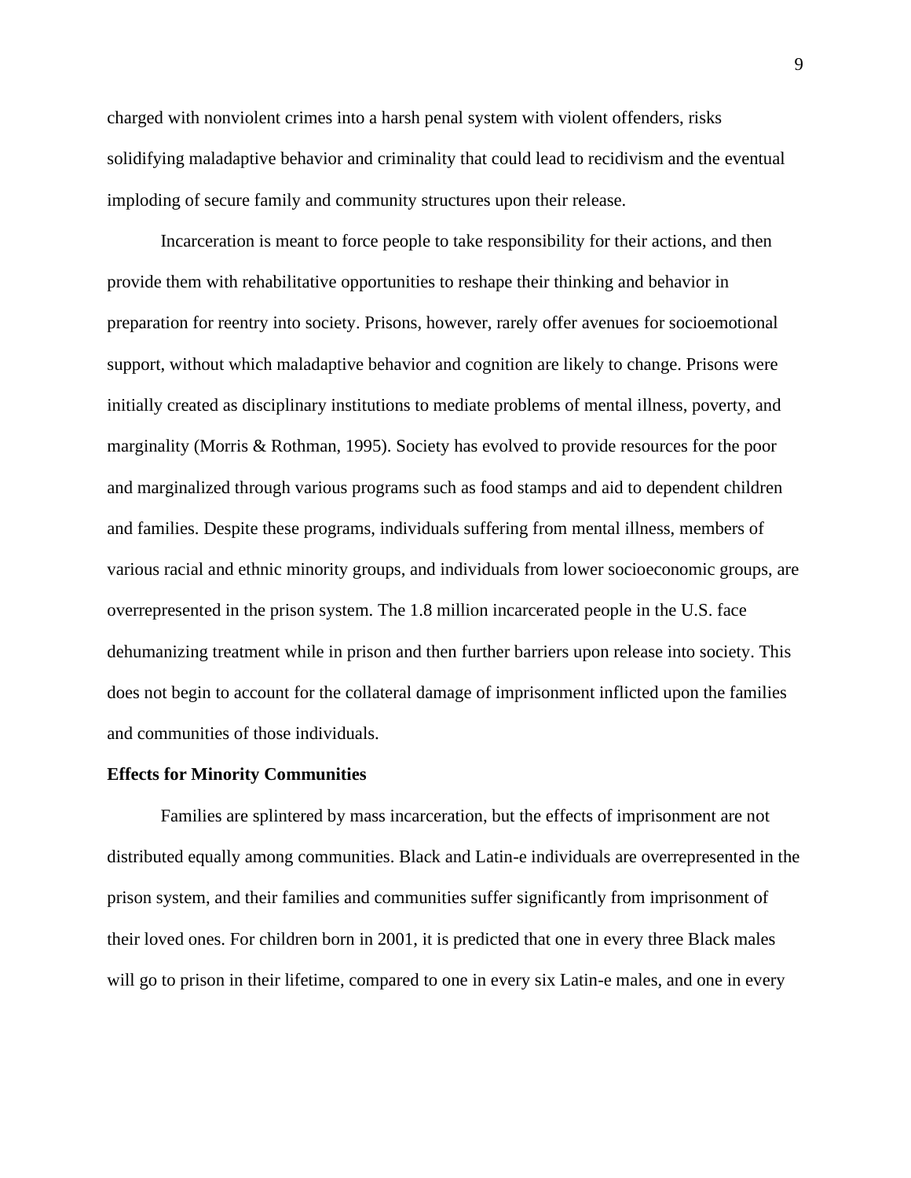charged with nonviolent crimes into a harsh penal system with violent offenders, risks solidifying maladaptive behavior and criminality that could lead to recidivism and the eventual imploding of secure family and community structures upon their release.

Incarceration is meant to force people to take responsibility for their actions, and then provide them with rehabilitative opportunities to reshape their thinking and behavior in preparation for reentry into society. Prisons, however, rarely offer avenues for socioemotional support, without which maladaptive behavior and cognition are likely to change. Prisons were initially created as disciplinary institutions to mediate problems of mental illness, poverty, and marginality (Morris & Rothman, 1995). Society has evolved to provide resources for the poor and marginalized through various programs such as food stamps and aid to dependent children and families. Despite these programs, individuals suffering from mental illness, members of various racial and ethnic minority groups, and individuals from lower socioeconomic groups, are overrepresented in the prison system. The 1.8 million incarcerated people in the U.S. face dehumanizing treatment while in prison and then further barriers upon release into society. This does not begin to account for the collateral damage of imprisonment inflicted upon the families and communities of those individuals.

**Effects for Minority Communities**

Families are splintered by mass incarceration, but the effects of imprisonment are not distributed equally among communities. Black and Latin-e individuals are overrepresented in the prison system, and their families and communities suffer significantly from imprisonment of their loved ones. For children born in 2001, it is predicted that one in every three Black males will go to prison in their lifetime, compared to one in every six Latin-e males, and one in every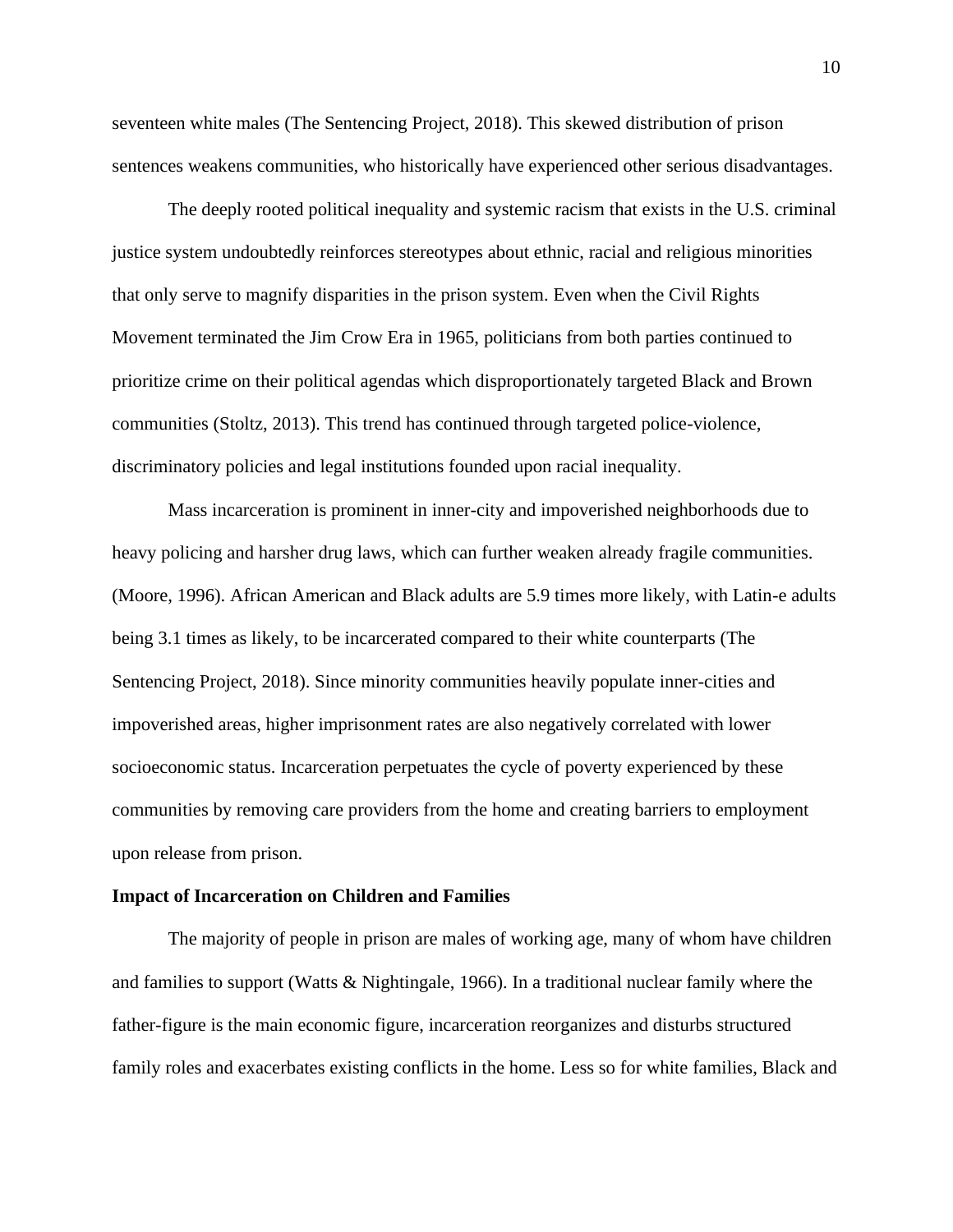seventeen white males (The Sentencing Project, 2018). This skewed distribution of prison sentences weakens communities, who historically have experienced other serious disadvantages.

The deeply rooted political inequality and systemic racism that exists in the U.S. criminal justice system undoubtedly reinforces stereotypes about ethnic, racial and religious minorities that only serve to magnify disparities in the prison system. Even when the Civil Rights Movement terminated the Jim Crow Era in 1965, politicians from both parties continued to prioritize crime on their political agendas which disproportionately targeted Black and Brown communities (Stoltz, 2013). This trend has continued through targeted police-violence, discriminatory policies and legal institutions founded upon racial inequality.

Mass incarceration is prominent in inner-city and impoverished neighborhoods due to heavy policing and harsher drug laws, which can further weaken already fragile communities. (Moore, 1996). African American and Black adults are 5.9 times more likely, with Latin-e adults being 3.1 times as likely, to be incarcerated compared to their white counterparts (The Sentencing Project, 2018). Since minority communities heavily populate inner-cities and impoverished areas, higher imprisonment rates are also negatively correlated with lower socioeconomic status. Incarceration perpetuates the cycle of poverty experienced by these communities by removing care providers from the home and creating barriers to employment upon release from prison.

**Impact of Incarceration on Children and Families**

The majority of people in prison are males of working age, many of whom have children and families to support (Watts & Nightingale, 1966). In a traditional nuclear family where the father-figure is the main economic figure, incarceration reorganizes and disturbs structured family roles and exacerbates existing conflicts in the home. Less so for white families, Black and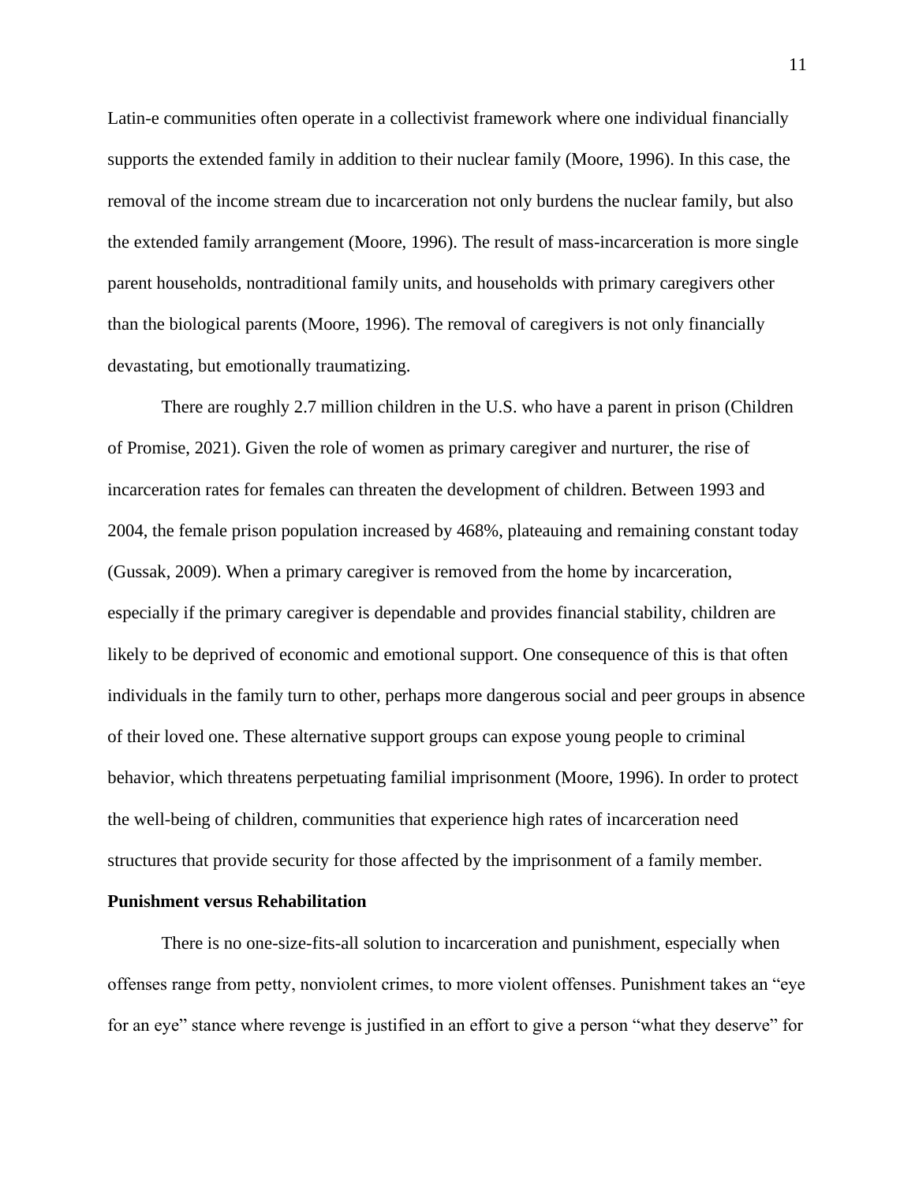Latin-e communities often operate in a collectivist framework where one individual financially supports the extended family in addition to their nuclear family (Moore, 1996). In this case, the removal of the income stream due to incarceration not only burdens the nuclear family, but also the extended family arrangement (Moore, 1996). The result of mass-incarceration is more single parent households, nontraditional family units, and households with primary caregivers other than the biological parents (Moore, 1996). The removal of caregivers is not only financially devastating, but emotionally traumatizing.

There are roughly 2.7 million children in the U.S. who have a parent in prison (Children of Promise, 2021). Given the role of women as primary caregiver and nurturer, the rise of incarceration rates for females can threaten the development of children. Between 1993 and 2004, the female prison population increased by 468%, plateauing and remaining constant today (Gussak, 2009). When a primary caregiver is removed from the home by incarceration, especially if the primary caregiver is dependable and provides financial stability, children are likely to be deprived of economic and emotional support. One consequence of this is that often individuals in the family turn to other, perhaps more dangerous social and peer groups in absence of their loved one. These alternative support groups can expose young people to criminal behavior, which threatens perpetuating familial imprisonment (Moore, 1996). In order to protect the well-being of children, communities that experience high rates of incarceration need structures that provide security for those affected by the imprisonment of a family member.

**Punishment versus Rehabilitation**

There is no one-size-fits-all solution to incarceration and punishment, especially when offenses range from petty, nonviolent crimes, to more violent offenses. Punishment takes an "eye for an eye" stance where revenge is justified in an effort to give a person "what they deserve" for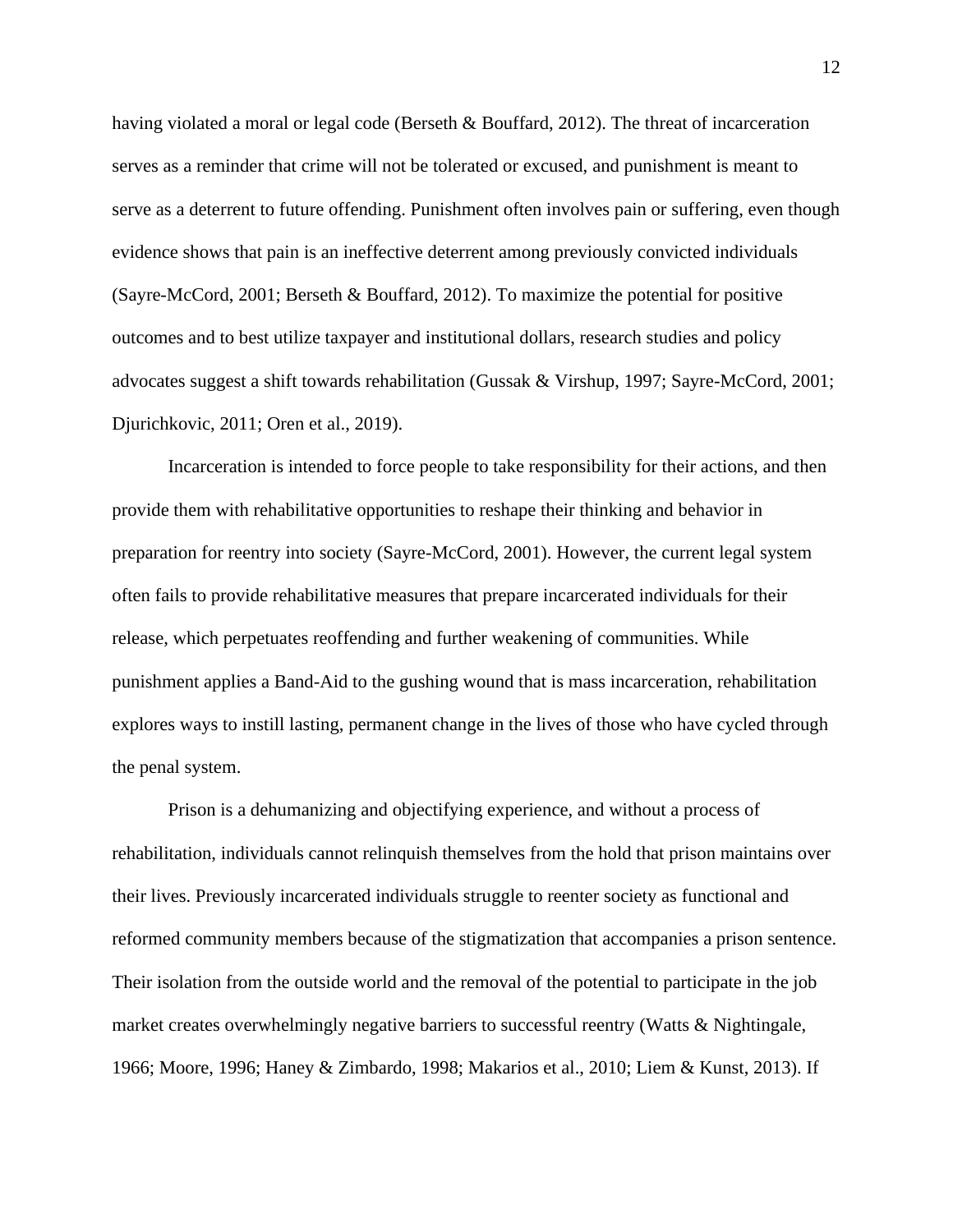having violated a moral or legal code (Berseth & Bouffard, 2012). The threat of incarceration serves as a reminder that crime will not be tolerated or excused, and punishment is meant to serve as a deterrent to future offending. Punishment often involves pain or suffering, even though evidence shows that pain is an ineffective deterrent among previously convicted individuals (Sayre-McCord, 2001; Berseth & Bouffard, 2012). To maximize the potential for positive outcomes and to best utilize taxpayer and institutional dollars, research studies and policy advocates suggest a shift towards rehabilitation (Gussak & Virshup, 1997; Sayre-McCord, 2001; Djurichkovic, 2011; Oren et al., 2019).

Incarceration is intended to force people to take responsibility for their actions, and then provide them with rehabilitative opportunities to reshape their thinking and behavior in preparation for reentry into society (Sayre-McCord, 2001). However, the current legal system often fails to provide rehabilitative measures that prepare incarcerated individuals for their release, which perpetuates reoffending and further weakening of communities. While punishment applies a Band-Aid to the gushing wound that is mass incarceration, rehabilitation explores ways to instill lasting, permanent change in the lives of those who have cycled through the penal system.

Prison is a dehumanizing and objectifying experience, and without a process of rehabilitation, individuals cannot relinquish themselves from the hold that prison maintains over their lives. Previously incarcerated individuals struggle to reenter society as functional and reformed community members because of the stigmatization that accompanies a prison sentence. Their isolation from the outside world and the removal of the potential to participate in the job market creates overwhelmingly negative barriers to successful reentry (Watts & Nightingale, 1966; Moore, 1996; Haney & Zimbardo, 1998; Makarios et al., 2010; Liem & Kunst, 2013). If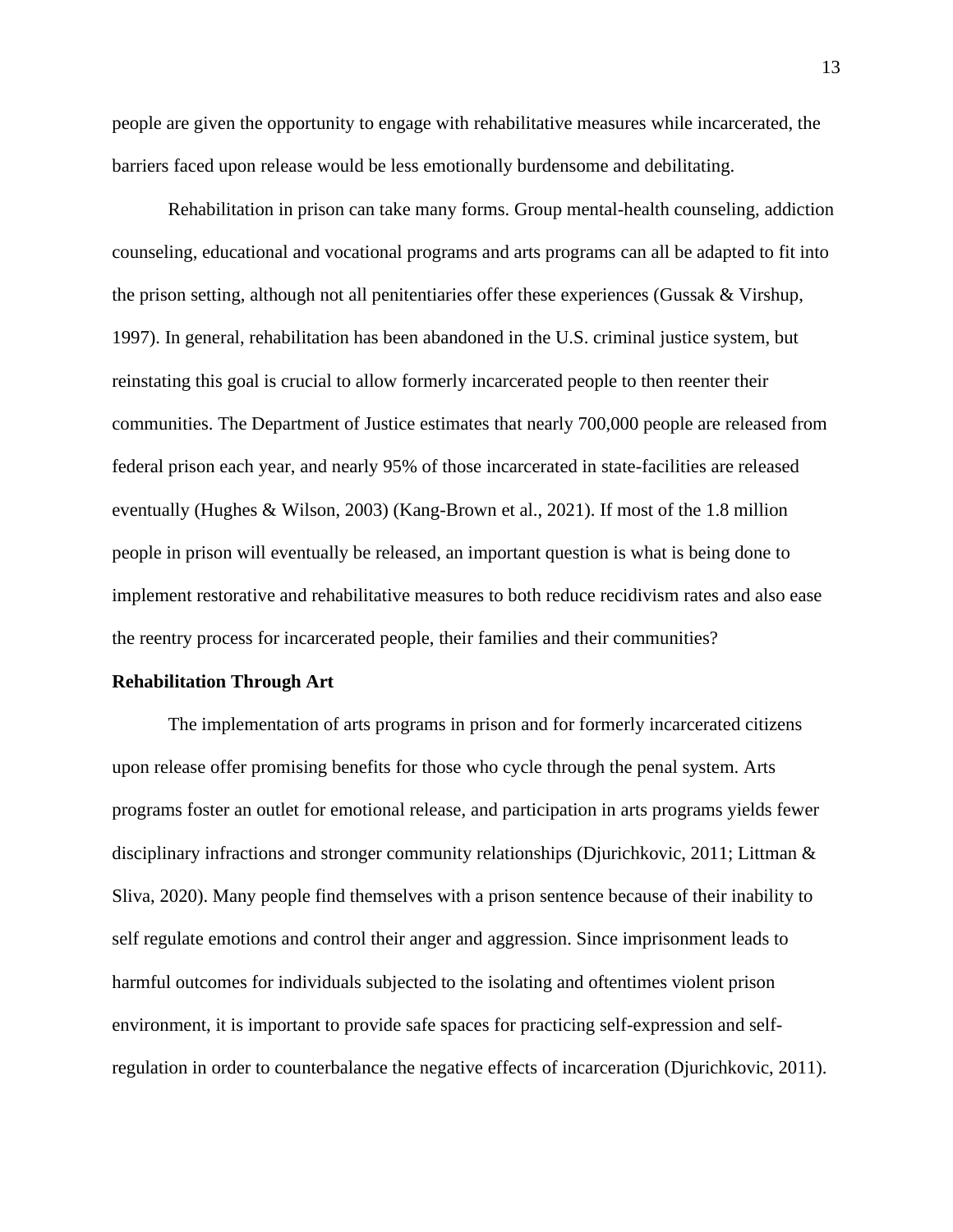people are given the opportunity to engage with rehabilitative measures while incarcerated, the barriers faced upon release would be less emotionally burdensome and debilitating.

Rehabilitation in prison can take many forms. Group mental-health counseling, addiction counseling, educational and vocational programs and arts programs can all be adapted to fit into the prison setting, although not all penitentiaries offer these experiences (Gussak & Virshup, 1997). In general, rehabilitation has been abandoned in the U.S. criminal justice system, but reinstating this goal is crucial to allow formerly incarcerated people to then reenter their communities. The Department of Justice estimates that nearly 700,000 people are released from federal prison each year, and nearly 95% of those incarcerated in state-facilities are released eventually (Hughes & Wilson, 2003) (Kang-Brown et al., 2021). If most of the 1.8 million people in prison will eventually be released, an important question is what is being done to implement restorative and rehabilitative measures to both reduce recidivism rates and also ease the reentry process for incarcerated people, their families and their communities?

**Rehabilitation Through Art**

The implementation of arts programs in prison and for formerly incarcerated citizens upon release offer promising benefits for those who cycle through the penal system. Arts programs foster an outlet for emotional release, and participation in arts programs yields fewer disciplinary infractions and stronger community relationships (Djurichkovic, 2011; Littman & Sliva, 2020). Many people find themselves with a prison sentence because of their inability to self regulate emotions and control their anger and aggression. Since imprisonment leads to harmful outcomes for individuals subjected to the isolating and oftentimes violent prison environment, it is important to provide safe spaces for practicing self-expression and self-regulation in order to counterbalance the negative effects of incarceration (Djurichkovic, 2011).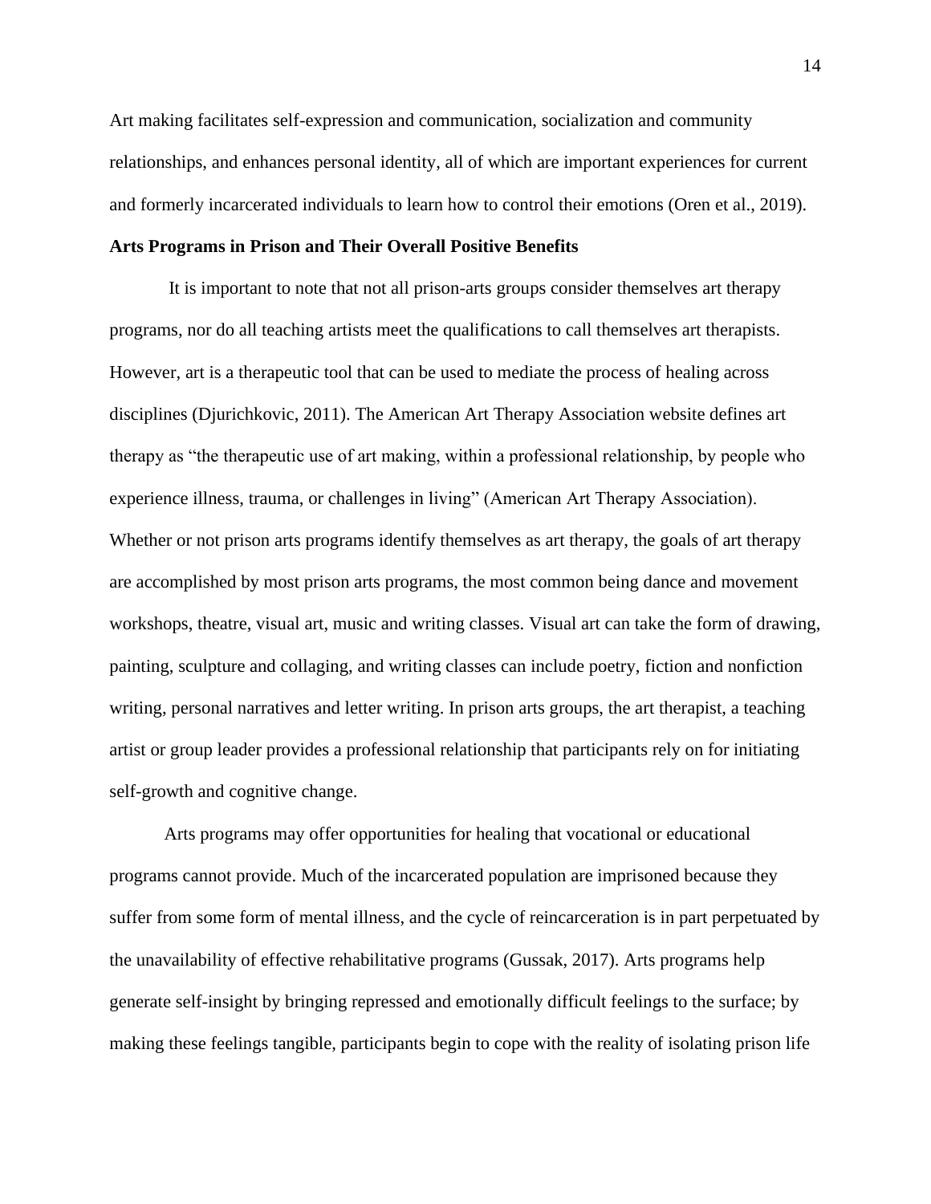Art making facilitates self-expression and communication, socialization and community relationships, and enhances personal identity, all of which are important experiences for current and formerly incarcerated individuals to learn how to control their emotions (Oren et al., 2019).

**Arts Programs in Prison and Their Overall Positive Benefits**

It is important to note that not all prison-arts groups consider themselves art therapy programs, nor do all teaching artists meet the qualifications to call themselves art therapists. However, art is a therapeutic tool that can be used to mediate the process of healing across disciplines (Djurichkovic, 2011). The American Art Therapy Association website defines art therapy as "the therapeutic use of art making, within a professional relationship, by people who experience illness, trauma, or challenges in living" (American Art Therapy Association). Whether or not prison arts programs identify themselves as art therapy, the goals of art therapy are accomplished by most prison arts programs, the most common being dance and movement workshops, theatre, visual art, music and writing classes. Visual art can take the form of drawing, painting, sculpture and collaging, and writing classes can include poetry, fiction and nonfiction writing, personal narratives and letter writing. In prison arts groups, the art therapist, a teaching artist or group leader provides a professional relationship that participants rely on for initiating self-growth and cognitive change.

Arts programs may offer opportunities for healing that vocational or educational programs cannot provide. Much of the incarcerated population are imprisoned because they suffer from some form of mental illness, and the cycle of reincarceration is in part perpetuated by the unavailability of effective rehabilitative programs (Gussak, 2017). Arts programs help generate self-insight by bringing repressed and emotionally difficult feelings to the surface; by making these feelings tangible, participants begin to cope with the reality of isolating prison life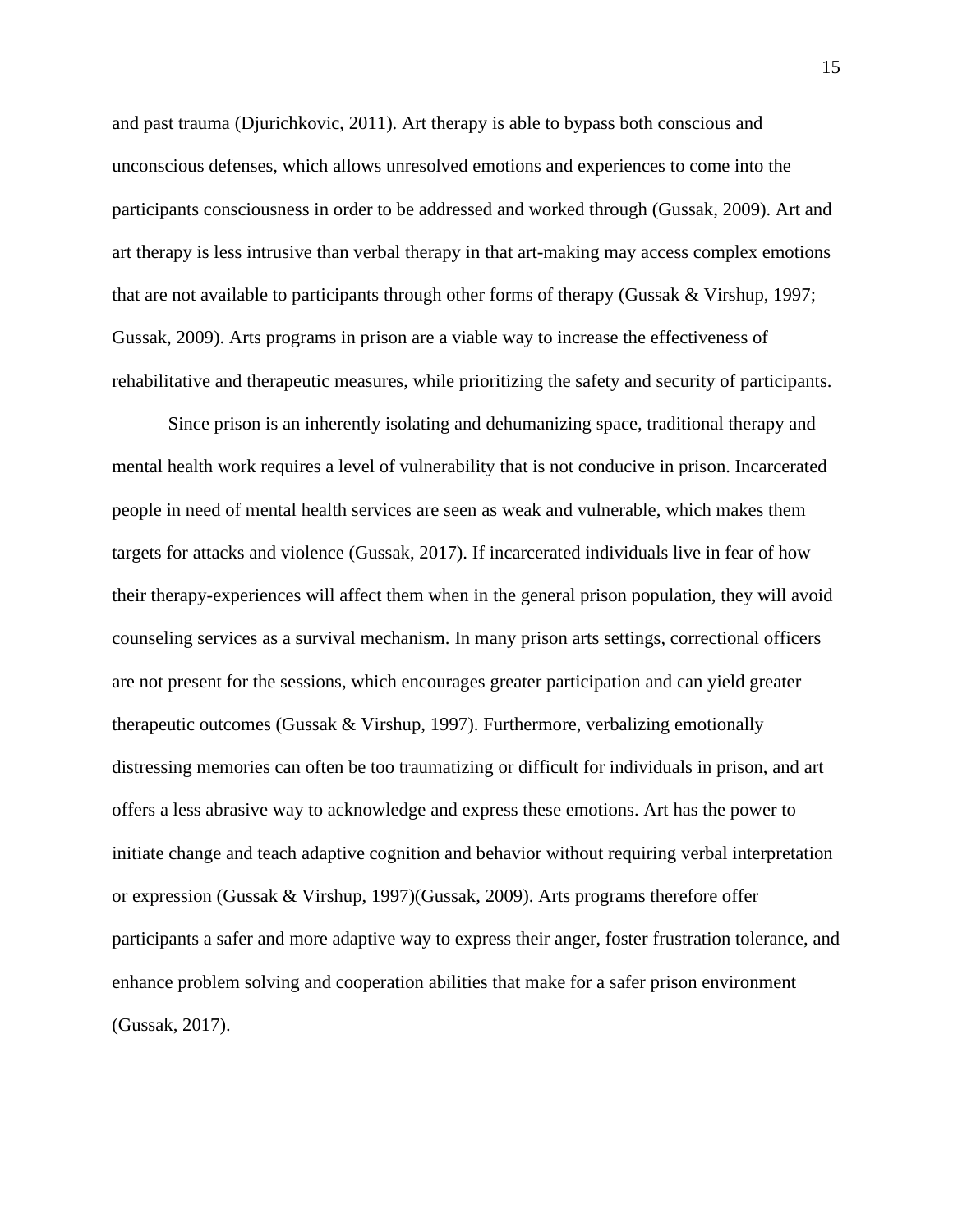and past trauma (Djurichkovic, 2011). Art therapy is able to bypass both conscious and unconscious defenses, which allows unresolved emotions and experiences to come into the participants consciousness in order to be addressed and worked through (Gussak, 2009). Art and art therapy is less intrusive than verbal therapy in that art-making may access complex emotions that are not available to participants through other forms of therapy (Gussak & Virshup, 1997; Gussak, 2009). Arts programs in prison are a viable way to increase the effectiveness of rehabilitative and therapeutic measures, while prioritizing the safety and security of participants.

Since prison is an inherently isolating and dehumanizing space, traditional therapy and mental health work requires a level of vulnerability that is not conducive in prison. Incarcerated people in need of mental health services are seen as weak and vulnerable, which makes them targets for attacks and violence (Gussak, 2017). If incarcerated individuals live in fear of how their therapy-experiences will affect them when in the general prison population, they will avoid counseling services as a survival mechanism. In many prison arts settings, correctional officers are not present for the sessions, which encourages greater participation and can yield greater therapeutic outcomes (Gussak & Virshup, 1997). Furthermore, verbalizing emotionally distressing memories can often be too traumatizing or difficult for individuals in prison, and art offers a less abrasive way to acknowledge and express these emotions. Art has the power to initiate change and teach adaptive cognition and behavior without requiring verbal interpretation or expression (Gussak & Virshup, 1997)(Gussak, 2009). Arts programs therefore offer participants a safer and more adaptive way to express their anger, foster frustration tolerance, and enhance problem solving and cooperation abilities that make for a safer prison environment (Gussak, 2017).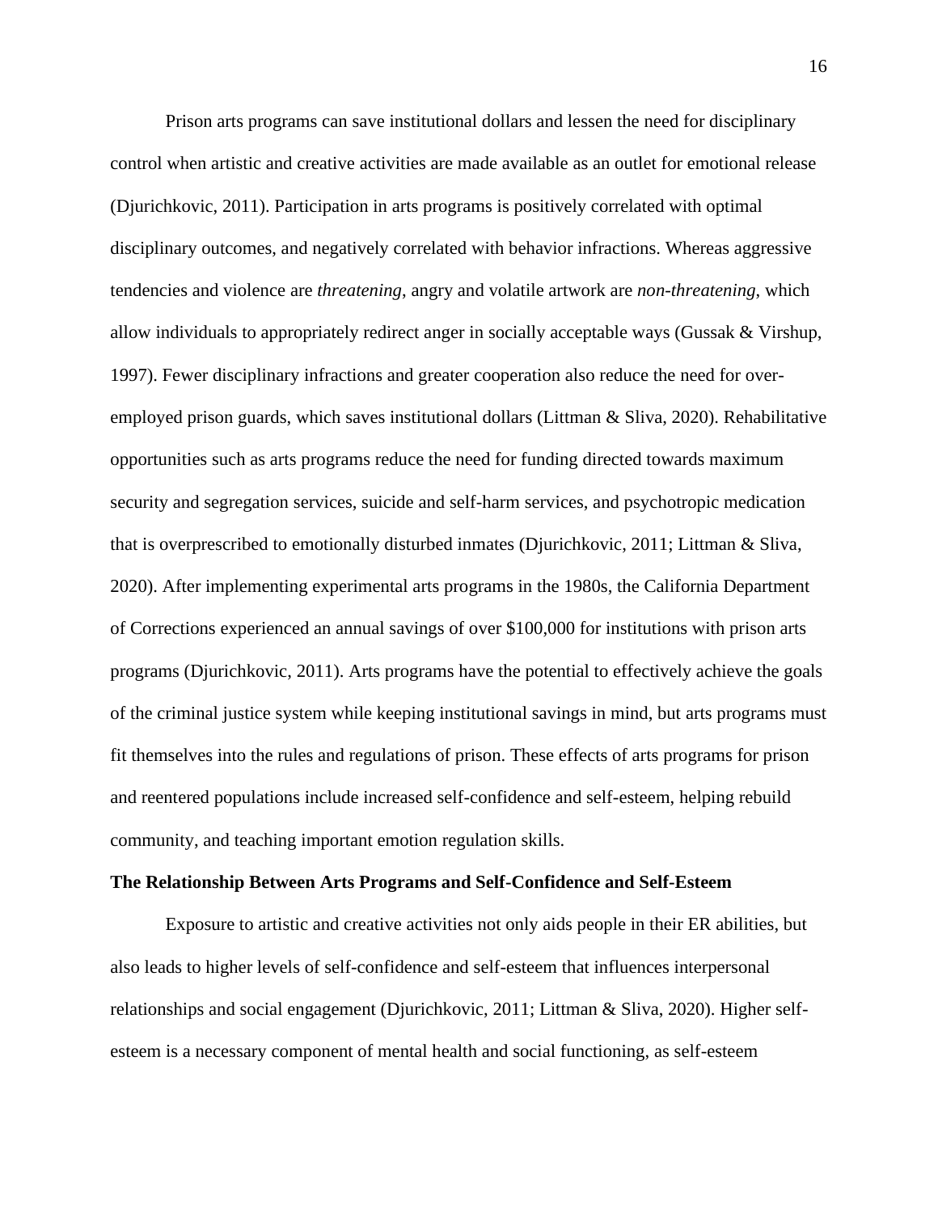Prison arts programs can save institutional dollars and lessen the need for disciplinary control when artistic and creative activities are made available as an outlet for emotional release (Djurichkovic, 2011). Participation in arts programs is positively correlated with optimal disciplinary outcomes, and negatively correlated with behavior infractions. Whereas aggressive tendencies and violence are *threatening*, angry and volatile artwork are *non-threatening*, which allow individuals to appropriately redirect anger in socially acceptable ways (Gussak & Virshup, 1997). Fewer disciplinary infractions and greater cooperation also reduce the need for over-employed prison guards, which saves institutional dollars (Littman & Sliva, 2020). Rehabilitative opportunities such as arts programs reduce the need for funding directed towards maximum security and segregation services, suicide and self-harm services, and psychotropic medication that is overprescribed to emotionally disturbed inmates (Djurichkovic, 2011; Littman & Sliva, 2020). After implementing experimental arts programs in the 1980s, the California Department of Corrections experienced an annual savings of over $100,000 for institutions with prison arts programs (Djurichkovic, 2011). Arts programs have the potential to effectively achieve the goals of the criminal justice system while keeping institutional savings in mind, but arts programs must fit themselves into the rules and regulations of prison. These effects of arts programs for prison and reentered populations include increased self-confidence and self-esteem, helping rebuild community, and teaching important emotion regulation skills.

### The Relationship Between Arts Programs and Self-Confidence and Self-Esteem

Exposure to artistic and creative activities not only aids people in their ER abilities, but also leads to higher levels of self-confidence and self-esteem that influences interpersonal relationships and social engagement (Djurichkovic, 2011; Littman & Sliva, 2020). Higher self-esteem is a necessary component of mental health and social functioning, as self-esteem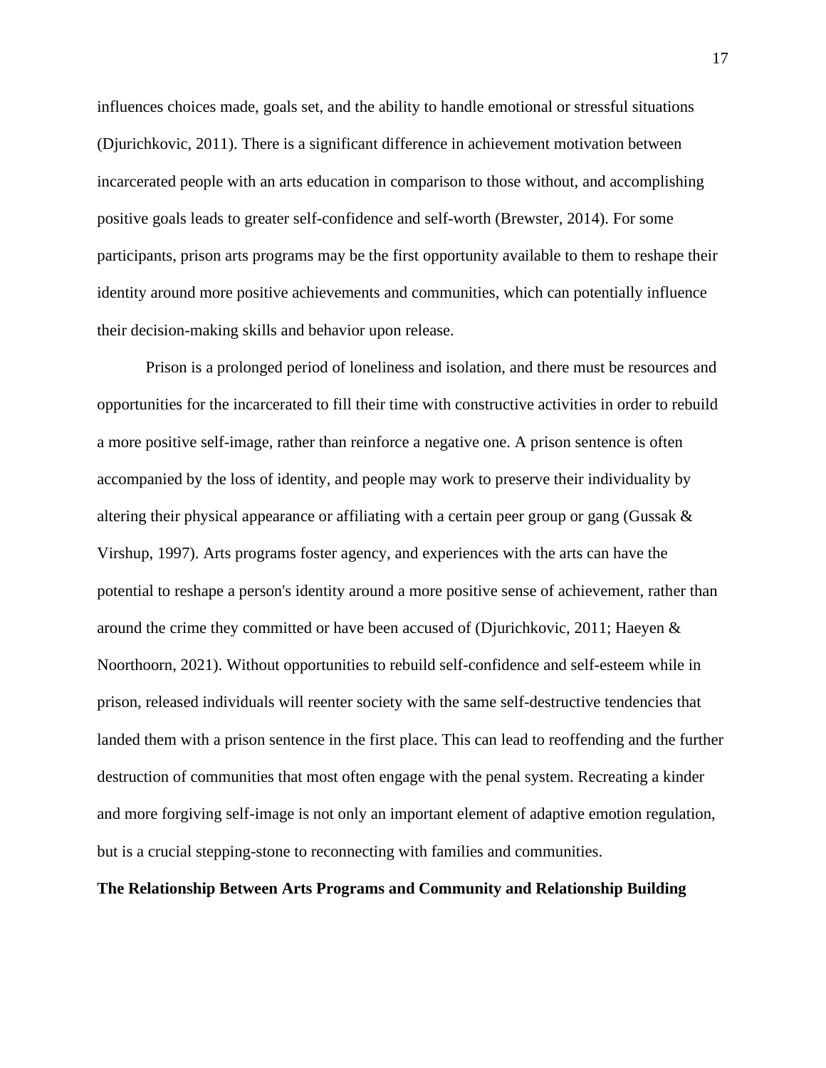influences choices made, goals set, and the ability to handle emotional or stressful situations (Djurichkovic, 2011). There is a significant difference in achievement motivation between incarcerated people with an arts education in comparison to those without, and accomplishing positive goals leads to greater self-confidence and self-worth (Brewster, 2014). For some participants, prison arts programs may be the first opportunity available to them to reshape their identity around more positive achievements and communities, which can potentially influence their decision-making skills and behavior upon release.

Prison is a prolonged period of loneliness and isolation, and there must be resources and opportunities for the incarcerated to fill their time with constructive activities in order to rebuild a more positive self-image, rather than reinforce a negative one. A prison sentence is often accompanied by the loss of identity, and people may work to preserve their individuality by altering their physical appearance or affiliating with a certain peer group or gang (Gussak & Virshup, 1997). Arts programs foster agency, and experiences with the arts can have the potential to reshape a person's identity around a more positive sense of achievement, rather than around the crime they committed or have been accused of (Djurichkovic, 2011; Haeyen & Noorthoorn, 2021). Without opportunities to rebuild self-confidence and self-esteem while in prison, released individuals will reenter society with the same self-destructive tendencies that landed them with a prison sentence in the first place. This can lead to reoffending and the further destruction of communities that most often engage with the penal system. Recreating a kinder and more forgiving self-image is not only an important element of adaptive emotion regulation, but is a crucial stepping-stone to reconnecting with families and communities.

## The Relationship Between Arts Programs and Community and Relationship Building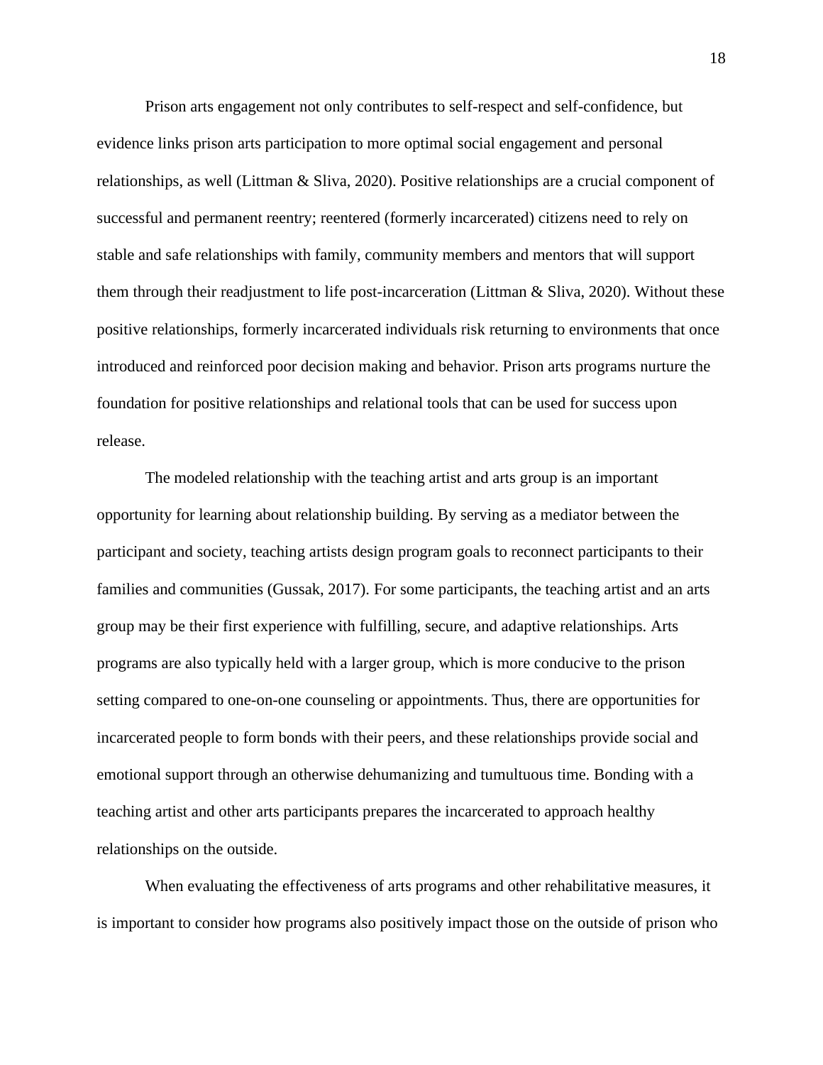Prison arts engagement not only contributes to self-respect and self-confidence, but evidence links prison arts participation to more optimal social engagement and personal relationships, as well (Littman & Sliva, 2020). Positive relationships are a crucial component of successful and permanent reentry; reentered (formerly incarcerated) citizens need to rely on stable and safe relationships with family, community members and mentors that will support them through their readjustment to life post-incarceration (Littman & Sliva, 2020). Without these positive relationships, formerly incarcerated individuals risk returning to environments that once introduced and reinforced poor decision making and behavior. Prison arts programs nurture the foundation for positive relationships and relational tools that can be used for success upon release.

The modeled relationship with the teaching artist and arts group is an important opportunity for learning about relationship building. By serving as a mediator between the participant and society, teaching artists design program goals to reconnect participants to their families and communities (Gussak, 2017). For some participants, the teaching artist and an arts group may be their first experience with fulfilling, secure, and adaptive relationships. Arts programs are also typically held with a larger group, which is more conducive to the prison setting compared to one-on-one counseling or appointments. Thus, there are opportunities for incarcerated people to form bonds with their peers, and these relationships provide social and emotional support through an otherwise dehumanizing and tumultuous time. Bonding with a teaching artist and other arts participants prepares the incarcerated to approach healthy relationships on the outside.

When evaluating the effectiveness of arts programs and other rehabilitative measures, it is important to consider how programs also positively impact those on the outside of prison who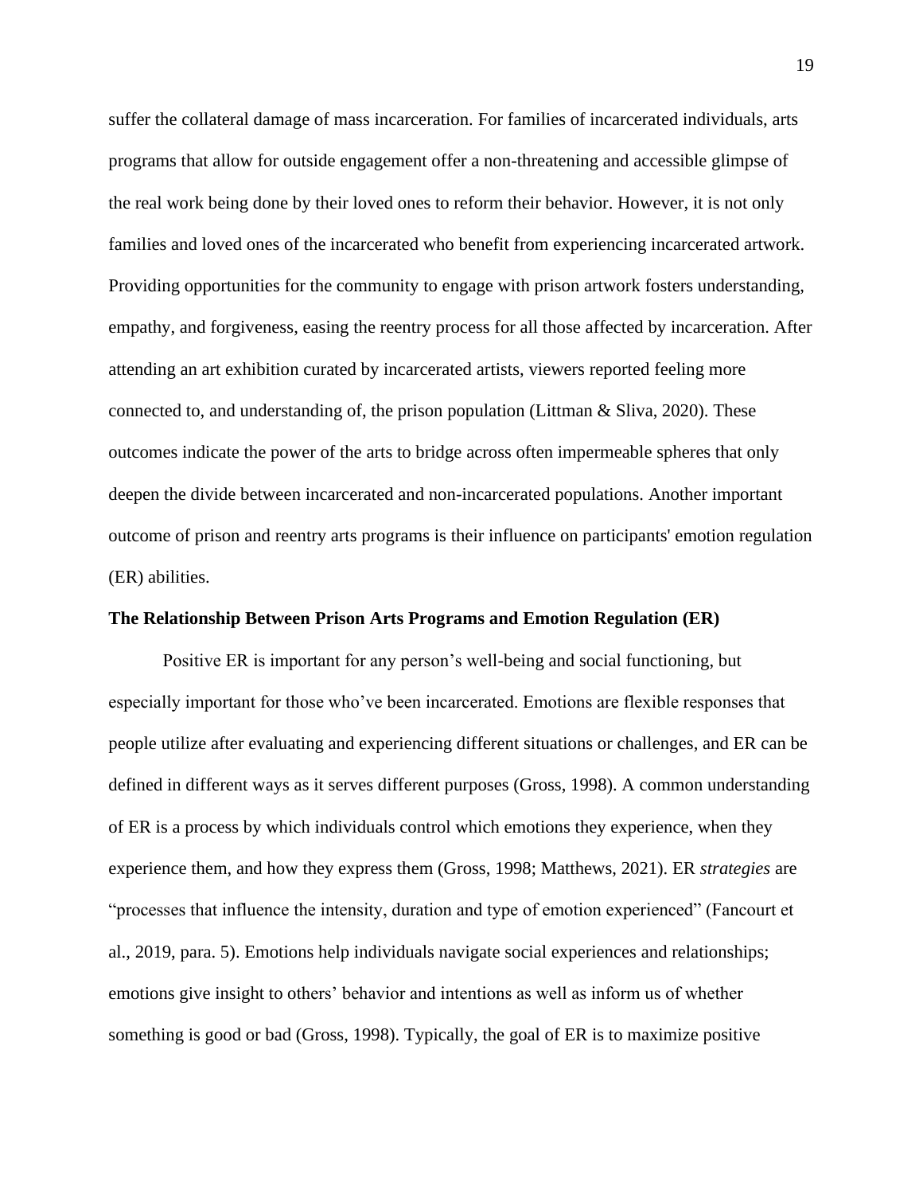suffer the collateral damage of mass incarceration. For families of incarcerated individuals, arts programs that allow for outside engagement offer a non-threatening and accessible glimpse of the real work being done by their loved ones to reform their behavior. However, it is not only families and loved ones of the incarcerated who benefit from experiencing incarcerated artwork. Providing opportunities for the community to engage with prison artwork fosters understanding, empathy, and forgiveness, easing the reentry process for all those affected by incarceration. After attending an art exhibition curated by incarcerated artists, viewers reported feeling more connected to, and understanding of, the prison population (Littman & Sliva, 2020). These outcomes indicate the power of the arts to bridge across often impermeable spheres that only deepen the divide between incarcerated and non-incarcerated populations. Another important outcome of prison and reentry arts programs is their influence on participants' emotion regulation (ER) abilities.

**The Relationship Between Prison Arts Programs and Emotion Regulation (ER)**

Positive ER is important for any person's well-being and social functioning, but especially important for those who've been incarcerated. Emotions are flexible responses that people utilize after evaluating and experiencing different situations or challenges, and ER can be defined in different ways as it serves different purposes (Gross, 1998). A common understanding of ER is a process by which individuals control which emotions they experience, when they experience them, and how they express them (Gross, 1998; Matthews, 2021). ER *strategies* are "processes that influence the intensity, duration and type of emotion experienced" (Fancourt et al., 2019, para. 5). Emotions help individuals navigate social experiences and relationships; emotions give insight to others' behavior and intentions as well as inform us of whether something is good or bad (Gross, 1998). Typically, the goal of ER is to maximize positive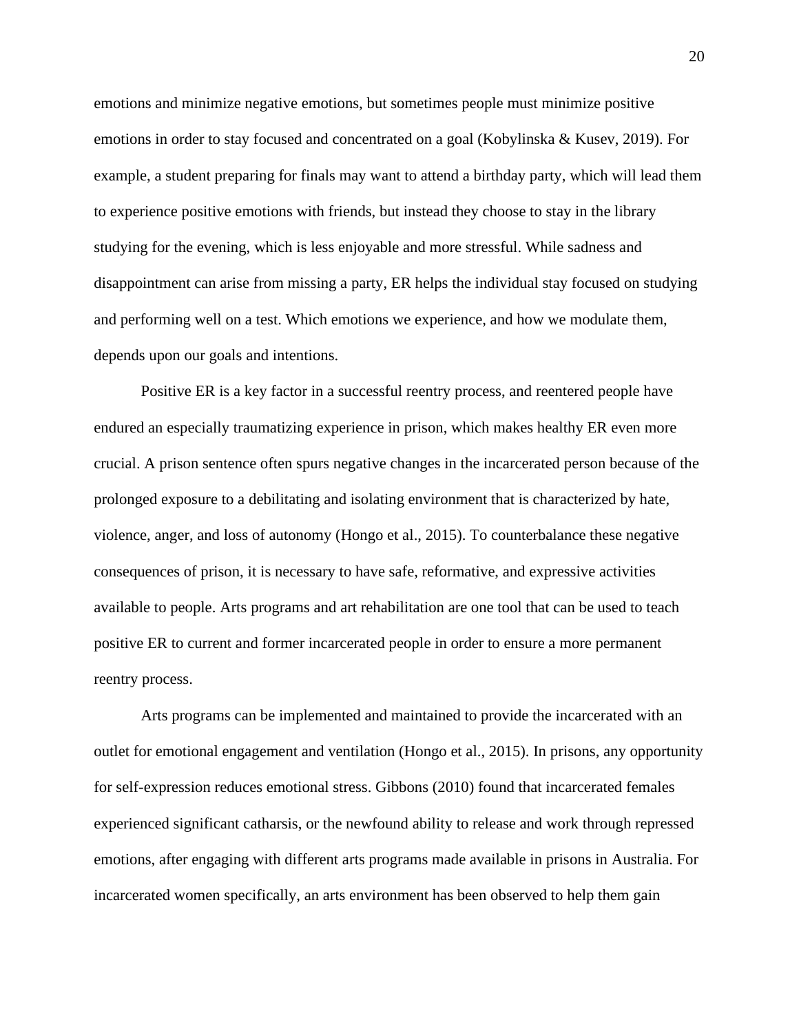emotions and minimize negative emotions, but sometimes people must minimize positive emotions in order to stay focused and concentrated on a goal (Kobylinska & Kusev, 2019). For example, a student preparing for finals may want to attend a birthday party, which will lead them to experience positive emotions with friends, but instead they choose to stay in the library studying for the evening, which is less enjoyable and more stressful. While sadness and disappointment can arise from missing a party, ER helps the individual stay focused on studying and performing well on a test. Which emotions we experience, and how we modulate them, depends upon our goals and intentions.

Positive ER is a key factor in a successful reentry process, and reentered people have endured an especially traumatizing experience in prison, which makes healthy ER even more crucial. A prison sentence often spurs negative changes in the incarcerated person because of the prolonged exposure to a debilitating and isolating environment that is characterized by hate, violence, anger, and loss of autonomy (Hongo et al., 2015). To counterbalance these negative consequences of prison, it is necessary to have safe, reformative, and expressive activities available to people. Arts programs and art rehabilitation are one tool that can be used to teach positive ER to current and former incarcerated people in order to ensure a more permanent reentry process.

Arts programs can be implemented and maintained to provide the incarcerated with an outlet for emotional engagement and ventilation (Hongo et al., 2015). In prisons, any opportunity for self-expression reduces emotional stress. Gibbons (2010) found that incarcerated females experienced significant catharsis, or the newfound ability to release and work through repressed emotions, after engaging with different arts programs made available in prisons in Australia. For incarcerated women specifically, an arts environment has been observed to help them gain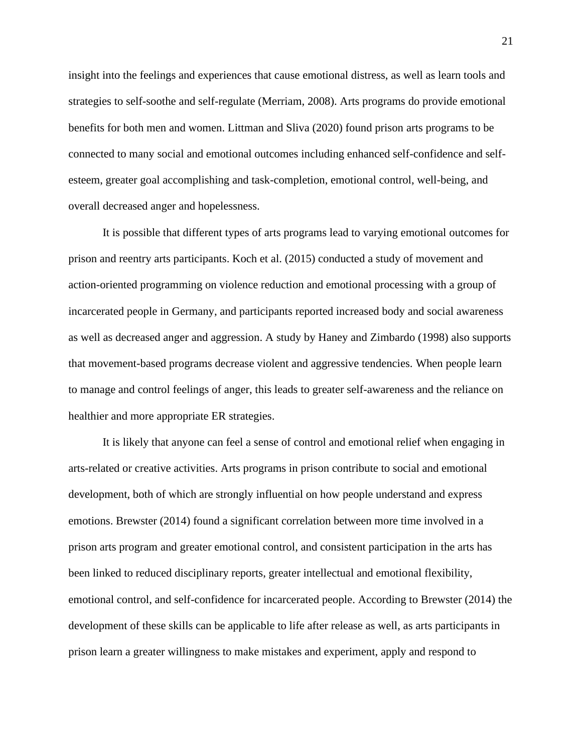insight into the feelings and experiences that cause emotional distress, as well as learn tools and strategies to self-soothe and self-regulate (Merriam, 2008). Arts programs do provide emotional benefits for both men and women. Littman and Sliva (2020) found prison arts programs to be connected to many social and emotional outcomes including enhanced self-confidence and self-esteem, greater goal accomplishing and task-completion, emotional control, well-being, and overall decreased anger and hopelessness.

It is possible that different types of arts programs lead to varying emotional outcomes for prison and reentry arts participants. Koch et al. (2015) conducted a study of movement and action-oriented programming on violence reduction and emotional processing with a group of incarcerated people in Germany, and participants reported increased body and social awareness as well as decreased anger and aggression. A study by Haney and Zimbardo (1998) also supports that movement-based programs decrease violent and aggressive tendencies. When people learn to manage and control feelings of anger, this leads to greater self-awareness and the reliance on healthier and more appropriate ER strategies.

It is likely that anyone can feel a sense of control and emotional relief when engaging in arts-related or creative activities. Arts programs in prison contribute to social and emotional development, both of which are strongly influential on how people understand and express emotions. Brewster (2014) found a significant correlation between more time involved in a prison arts program and greater emotional control, and consistent participation in the arts has been linked to reduced disciplinary reports, greater intellectual and emotional flexibility, emotional control, and self-confidence for incarcerated people. According to Brewster (2014) the development of these skills can be applicable to life after release as well, as arts participants in prison learn a greater willingness to make mistakes and experiment, apply and respond to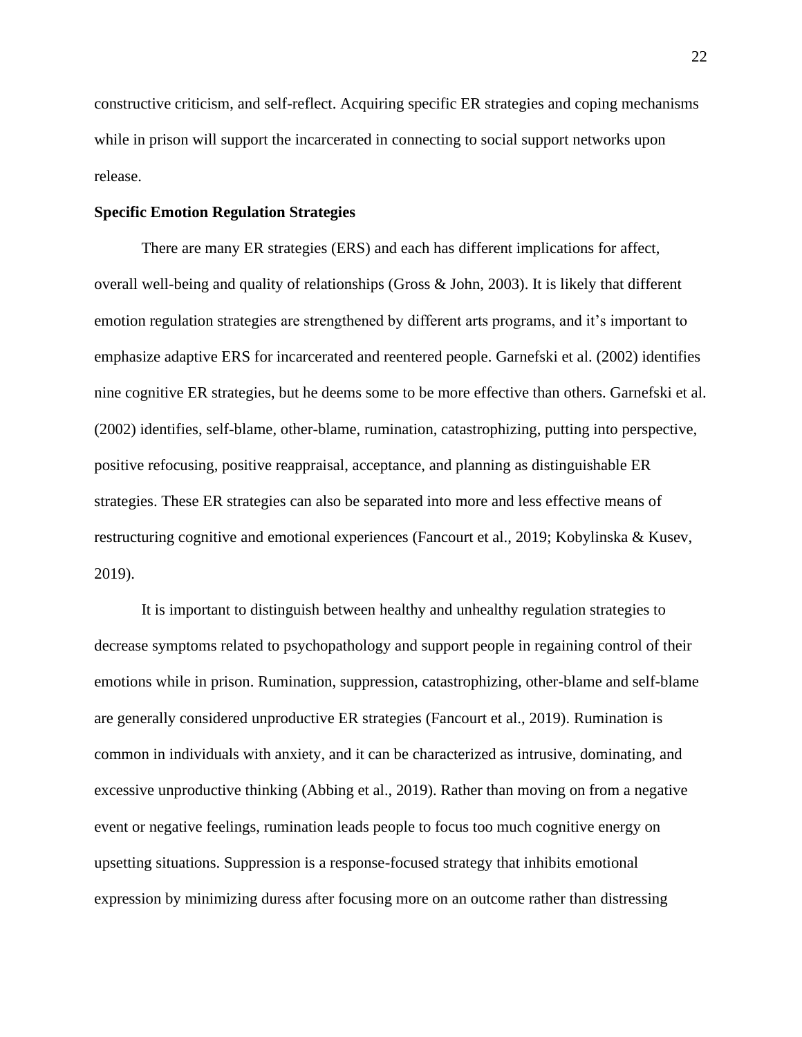constructive criticism, and self-reflect. Acquiring specific ER strategies and coping mechanisms while in prison will support the incarcerated in connecting to social support networks upon release.

**Specific Emotion Regulation Strategies**

There are many ER strategies (ERS) and each has different implications for affect, overall well-being and quality of relationships (Gross & John, 2003). It is likely that different emotion regulation strategies are strengthened by different arts programs, and it's important to emphasize adaptive ERS for incarcerated and reentered people. Garnefski et al. (2002) identifies nine cognitive ER strategies, but he deems some to be more effective than others. Garnefski et al. (2002) identifies, self-blame, other-blame, rumination, catastrophizing, putting into perspective, positive refocusing, positive reappraisal, acceptance, and planning as distinguishable ER strategies. These ER strategies can also be separated into more and less effective means of restructuring cognitive and emotional experiences (Fancourt et al., 2019; Kobylinska & Kusev, 2019).

It is important to distinguish between healthy and unhealthy regulation strategies to decrease symptoms related to psychopathology and support people in regaining control of their emotions while in prison. Rumination, suppression, catastrophizing, other-blame and self-blame are generally considered unproductive ER strategies (Fancourt et al., 2019). Rumination is common in individuals with anxiety, and it can be characterized as intrusive, dominating, and excessive unproductive thinking (Abbing et al., 2019). Rather than moving on from a negative event or negative feelings, rumination leads people to focus too much cognitive energy on upsetting situations. Suppression is a response-focused strategy that inhibits emotional expression by minimizing duress after focusing more on an outcome rather than distressing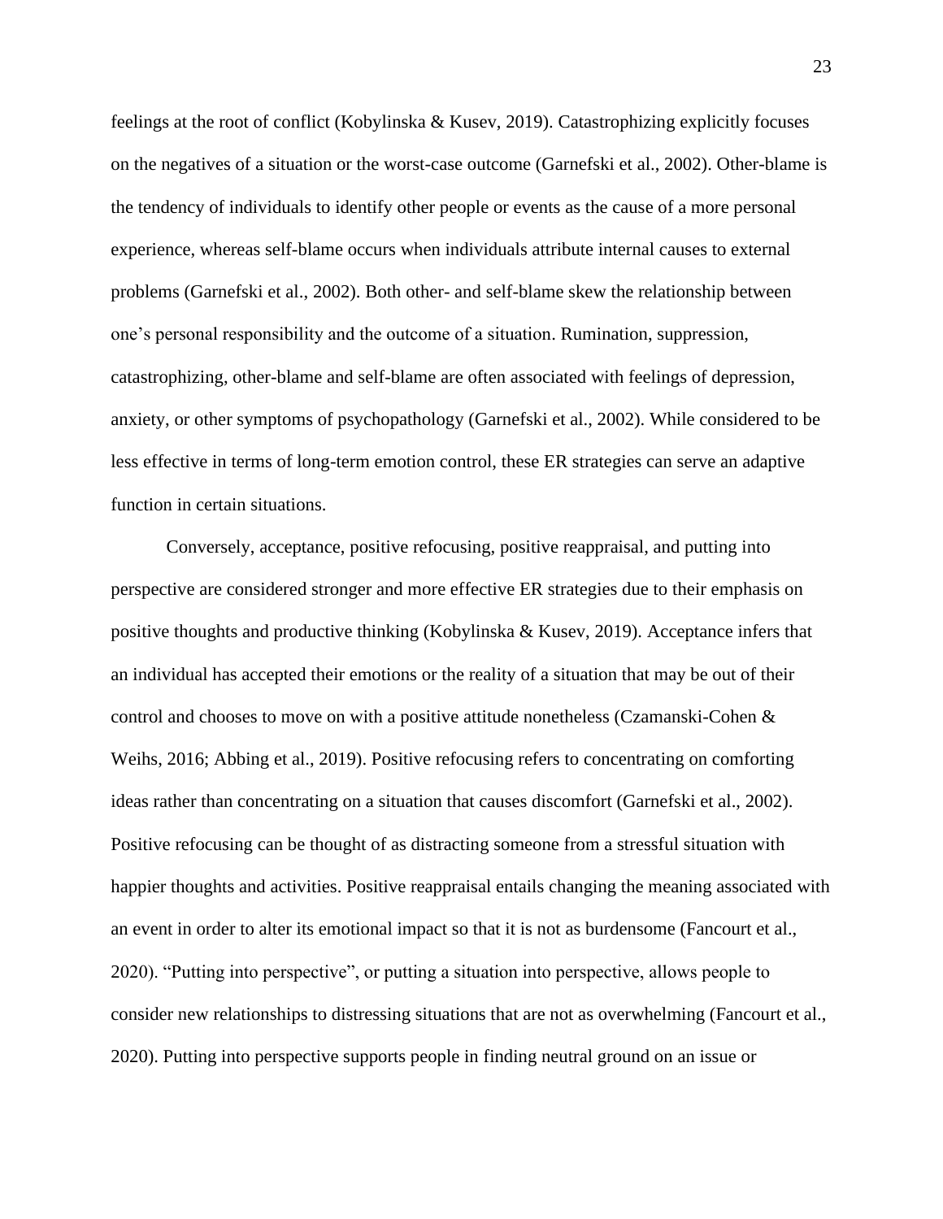feelings at the root of conflict (Kobylinska & Kusev, 2019). Catastrophizing explicitly focuses on the negatives of a situation or the worst-case outcome (Garnefski et al., 2002). Other-blame is the tendency of individuals to identify other people or events as the cause of a more personal experience, whereas self-blame occurs when individuals attribute internal causes to external problems (Garnefski et al., 2002). Both other- and self-blame skew the relationship between one's personal responsibility and the outcome of a situation. Rumination, suppression, catastrophizing, other-blame and self-blame are often associated with feelings of depression, anxiety, or other symptoms of psychopathology (Garnefski et al., 2002). While considered to be less effective in terms of long-term emotion control, these ER strategies can serve an adaptive function in certain situations.

Conversely, acceptance, positive refocusing, positive reappraisal, and putting into perspective are considered stronger and more effective ER strategies due to their emphasis on positive thoughts and productive thinking (Kobylinska & Kusev, 2019). Acceptance infers that an individual has accepted their emotions or the reality of a situation that may be out of their control and chooses to move on with a positive attitude nonetheless (Czamanski-Cohen & Weihs, 2016; Abbing et al., 2019). Positive refocusing refers to concentrating on comforting ideas rather than concentrating on a situation that causes discomfort (Garnefski et al., 2002). Positive refocusing can be thought of as distracting someone from a stressful situation with happier thoughts and activities. Positive reappraisal entails changing the meaning associated with an event in order to alter its emotional impact so that it is not as burdensome (Fancourt et al., 2020). "Putting into perspective", or putting a situation into perspective, allows people to consider new relationships to distressing situations that are not as overwhelming (Fancourt et al., 2020). Putting into perspective supports people in finding neutral ground on an issue or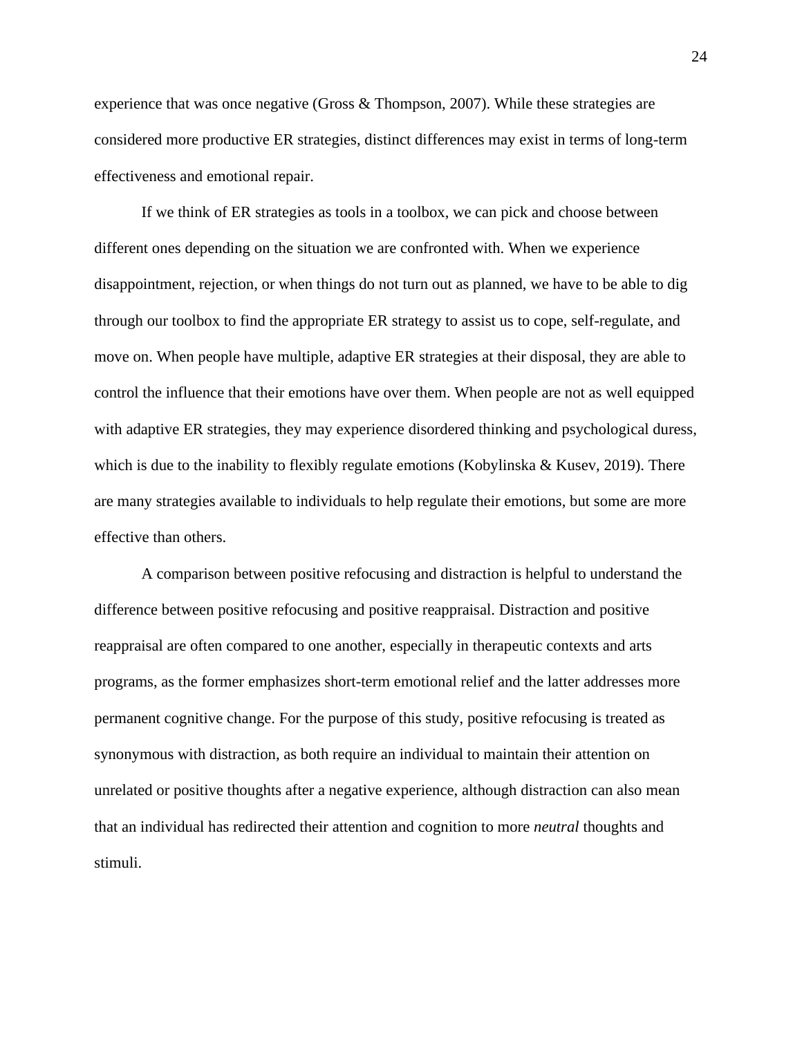experience that was once negative (Gross & Thompson, 2007). While these strategies are considered more productive ER strategies, distinct differences may exist in terms of long-term effectiveness and emotional repair.

If we think of ER strategies as tools in a toolbox, we can pick and choose between different ones depending on the situation we are confronted with. When we experience disappointment, rejection, or when things do not turn out as planned, we have to be able to dig through our toolbox to find the appropriate ER strategy to assist us to cope, self-regulate, and move on. When people have multiple, adaptive ER strategies at their disposal, they are able to control the influence that their emotions have over them. When people are not as well equipped with adaptive ER strategies, they may experience disordered thinking and psychological duress, which is due to the inability to flexibly regulate emotions (Kobylinska & Kusev, 2019). There are many strategies available to individuals to help regulate their emotions, but some are more effective than others.

A comparison between positive refocusing and distraction is helpful to understand the difference between positive refocusing and positive reappraisal. Distraction and positive reappraisal are often compared to one another, especially in therapeutic contexts and arts programs, as the former emphasizes short-term emotional relief and the latter addresses more permanent cognitive change. For the purpose of this study, positive refocusing is treated as synonymous with distraction, as both require an individual to maintain their attention on unrelated or positive thoughts after a negative experience, although distraction can also mean that an individual has redirected their attention and cognition to more *neutral* thoughts and stimuli.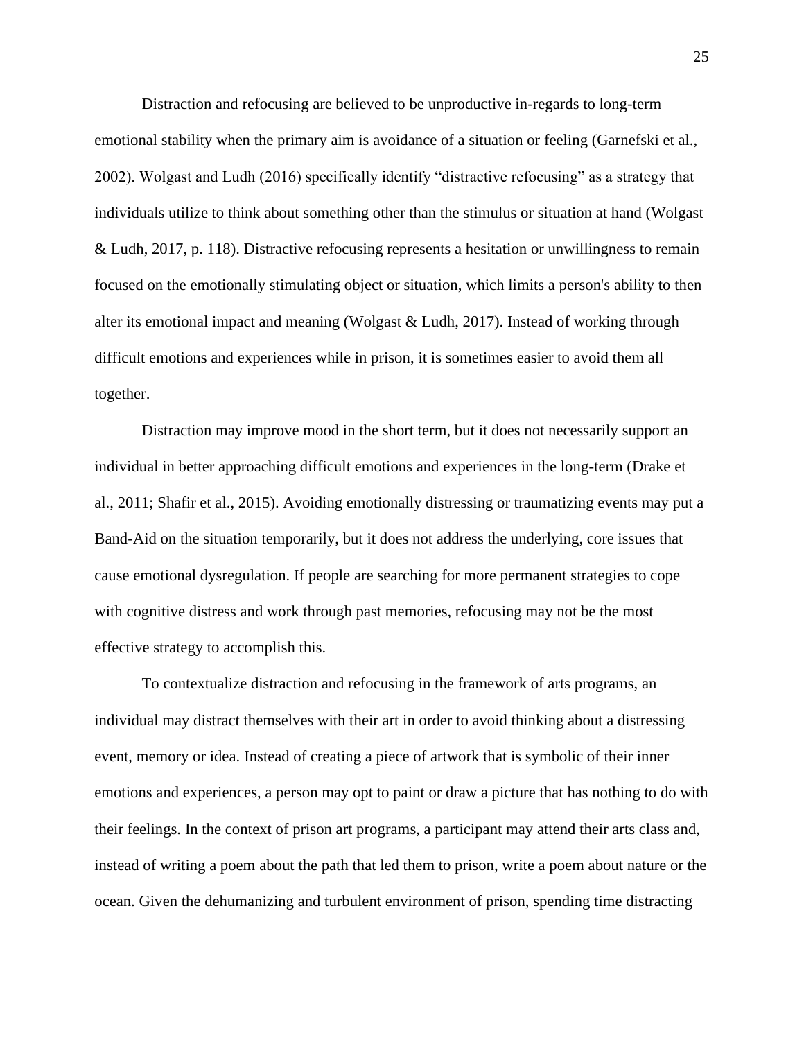Distraction and refocusing are believed to be unproductive in-regards to long-term emotional stability when the primary aim is avoidance of a situation or feeling (Garnefski et al., 2002). Wolgast and Ludh (2016) specifically identify "distractive refocusing" as a strategy that individuals utilize to think about something other than the stimulus or situation at hand (Wolgast & Ludh, 2017, p. 118). Distractive refocusing represents a hesitation or unwillingness to remain focused on the emotionally stimulating object or situation, which limits a person's ability to then alter its emotional impact and meaning (Wolgast & Ludh, 2017). Instead of working through difficult emotions and experiences while in prison, it is sometimes easier to avoid them all together.

Distraction may improve mood in the short term, but it does not necessarily support an individual in better approaching difficult emotions and experiences in the long-term (Drake et al., 2011; Shafir et al., 2015). Avoiding emotionally distressing or traumatizing events may put a Band-Aid on the situation temporarily, but it does not address the underlying, core issues that cause emotional dysregulation. If people are searching for more permanent strategies to cope with cognitive distress and work through past memories, refocusing may not be the most effective strategy to accomplish this.

To contextualize distraction and refocusing in the framework of arts programs, an individual may distract themselves with their art in order to avoid thinking about a distressing event, memory or idea. Instead of creating a piece of artwork that is symbolic of their inner emotions and experiences, a person may opt to paint or draw a picture that has nothing to do with their feelings. In the context of prison art programs, a participant may attend their arts class and, instead of writing a poem about the path that led them to prison, write a poem about nature or the ocean. Given the dehumanizing and turbulent environment of prison, spending time distracting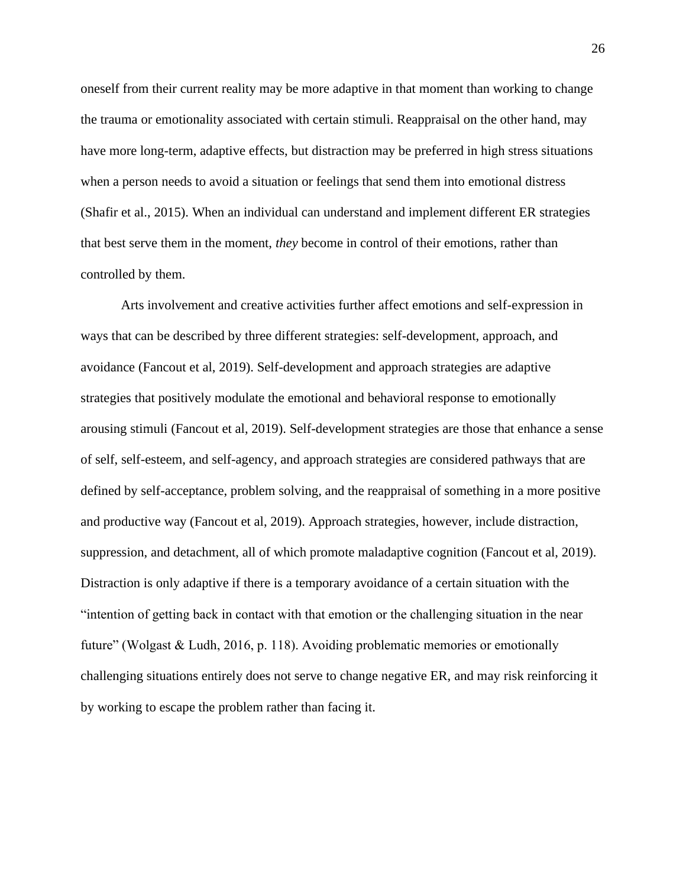oneself from their current reality may be more adaptive in that moment than working to change the trauma or emotionality associated with certain stimuli. Reappraisal on the other hand, may have more long-term, adaptive effects, but distraction may be preferred in high stress situations when a person needs to avoid a situation or feelings that send them into emotional distress (Shafir et al., 2015). When an individual can understand and implement different ER strategies that best serve them in the moment, *they* become in control of their emotions, rather than controlled by them.

Arts involvement and creative activities further affect emotions and self-expression in ways that can be described by three different strategies: self-development, approach, and avoidance (Fancout et al, 2019). Self-development and approach strategies are adaptive strategies that positively modulate the emotional and behavioral response to emotionally arousing stimuli (Fancout et al, 2019). Self-development strategies are those that enhance a sense of self, self-esteem, and self-agency, and approach strategies are considered pathways that are defined by self-acceptance, problem solving, and the reappraisal of something in a more positive and productive way (Fancout et al, 2019). Approach strategies, however, include distraction, suppression, and detachment, all of which promote maladaptive cognition (Fancout et al, 2019). Distraction is only adaptive if there is a temporary avoidance of a certain situation with the "intention of getting back in contact with that emotion or the challenging situation in the near future" (Wolgast & Ludh, 2016, p. 118). Avoiding problematic memories or emotionally challenging situations entirely does not serve to change negative ER, and may risk reinforcing it by working to escape the problem rather than facing it.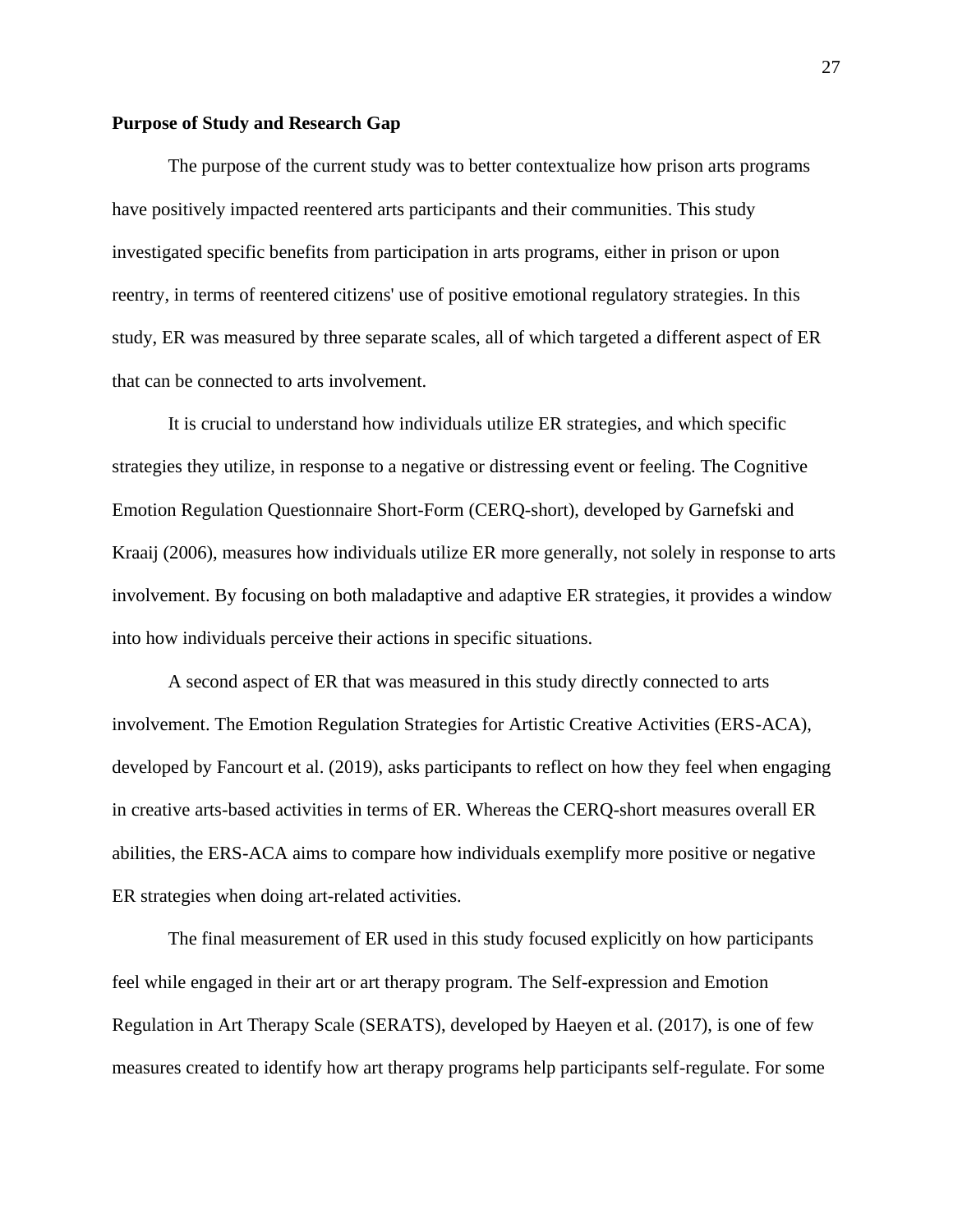**Purpose of Study and Research Gap**

The purpose of the current study was to better contextualize how prison arts programs have positively impacted reentered arts participants and their communities. This study investigated specific benefits from participation in arts programs, either in prison or upon reentry, in terms of reentered citizens' use of positive emotional regulatory strategies. In this study, ER was measured by three separate scales, all of which targeted a different aspect of ER that can be connected to arts involvement.

It is crucial to understand how individuals utilize ER strategies, and which specific strategies they utilize, in response to a negative or distressing event or feeling. The Cognitive Emotion Regulation Questionnaire Short-Form (CERQ-short), developed by Garnefski and Kraaij (2006), measures how individuals utilize ER more generally, not solely in response to arts involvement. By focusing on both maladaptive and adaptive ER strategies, it provides a window into how individuals perceive their actions in specific situations.

A second aspect of ER that was measured in this study directly connected to arts involvement. The Emotion Regulation Strategies for Artistic Creative Activities (ERS-ACA), developed by Fancourt et al. (2019), asks participants to reflect on how they feel when engaging in creative arts-based activities in terms of ER. Whereas the CERQ-short measures overall ER abilities, the ERS-ACA aims to compare how individuals exemplify more positive or negative ER strategies when doing art-related activities.

The final measurement of ER used in this study focused explicitly on how participants feel while engaged in their art or art therapy program. The Self-expression and Emotion Regulation in Art Therapy Scale (SERATS), developed by Haeyen et al. (2017), is one of few measures created to identify how art therapy programs help participants self-regulate. For some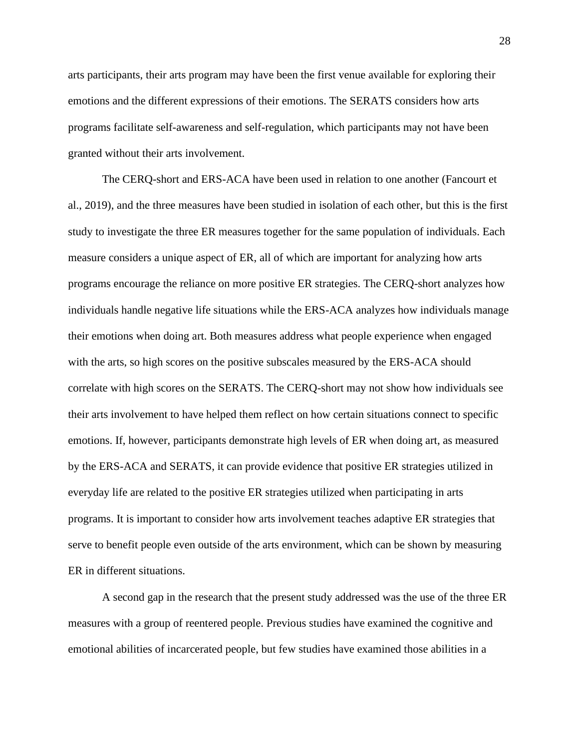arts participants, their arts program may have been the first venue available for exploring their emotions and the different expressions of their emotions. The SERATS considers how arts programs facilitate self-awareness and self-regulation, which participants may not have been granted without their arts involvement.

The CERQ-short and ERS-ACA have been used in relation to one another (Fancourt et al., 2019), and the three measures have been studied in isolation of each other, but this is the first study to investigate the three ER measures together for the same population of individuals. Each measure considers a unique aspect of ER, all of which are important for analyzing how arts programs encourage the reliance on more positive ER strategies. The CERQ-short analyzes how individuals handle negative life situations while the ERS-ACA analyzes how individuals manage their emotions when doing art. Both measures address what people experience when engaged with the arts, so high scores on the positive subscales measured by the ERS-ACA should correlate with high scores on the SERATS. The CERQ-short may not show how individuals see their arts involvement to have helped them reflect on how certain situations connect to specific emotions. If, however, participants demonstrate high levels of ER when doing art, as measured by the ERS-ACA and SERATS, it can provide evidence that positive ER strategies utilized in everyday life are related to the positive ER strategies utilized when participating in arts programs. It is important to consider how arts involvement teaches adaptive ER strategies that serve to benefit people even outside of the arts environment, which can be shown by measuring ER in different situations.

A second gap in the research that the present study addressed was the use of the three ER measures with a group of reentered people. Previous studies have examined the cognitive and emotional abilities of incarcerated people, but few studies have examined those abilities in a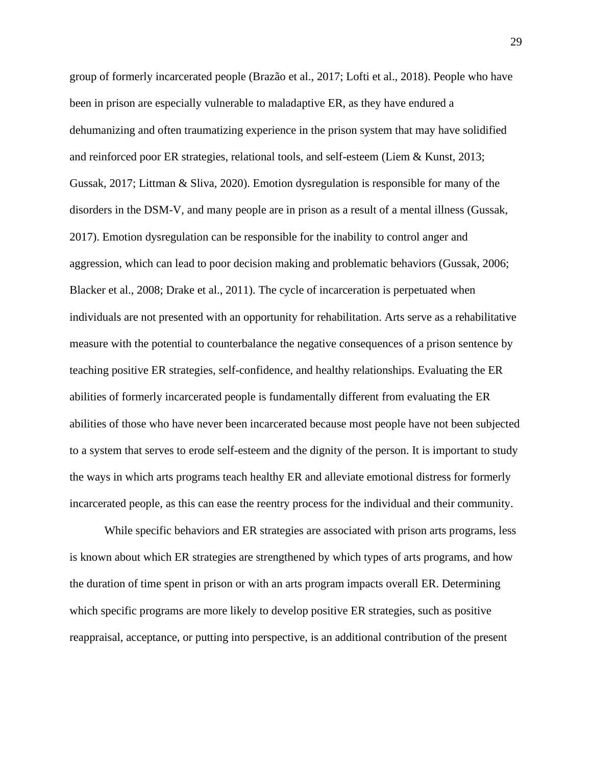group of formerly incarcerated people (Brazão et al., 2017; Lofti et al., 2018). People who have been in prison are especially vulnerable to maladaptive ER, as they have endured a dehumanizing and often traumatizing experience in the prison system that may have solidified and reinforced poor ER strategies, relational tools, and self-esteem (Liem & Kunst, 2013; Gussak, 2017; Littman & Sliva, 2020). Emotion dysregulation is responsible for many of the disorders in the DSM-V, and many people are in prison as a result of a mental illness (Gussak, 2017). Emotion dysregulation can be responsible for the inability to control anger and aggression, which can lead to poor decision making and problematic behaviors (Gussak, 2006; Blacker et al., 2008; Drake et al., 2011). The cycle of incarceration is perpetuated when individuals are not presented with an opportunity for rehabilitation. Arts serve as a rehabilitative measure with the potential to counterbalance the negative consequences of a prison sentence by teaching positive ER strategies, self-confidence, and healthy relationships. Evaluating the ER abilities of formerly incarcerated people is fundamentally different from evaluating the ER abilities of those who have never been incarcerated because most people have not been subjected to a system that serves to erode self-esteem and the dignity of the person. It is important to study the ways in which arts programs teach healthy ER and alleviate emotional distress for formerly incarcerated people, as this can ease the reentry process for the individual and their community.

While specific behaviors and ER strategies are associated with prison arts programs, less is known about which ER strategies are strengthened by which types of arts programs, and how the duration of time spent in prison or with an arts program impacts overall ER. Determining which specific programs are more likely to develop positive ER strategies, such as positive reappraisal, acceptance, or putting into perspective, is an additional contribution of the present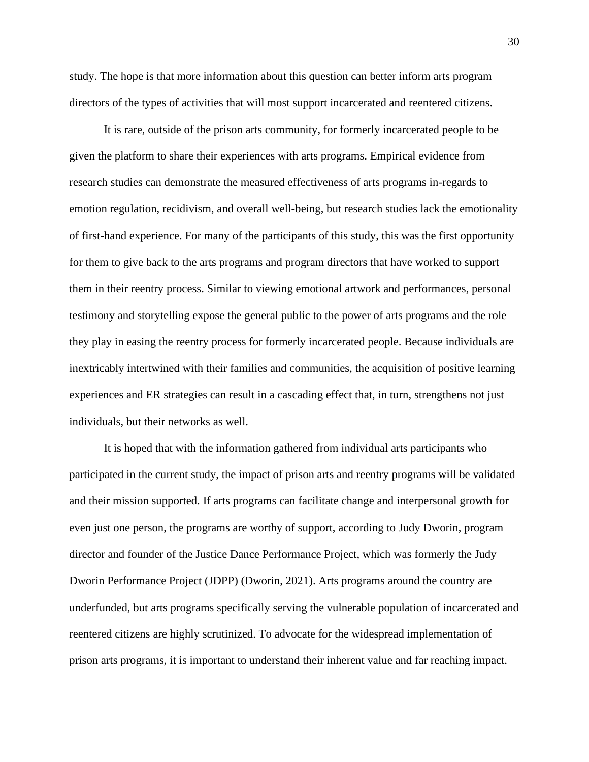study. The hope is that more information about this question can better inform arts program directors of the types of activities that will most support incarcerated and reentered citizens.

It is rare, outside of the prison arts community, for formerly incarcerated people to be given the platform to share their experiences with arts programs. Empirical evidence from research studies can demonstrate the measured effectiveness of arts programs in-regards to emotion regulation, recidivism, and overall well-being, but research studies lack the emotionality of first-hand experience. For many of the participants of this study, this was the first opportunity for them to give back to the arts programs and program directors that have worked to support them in their reentry process. Similar to viewing emotional artwork and performances, personal testimony and storytelling expose the general public to the power of arts programs and the role they play in easing the reentry process for formerly incarcerated people. Because individuals are inextricably intertwined with their families and communities, the acquisition of positive learning experiences and ER strategies can result in a cascading effect that, in turn, strengthens not just individuals, but their networks as well.

It is hoped that with the information gathered from individual arts participants who participated in the current study, the impact of prison arts and reentry programs will be validated and their mission supported. If arts programs can facilitate change and interpersonal growth for even just one person, the programs are worthy of support, according to Judy Dworin, program director and founder of the Justice Dance Performance Project, which was formerly the Judy Dworin Performance Project (JDPP) (Dworin, 2021). Arts programs around the country are underfunded, but arts programs specifically serving the vulnerable population of incarcerated and reentered citizens are highly scrutinized. To advocate for the widespread implementation of prison arts programs, it is important to understand their inherent value and far reaching impact.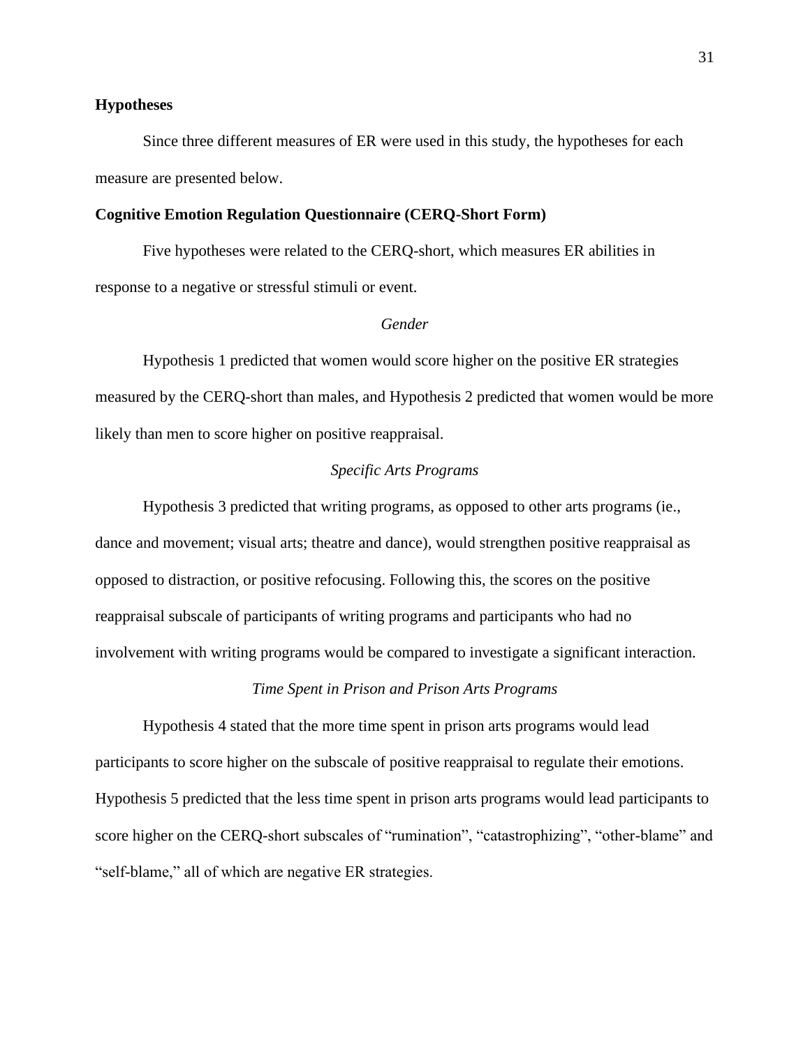## Hypotheses

Since three different measures of ER were used in this study, the hypotheses for each measure are presented below.

## Cognitive Emotion Regulation Questionnaire (CERQ-Short Form)

Five hypotheses were related to the CERQ-short, which measures ER abilities in response to a negative or stressful stimuli or event.

### *Gender*

Hypothesis 1 predicted that women would score higher on the positive ER strategies measured by the CERQ-short than males, and Hypothesis 2 predicted that women would be more likely than men to score higher on positive reappraisal.

### *Specific Arts Programs*

Hypothesis 3 predicted that writing programs, as opposed to other arts programs (ie., dance and movement; visual arts; theatre and dance), would strengthen positive reappraisal as opposed to distraction, or positive refocusing. Following this, the scores on the positive reappraisal subscale of participants of writing programs and participants who had no involvement with writing programs would be compared to investigate a significant interaction.

### *Time Spent in Prison and Prison Arts Programs*

Hypothesis 4 stated that the more time spent in prison arts programs would lead participants to score higher on the subscale of positive reappraisal to regulate their emotions. Hypothesis 5 predicted that the less time spent in prison arts programs would lead participants to score higher on the CERQ-short subscales of "rumination", "catastrophizing", "other-blame" and "self-blame," all of which are negative ER strategies.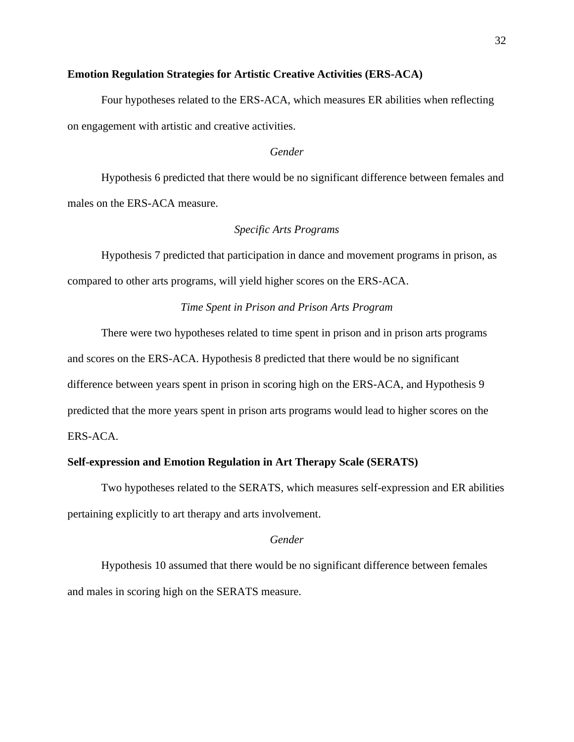## Emotion Regulation Strategies for Artistic Creative Activities (ERS-ACA)

Four hypotheses related to the ERS-ACA, which measures ER abilities when reflecting on engagement with artistic and creative activities.

### *Gender*

Hypothesis 6 predicted that there would be no significant difference between females and males on the ERS-ACA measure.

### *Specific Arts Programs*

Hypothesis 7 predicted that participation in dance and movement programs in prison, as compared to other arts programs, will yield higher scores on the ERS-ACA.

### *Time Spent in Prison and Prison Arts Program*

There were two hypotheses related to time spent in prison and in prison arts programs and scores on the ERS-ACA. Hypothesis 8 predicted that there would be no significant difference between years spent in prison in scoring high on the ERS-ACA, and Hypothesis 9 predicted that the more years spent in prison arts programs would lead to higher scores on the ERS-ACA.

## Self-expression and Emotion Regulation in Art Therapy Scale (SERATS)

Two hypotheses related to the SERATS, which measures self-expression and ER abilities pertaining explicitly to art therapy and arts involvement.

### *Gender*

Hypothesis 10 assumed that there would be no significant difference between females and males in scoring high on the SERATS measure.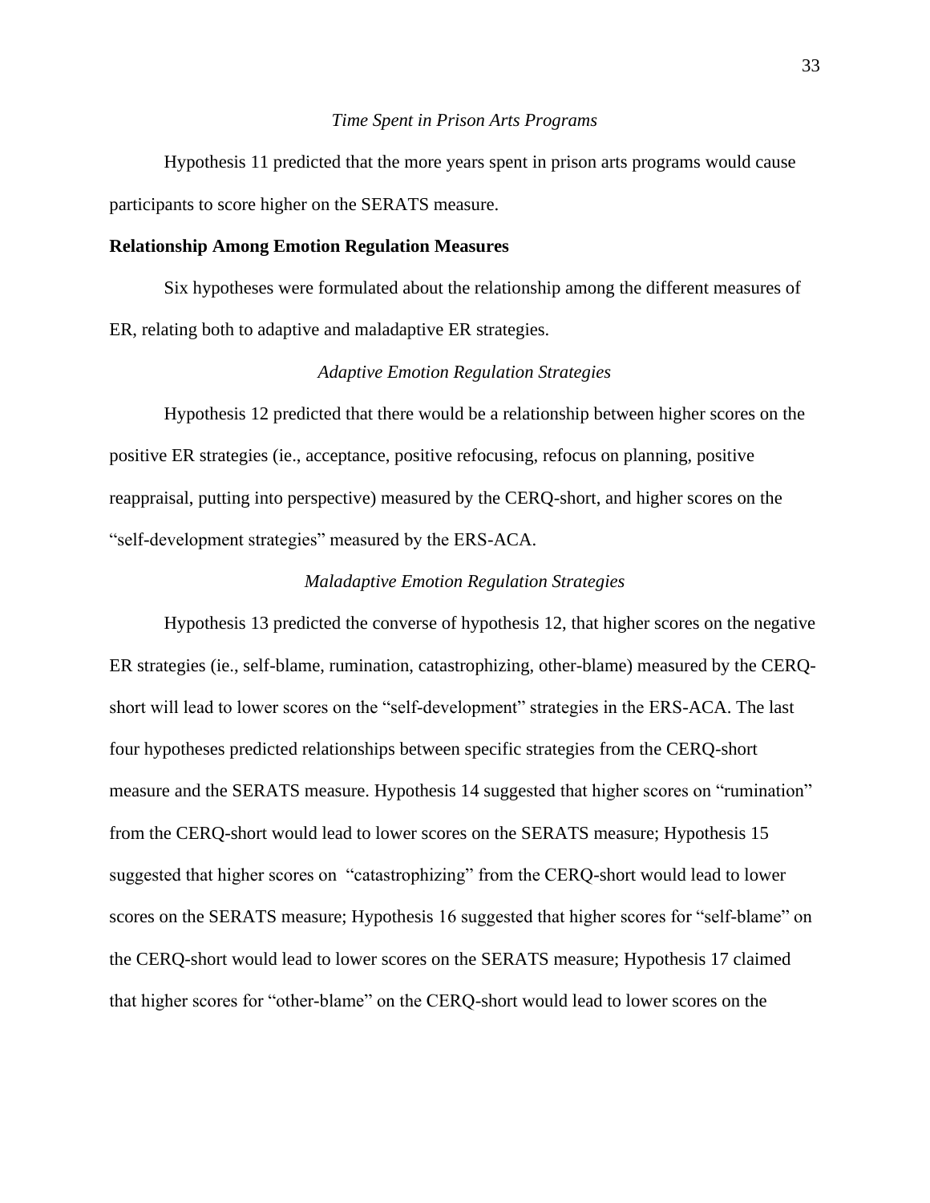### *Time Spent in Prison Arts Programs*

Hypothesis 11 predicted that the more years spent in prison arts programs would cause participants to score higher on the SERATS measure.

## Relationship Among Emotion Regulation Measures

Six hypotheses were formulated about the relationship among the different measures of ER, relating both to adaptive and maladaptive ER strategies.

### *Adaptive Emotion Regulation Strategies*

Hypothesis 12 predicted that there would be a relationship between higher scores on the positive ER strategies (ie., acceptance, positive refocusing, refocus on planning, positive reappraisal, putting into perspective) measured by the CERQ-short, and higher scores on the "self-development strategies" measured by the ERS-ACA.

### *Maladaptive Emotion Regulation Strategies*

Hypothesis 13 predicted the converse of hypothesis 12, that higher scores on the negative ER strategies (ie., self-blame, rumination, catastrophizing, other-blame) measured by the CERQ-short will lead to lower scores on the "self-development" strategies in the ERS-ACA. The last four hypotheses predicted relationships between specific strategies from the CERQ-short measure and the SERATS measure. Hypothesis 14 suggested that higher scores on "rumination" from the CERQ-short would lead to lower scores on the SERATS measure; Hypothesis 15 suggested that higher scores on "catastrophizing" from the CERQ-short would lead to lower scores on the SERATS measure; Hypothesis 16 suggested that higher scores for "self-blame" on the CERQ-short would lead to lower scores on the SERATS measure; Hypothesis 17 claimed that higher scores for "other-blame" on the CERQ-short would lead to lower scores on the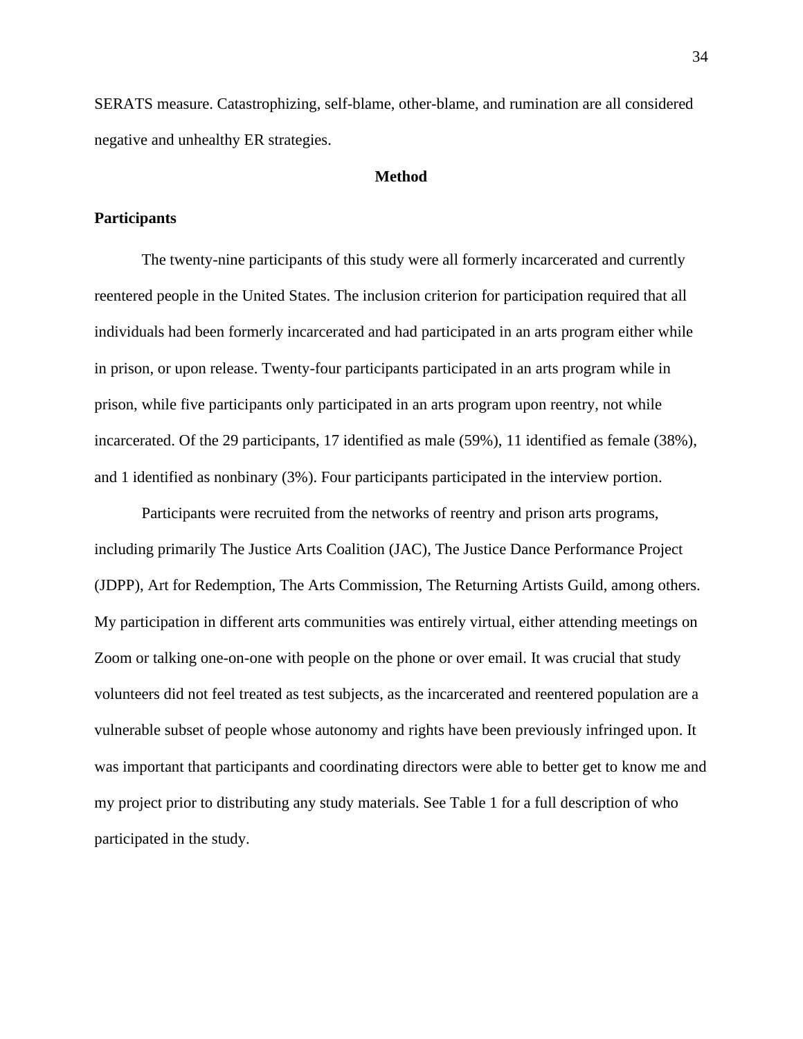SERATS measure. Catastrophizing, self-blame, other-blame, and rumination are all considered negative and unhealthy ER strategies.

## Method

### Participants

The twenty-nine participants of this study were all formerly incarcerated and currently reentered people in the United States. The inclusion criterion for participation required that all individuals had been formerly incarcerated and had participated in an arts program either while in prison, or upon release. Twenty-four participants participated in an arts program while in prison, while five participants only participated in an arts program upon reentry, not while incarcerated. Of the 29 participants, 17 identified as male (59%), 11 identified as female (38%), and 1 identified as nonbinary (3%). Four participants participated in the interview portion.

Participants were recruited from the networks of reentry and prison arts programs, including primarily The Justice Arts Coalition (JAC), The Justice Dance Performance Project (JDPP), Art for Redemption, The Arts Commission, The Returning Artists Guild, among others. My participation in different arts communities was entirely virtual, either attending meetings on Zoom or talking one-on-one with people on the phone or over email. It was crucial that study volunteers did not feel treated as test subjects, as the incarcerated and reentered population are a vulnerable subset of people whose autonomy and rights have been previously infringed upon. It was important that participants and coordinating directors were able to better get to know me and my project prior to distributing any study materials. See Table 1 for a full description of who participated in the study.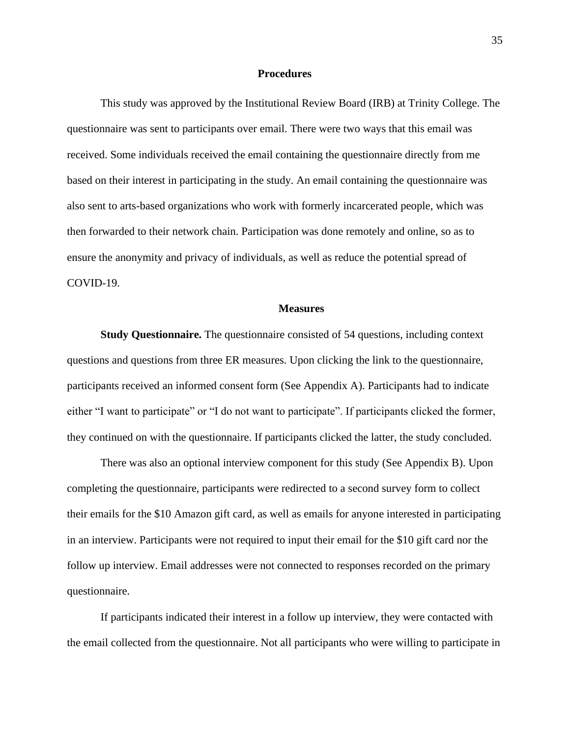## Procedures

This study was approved by the Institutional Review Board (IRB) at Trinity College. The questionnaire was sent to participants over email. There were two ways that this email was received. Some individuals received the email containing the questionnaire directly from me based on their interest in participating in the study. An email containing the questionnaire was also sent to arts-based organizations who work with formerly incarcerated people, which was then forwarded to their network chain. Participation was done remotely and online, so as to ensure the anonymity and privacy of individuals, as well as reduce the potential spread of COVID-19.

## Measures

**Study Questionnaire.** The questionnaire consisted of 54 questions, including context questions and questions from three ER measures. Upon clicking the link to the questionnaire, participants received an informed consent form (See Appendix A). Participants had to indicate either "I want to participate" or "I do not want to participate". If participants clicked the former, they continued on with the questionnaire. If participants clicked the latter, the study concluded.

There was also an optional interview component for this study (See Appendix B). Upon completing the questionnaire, participants were redirected to a second survey form to collect their emails for the $10 Amazon gift card, as well as emails for anyone interested in participating in an interview. Participants were not required to input their email for the $10 gift card nor the follow up interview. Email addresses were not connected to responses recorded on the primary questionnaire.

If participants indicated their interest in a follow up interview, they were contacted with the email collected from the questionnaire. Not all participants who were willing to participate in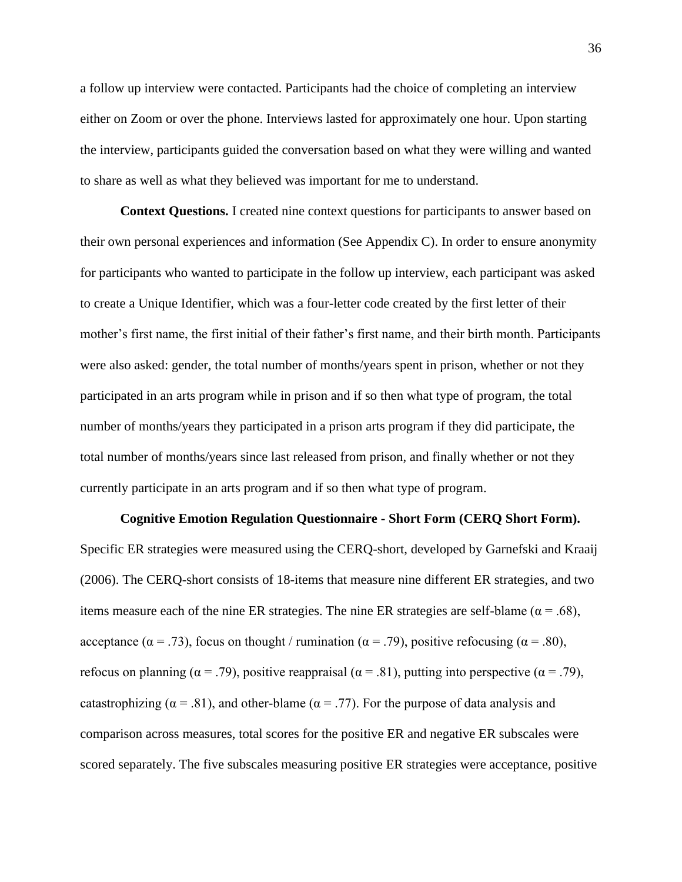a follow up interview were contacted. Participants had the choice of completing an interview either on Zoom or over the phone. Interviews lasted for approximately one hour. Upon starting the interview, participants guided the conversation based on what they were willing and wanted to share as well as what they believed was important for me to understand.

**Context Questions.** I created nine context questions for participants to answer based on their own personal experiences and information (See Appendix C). In order to ensure anonymity for participants who wanted to participate in the follow up interview, each participant was asked to create a Unique Identifier, which was a four-letter code created by the first letter of their mother's first name, the first initial of their father's first name, and their birth month. Participants were also asked: gender, the total number of months/years spent in prison, whether or not they participated in an arts program while in prison and if so then what type of program, the total number of months/years they participated in a prison arts program if they did participate, the total number of months/years since last released from prison, and finally whether or not they currently participate in an arts program and if so then what type of program.

**Cognitive Emotion Regulation Questionnaire - Short Form (CERQ Short Form).** Specific ER strategies were measured using the CERQ-short, developed by Garnefski and Kraaij (2006). The CERQ-short consists of 18-items that measure nine different ER strategies, and two items measure each of the nine ER strategies. The nine ER strategies are self-blame ($\alpha = .68$), acceptance ($\alpha = .73$), focus on thought / rumination ($\alpha = .79$), positive refocusing ($\alpha = .80$), refocus on planning ($\alpha = .79$), positive reappraisal ($\alpha = .81$), putting into perspective ($\alpha = .79$), catastrophizing ($\alpha = .81$), and other-blame ($\alpha = .77$). For the purpose of data analysis and comparison across measures, total scores for the positive ER and negative ER subscales were scored separately. The five subscales measuring positive ER strategies were acceptance, positive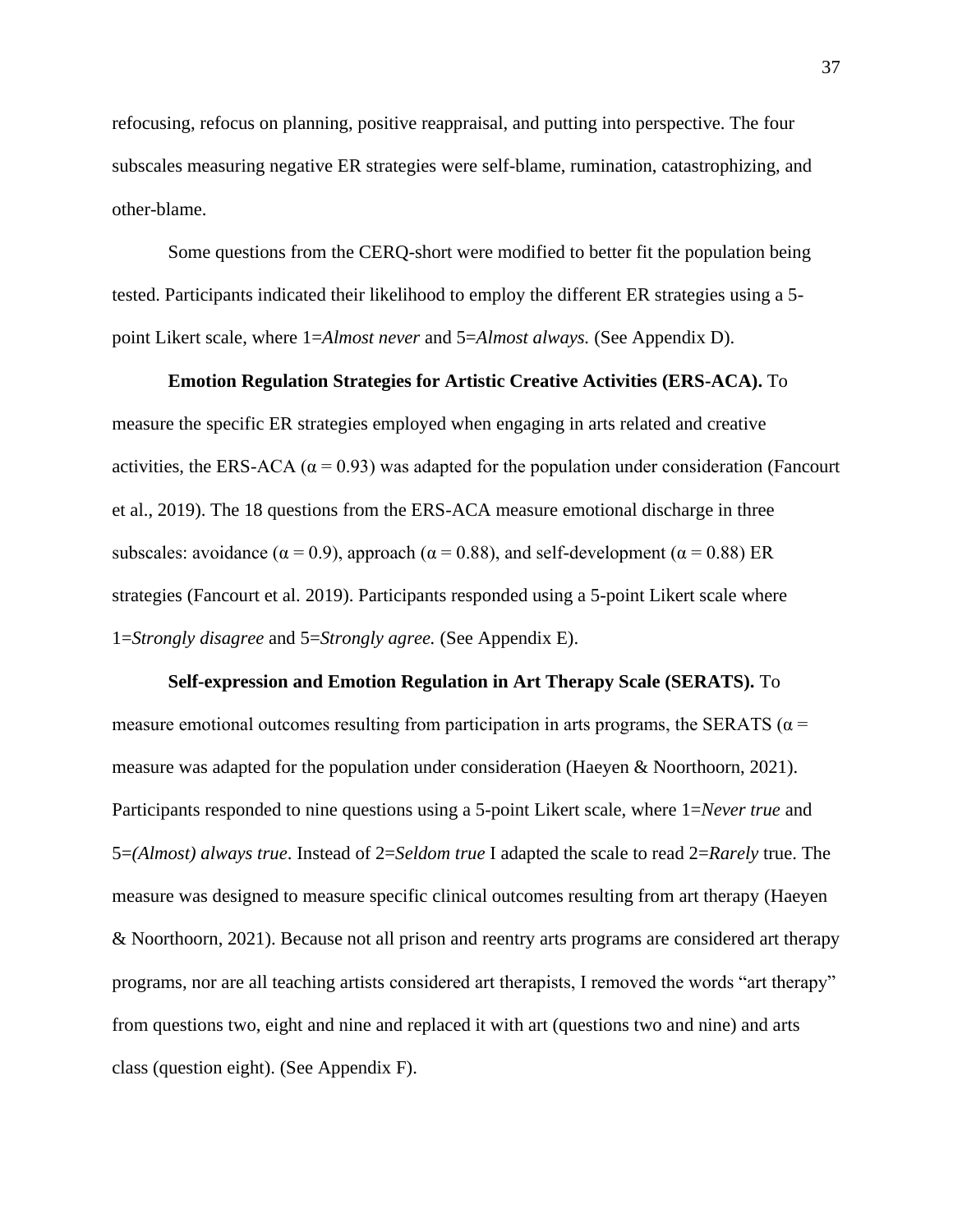refocusing, refocus on planning, positive reappraisal, and putting into perspective. The four subscales measuring negative ER strategies were self-blame, rumination, catastrophizing, and other-blame.

Some questions from the CERQ-short were modified to better fit the population being tested. Participants indicated their likelihood to employ the different ER strategies using a 5-point Likert scale, where 1=*Almost never* and 5=*Almost always.* (See Appendix D).

**Emotion Regulation Strategies for Artistic Creative Activities (ERS-ACA).** To measure the specific ER strategies employed when engaging in arts related and creative activities, the ERS-ACA ($\alpha = 0.93$) was adapted for the population under consideration (Fancourt et al., 2019). The 18 questions from the ERS-ACA measure emotional discharge in three subscales: avoidance ($\alpha = 0.9$), approach ($\alpha = 0.88$), and self-development ($\alpha = 0.88$) ER strategies (Fancourt et al. 2019). Participants responded using a 5-point Likert scale where 1=*Strongly disagree* and 5=*Strongly agree.* (See Appendix E).

**Self-expression and Emotion Regulation in Art Therapy Scale (SERATS).** To measure emotional outcomes resulting from participation in arts programs, the SERATS ($\alpha =$ measure was adapted for the population under consideration (Haeyen & Noorthoorn, 2021). Participants responded to nine questions using a 5-point Likert scale, where 1=*Never true* and 5=*(Almost) always true*. Instead of 2=*Seldom true* I adapted the scale to read 2=*Rarely* true. The measure was designed to measure specific clinical outcomes resulting from art therapy (Haeyen & Noorthoorn, 2021). Because not all prison and reentry arts programs are considered art therapy programs, nor are all teaching artists considered art therapists, I removed the words "art therapy" from questions two, eight and nine and replaced it with art (questions two and nine) and arts class (question eight). (See Appendix F).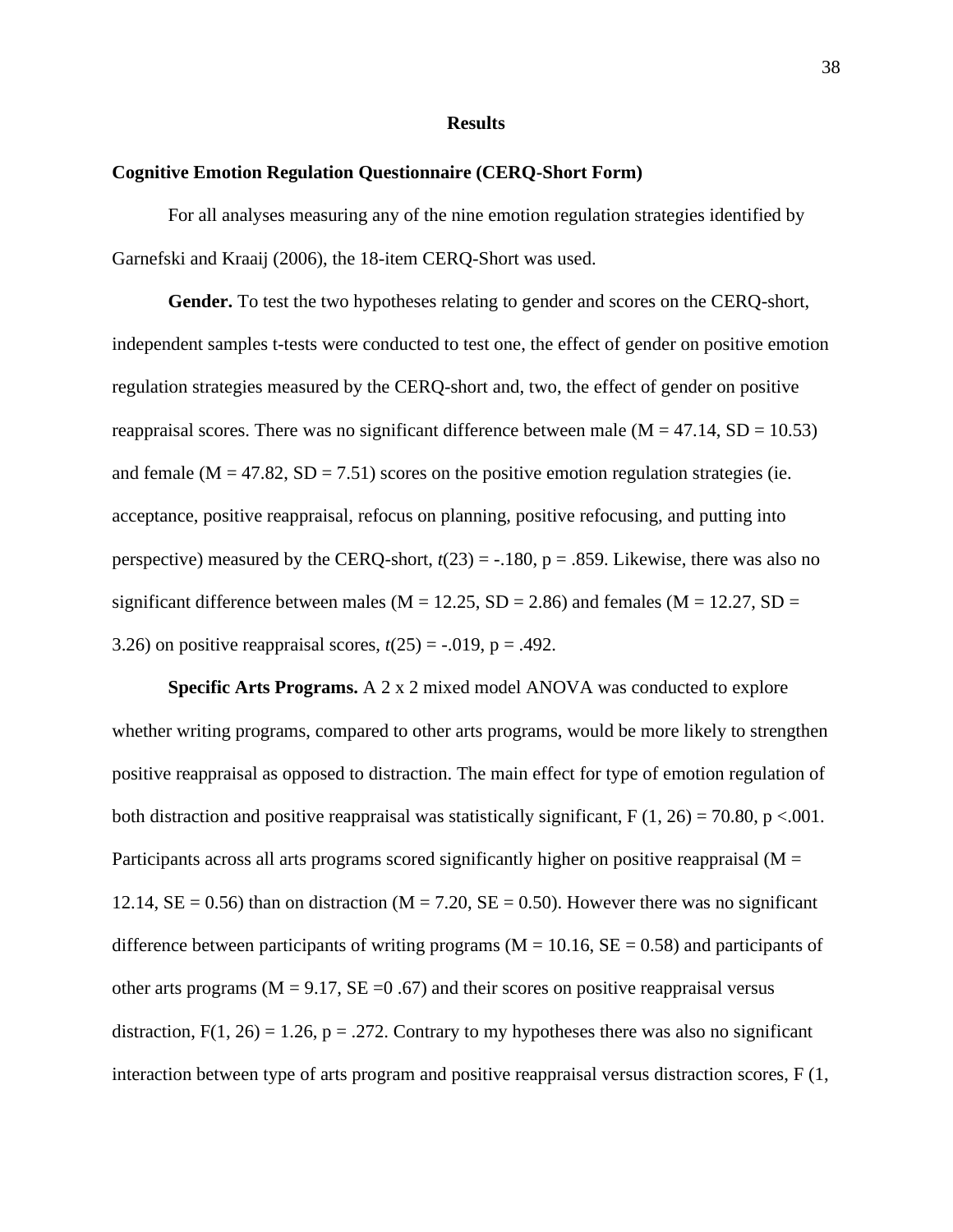## Results

### Cognitive Emotion Regulation Questionnaire (CERQ-Short Form)

For all analyses measuring any of the nine emotion regulation strategies identified by Garnefski and Kraaij (2006), the 18-item CERQ-Short was used.

**Gender.** To test the two hypotheses relating to gender and scores on the CERQ-short, independent samples t-tests were conducted to test one, the effect of gender on positive emotion regulation strategies measured by the CERQ-short and, two, the effect of gender on positive reappraisal scores. There was no significant difference between male ($M = 47.14$, $SD = 10.53$) and female ($M = 47.82$, $SD = 7.51$) scores on the positive emotion regulation strategies (ie. acceptance, positive reappraisal, refocus on planning, positive refocusing, and putting into perspective) measured by the CERQ-short, $t(23) = -.180$, $p = .859$. Likewise, there was also no significant difference between males ($M = 12.25$, $SD = 2.86$) and females ($M = 12.27$, $SD = 3.26$) on positive reappraisal scores, $t(25) = -.019$, $p = .492$.

**Specific Arts Programs.** A 2 x 2 mixed model ANOVA was conducted to explore whether writing programs, compared to other arts programs, would be more likely to strengthen positive reappraisal as opposed to distraction. The main effect for type of emotion regulation of both distraction and positive reappraisal was statistically significant, $F(1, 26) = 70.80$, $p <.001$. Participants across all arts programs scored significantly higher on positive reappraisal ($M = 12.14$, $SE = 0.56$) than on distraction ($M = 7.20$, $SE = 0.50$). However there was no significant difference between participants of writing programs ($M = 10.16$, $SE = 0.58$) and participants of other arts programs ($M = 9.17$, $SE =0 .67$) and their scores on positive reappraisal versus distraction, $F(1, 26) = 1.26$, $p = .272$. Contrary to my hypotheses there was also no significant interaction between type of arts program and positive reappraisal versus distraction scores, F (1,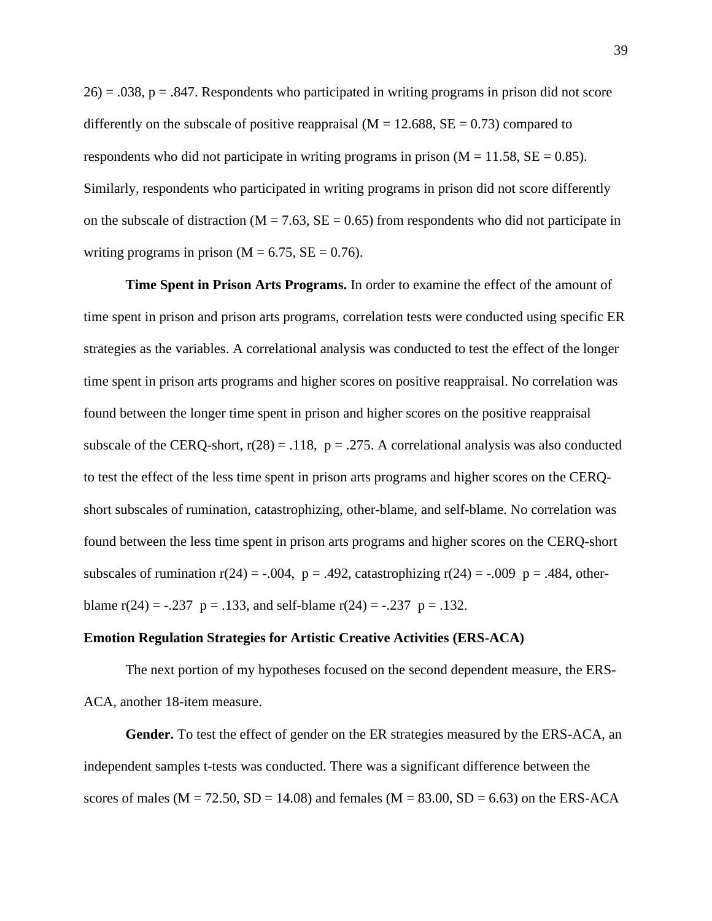26) = .038, p = .847. Respondents who participated in writing programs in prison did not score differently on the subscale of positive reappraisal (M = 12.688, SE = 0.73) compared to respondents who did not participate in writing programs in prison (M = 11.58, SE = 0.85). Similarly, respondents who participated in writing programs in prison did not score differently on the subscale of distraction (M = 7.63, SE = 0.65) from respondents who did not participate in writing programs in prison (M = 6.75, SE = 0.76).

**Time Spent in Prison Arts Programs.** In order to examine the effect of the amount of time spent in prison and prison arts programs, correlation tests were conducted using specific ER strategies as the variables. A correlational analysis was conducted to test the effect of the longer time spent in prison arts programs and higher scores on positive reappraisal. No correlation was found between the longer time spent in prison and higher scores on the positive reappraisal subscale of the CERQ-short, r(28) = .118, p = .275. A correlational analysis was also conducted to test the effect of the less time spent in prison arts programs and higher scores on the CERQ-short subscales of rumination, catastrophizing, other-blame, and self-blame. No correlation was found between the less time spent in prison arts programs and higher scores on the CERQ-short subscales of rumination r(24) = -.004, p = .492, catastrophizing r(24) = -.009 p = .484, other-blame r(24) = -.237 p = .133, and self-blame r(24) = -.237 p = .132.

**Emotion Regulation Strategies for Artistic Creative Activities (ERS-ACA)**

The next portion of my hypotheses focused on the second dependent measure, the ERS-ACA, another 18-item measure.

**Gender.** To test the effect of gender on the ER strategies measured by the ERS-ACA, an independent samples t-tests was conducted. There was a significant difference between the scores of males (M = 72.50, SD = 14.08) and females (M = 83.00, SD = 6.63) on the ERS-ACA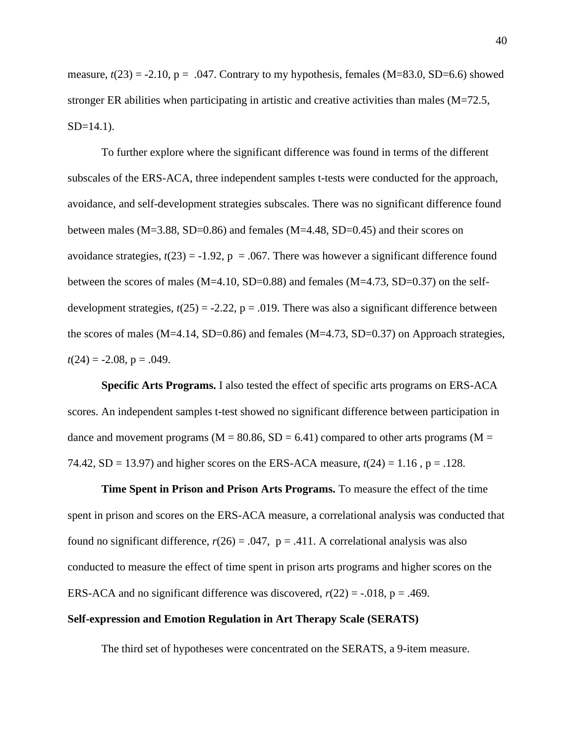measure, $t(23) = -2.10$, $p = .047$. Contrary to my hypothesis, females ($M=83.0$, $SD=6.6$) showed stronger ER abilities when participating in artistic and creative activities than males ($M=72.5$, $SD=14.1$).

To further explore where the significant difference was found in terms of the different subscales of the ERS-ACA, three independent samples t-tests were conducted for the approach, avoidance, and self-development strategies subscales. There was no significant difference found between males ($M=3.88$, $SD=0.86$) and females ($M=4.48$, $SD=0.45$) and their scores on avoidance strategies, $t(23) = -1.92$, $p = .067$. There was however a significant difference found between the scores of males ($M=4.10$, $SD=0.88$) and females ($M=4.73$, $SD=0.37$) on the self-development strategies, $t(25) = -2.22$, $p = .019$. There was also a significant difference between the scores of males ($M=4.14$, $SD=0.86$) and females ($M=4.73$, $SD=0.37$) on Approach strategies, $t(24) = -2.08$, $p = .049$.

**Specific Arts Programs.** I also tested the effect of specific arts programs on ERS-ACA scores. An independent samples t-test showed no significant difference between participation in dance and movement programs ($M = 80.86$, $SD = 6.41$) compared to other arts programs ($M = 74.42$, $SD = 13.97$) and higher scores on the ERS-ACA measure, $t(24) = 1.16$ , $p = .128$.

**Time Spent in Prison and Prison Arts Programs.** To measure the effect of the time spent in prison and scores on the ERS-ACA measure, a correlational analysis was conducted that found no significant difference, $r(26) = .047$, $p = .411$. A correlational analysis was also conducted to measure the effect of time spent in prison arts programs and higher scores on the ERS-ACA and no significant difference was discovered, $r(22) = -.018$, $p = .469$.

**Self-expression and Emotion Regulation in Art Therapy Scale (SERATS)**

The third set of hypotheses were concentrated on the SERATS, a 9-item measure.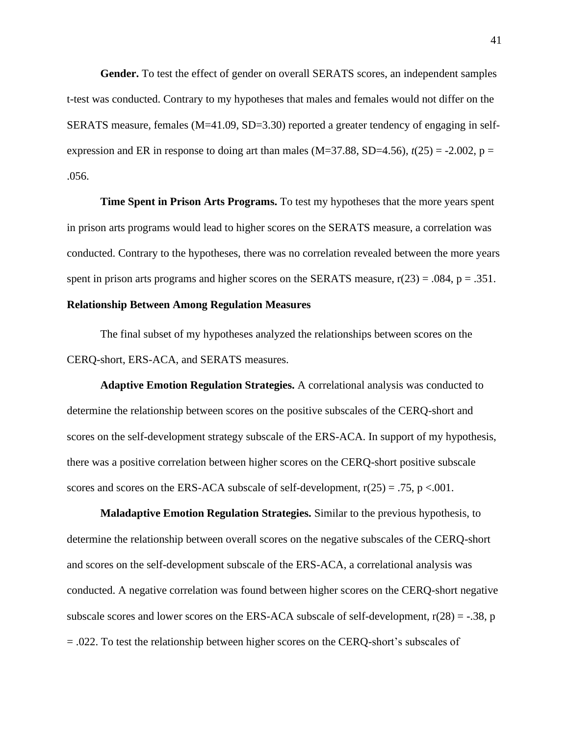**Gender.** To test the effect of gender on overall SERATS scores, an independent samples t-test was conducted. Contrary to my hypotheses that males and females would not differ on the SERATS measure, females ($M=41.09$, $SD=3.30$) reported a greater tendency of engaging in self-expression and ER in response to doing art than males ($M=37.88$, $SD=4.56$), $t(25) = -2.002$, $p = .056$.

**Time Spent in Prison Arts Programs.** To test my hypotheses that the more years spent in prison arts programs would lead to higher scores on the SERATS measure, a correlation was conducted. Contrary to the hypotheses, there was no correlation revealed between the more years spent in prison arts programs and higher scores on the SERATS measure, $r(23) = .084$, $p = .351$.

**Relationship Between Among Regulation Measures**

The final subset of my hypotheses analyzed the relationships between scores on the CERQ-short, ERS-ACA, and SERATS measures.

**Adaptive Emotion Regulation Strategies.** A correlational analysis was conducted to determine the relationship between scores on the positive subscales of the CERQ-short and scores on the self-development strategy subscale of the ERS-ACA. In support of my hypothesis, there was a positive correlation between higher scores on the CERQ-short positive subscale scores and scores on the ERS-ACA subscale of self-development, $r(25) = .75$, $p <.001$.

**Maladaptive Emotion Regulation Strategies.** Similar to the previous hypothesis, to determine the relationship between overall scores on the negative subscales of the CERQ-short and scores on the self-development subscale of the ERS-ACA, a correlational analysis was conducted. A negative correlation was found between higher scores on the CERQ-short negative subscale scores and lower scores on the ERS-ACA subscale of self-development, $r(28) = -.38$, $p = .022$. To test the relationship between higher scores on the CERQ-short's subscales of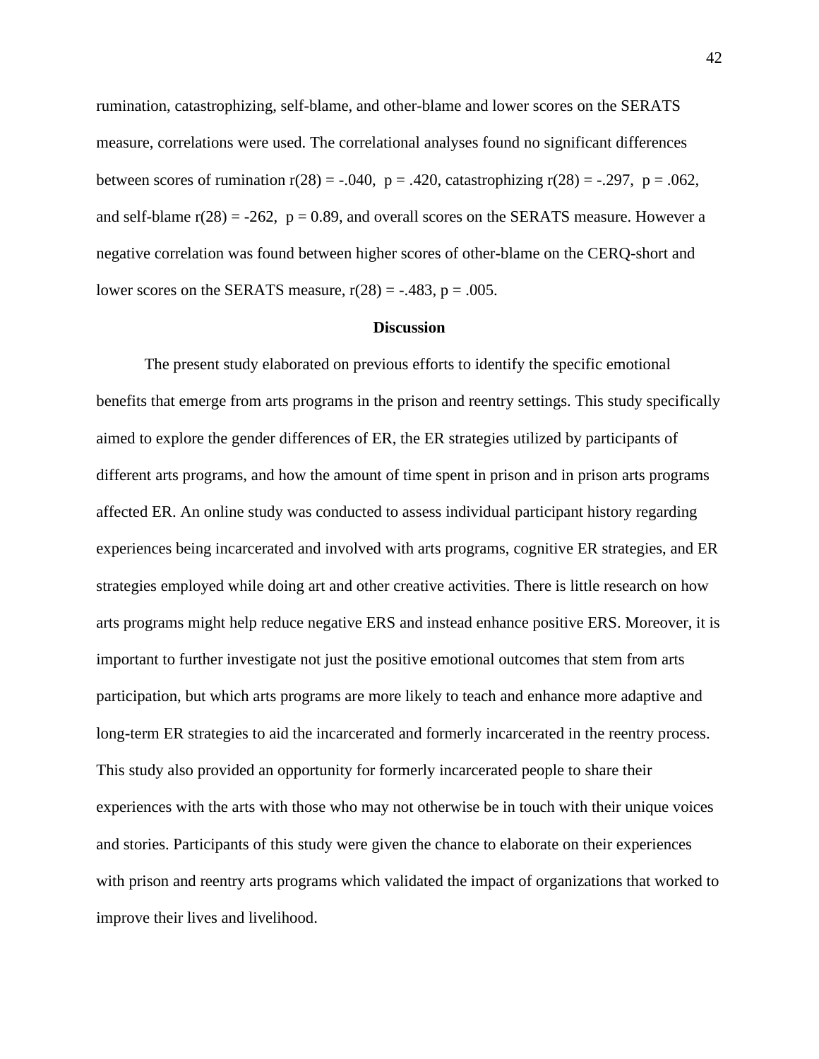rumination, catastrophizing, self-blame, and other-blame and lower scores on the SERATS measure, correlations were used. The correlational analyses found no significant differences between scores of rumination $r(28) = -.040$, $p = .420$, catastrophizing $r(28) = -.297$, $p = .062$, and self-blame $r(28) = -262$, $p = 0.89$, and overall scores on the SERATS measure. However a negative correlation was found between higher scores of other-blame on the CERQ-short and lower scores on the SERATS measure, $r(28) = -.483$, $p = .005$.

## Discussion

The present study elaborated on previous efforts to identify the specific emotional benefits that emerge from arts programs in the prison and reentry settings. This study specifically aimed to explore the gender differences of ER, the ER strategies utilized by participants of different arts programs, and how the amount of time spent in prison and in prison arts programs affected ER. An online study was conducted to assess individual participant history regarding experiences being incarcerated and involved with arts programs, cognitive ER strategies, and ER strategies employed while doing art and other creative activities. There is little research on how arts programs might help reduce negative ERS and instead enhance positive ERS. Moreover, it is important to further investigate not just the positive emotional outcomes that stem from arts participation, but which arts programs are more likely to teach and enhance more adaptive and long-term ER strategies to aid the incarcerated and formerly incarcerated in the reentry process. This study also provided an opportunity for formerly incarcerated people to share their experiences with the arts with those who may not otherwise be in touch with their unique voices and stories. Participants of this study were given the chance to elaborate on their experiences with prison and reentry arts programs which validated the impact of organizations that worked to improve their lives and livelihood.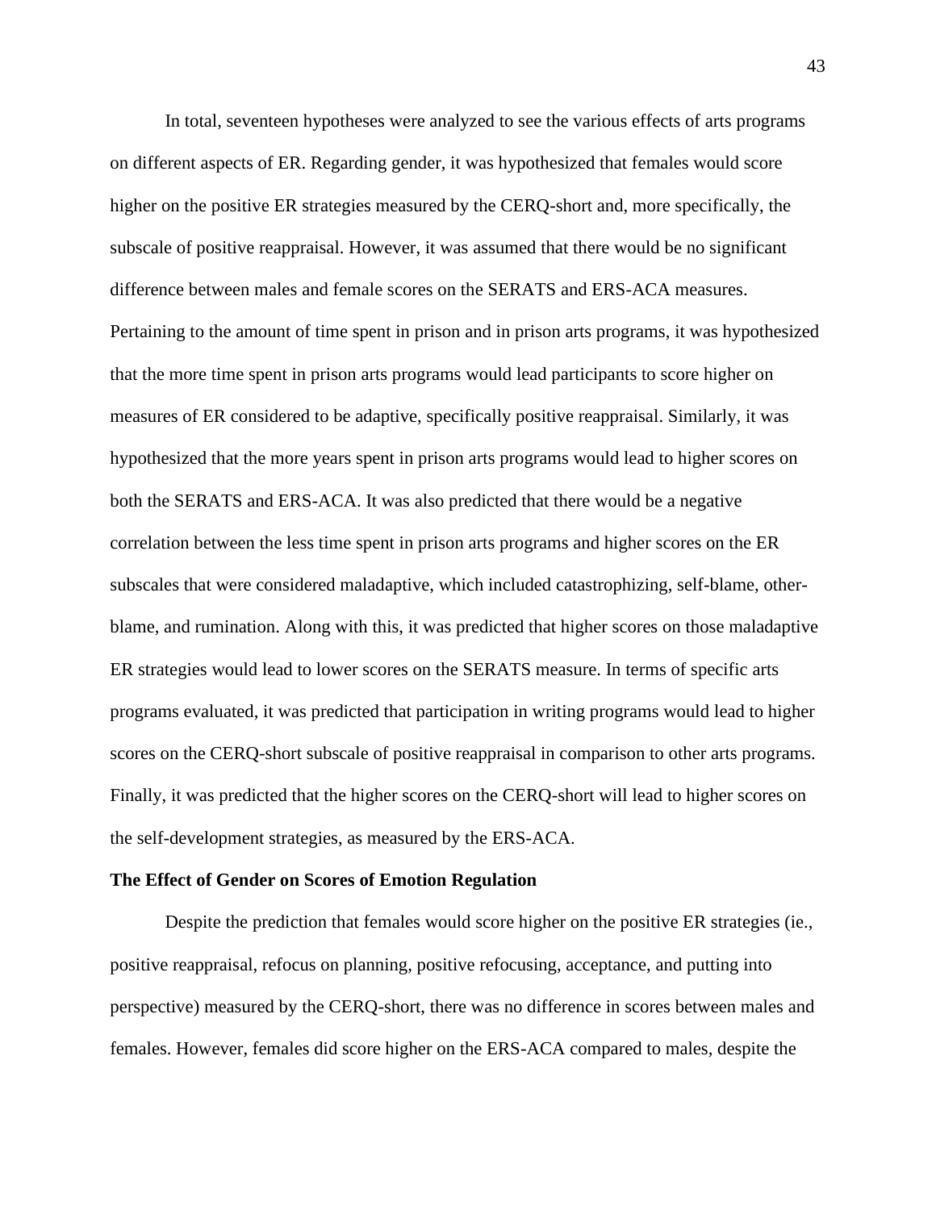In total, seventeen hypotheses were analyzed to see the various effects of arts programs on different aspects of ER. Regarding gender, it was hypothesized that females would score higher on the positive ER strategies measured by the CERQ-short and, more specifically, the subscale of positive reappraisal. However, it was assumed that there would be no significant difference between males and female scores on the SERATS and ERS-ACA measures. Pertaining to the amount of time spent in prison and in prison arts programs, it was hypothesized that the more time spent in prison arts programs would lead participants to score higher on measures of ER considered to be adaptive, specifically positive reappraisal. Similarly, it was hypothesized that the more years spent in prison arts programs would lead to higher scores on both the SERATS and ERS-ACA. It was also predicted that there would be a negative correlation between the less time spent in prison arts programs and higher scores on the ER subscales that were considered maladaptive, which included catastrophizing, self-blame, other-blame, and rumination. Along with this, it was predicted that higher scores on those maladaptive ER strategies would lead to lower scores on the SERATS measure. In terms of specific arts programs evaluated, it was predicted that participation in writing programs would lead to higher scores on the CERQ-short subscale of positive reappraisal in comparison to other arts programs. Finally, it was predicted that the higher scores on the CERQ-short will lead to higher scores on the self-development strategies, as measured by the ERS-ACA.

**The Effect of Gender on Scores of Emotion Regulation**

Despite the prediction that females would score higher on the positive ER strategies (ie., positive reappraisal, refocus on planning, positive refocusing, acceptance, and putting into perspective) measured by the CERQ-short, there was no difference in scores between males and females. However, females did score higher on the ERS-ACA compared to males, despite the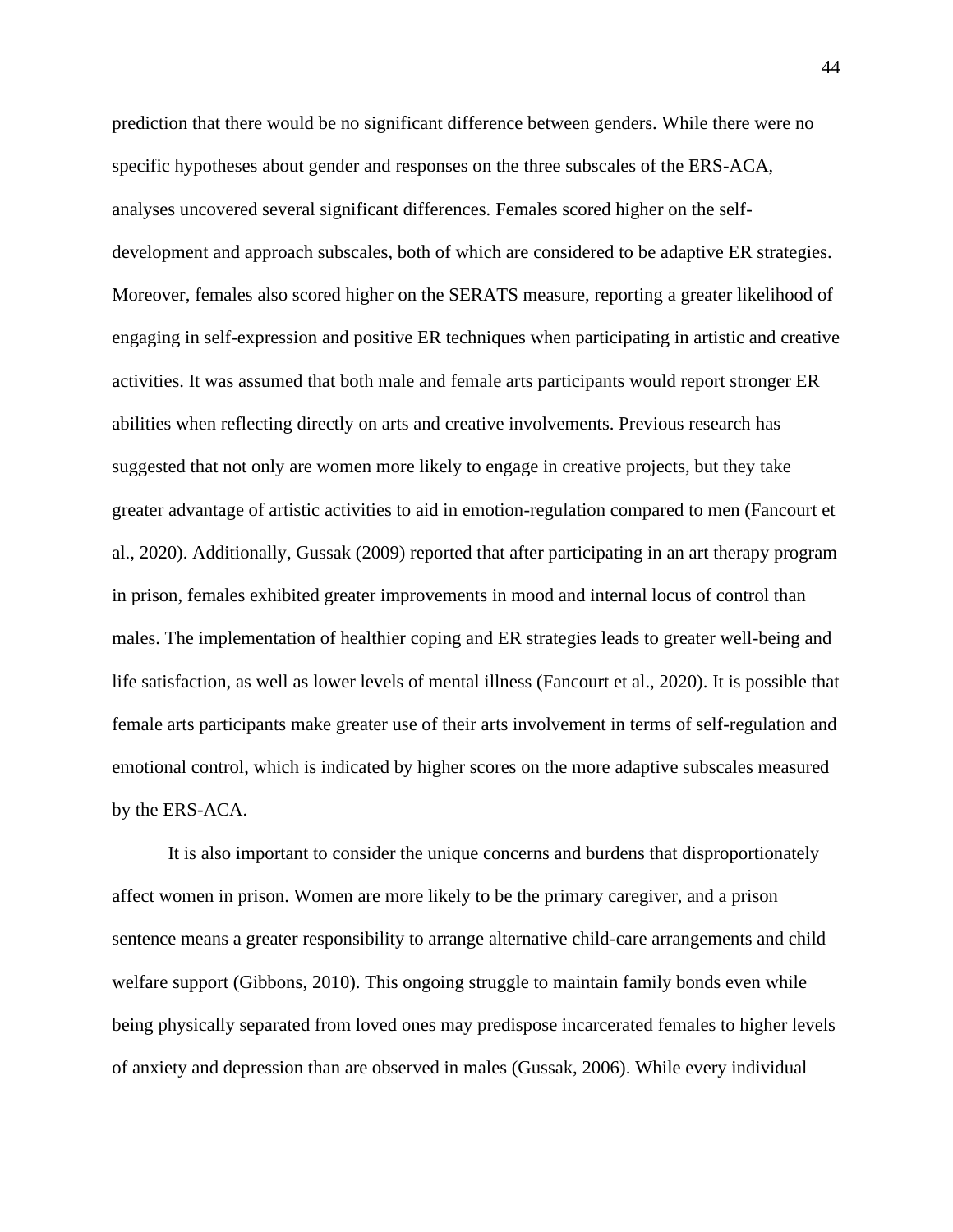prediction that there would be no significant difference between genders. While there were no specific hypotheses about gender and responses on the three subscales of the ERS-ACA, analyses uncovered several significant differences. Females scored higher on the self-development and approach subscales, both of which are considered to be adaptive ER strategies. Moreover, females also scored higher on the SERATS measure, reporting a greater likelihood of engaging in self-expression and positive ER techniques when participating in artistic and creative activities. It was assumed that both male and female arts participants would report stronger ER abilities when reflecting directly on arts and creative involvements. Previous research has suggested that not only are women more likely to engage in creative projects, but they take greater advantage of artistic activities to aid in emotion-regulation compared to men (Fancourt et al., 2020). Additionally, Gussak (2009) reported that after participating in an art therapy program in prison, females exhibited greater improvements in mood and internal locus of control than males. The implementation of healthier coping and ER strategies leads to greater well-being and life satisfaction, as well as lower levels of mental illness (Fancourt et al., 2020). It is possible that female arts participants make greater use of their arts involvement in terms of self-regulation and emotional control, which is indicated by higher scores on the more adaptive subscales measured by the ERS-ACA.

It is also important to consider the unique concerns and burdens that disproportionately affect women in prison. Women are more likely to be the primary caregiver, and a prison sentence means a greater responsibility to arrange alternative child-care arrangements and child welfare support (Gibbons, 2010). This ongoing struggle to maintain family bonds even while being physically separated from loved ones may predispose incarcerated females to higher levels of anxiety and depression than are observed in males (Gussak, 2006). While every individual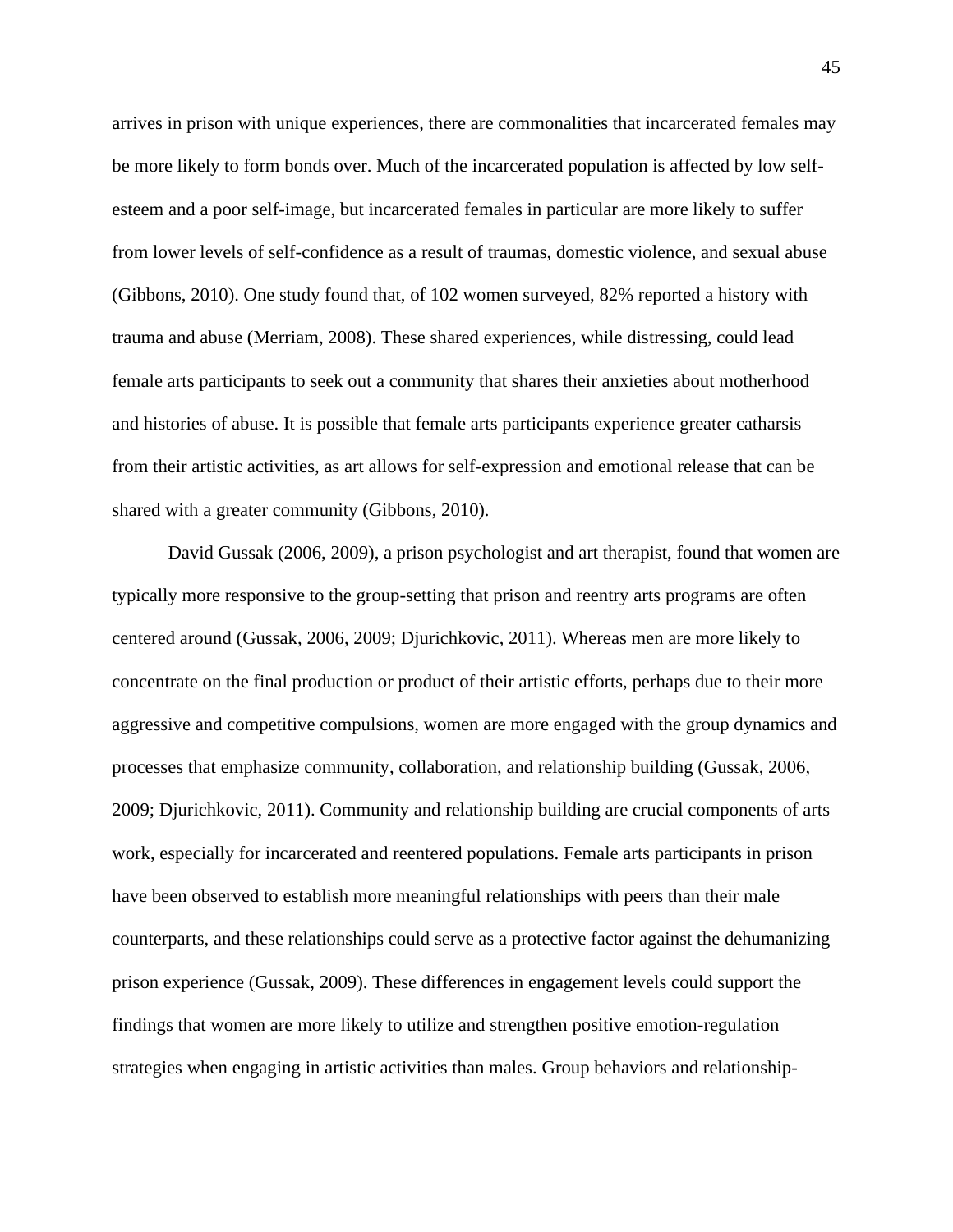arrives in prison with unique experiences, there are commonalities that incarcerated females may be more likely to form bonds over. Much of the incarcerated population is affected by low self-esteem and a poor self-image, but incarcerated females in particular are more likely to suffer from lower levels of self-confidence as a result of traumas, domestic violence, and sexual abuse (Gibbons, 2010). One study found that, of 102 women surveyed, 82% reported a history with trauma and abuse (Merriam, 2008). These shared experiences, while distressing, could lead female arts participants to seek out a community that shares their anxieties about motherhood and histories of abuse. It is possible that female arts participants experience greater catharsis from their artistic activities, as art allows for self-expression and emotional release that can be shared with a greater community (Gibbons, 2010).

David Gussak (2006, 2009), a prison psychologist and art therapist, found that women are typically more responsive to the group-setting that prison and reentry arts programs are often centered around (Gussak, 2006, 2009; Djurichkovic, 2011). Whereas men are more likely to concentrate on the final production or product of their artistic efforts, perhaps due to their more aggressive and competitive compulsions, women are more engaged with the group dynamics and processes that emphasize community, collaboration, and relationship building (Gussak, 2006, 2009; Djurichkovic, 2011). Community and relationship building are crucial components of arts work, especially for incarcerated and reentered populations. Female arts participants in prison have been observed to establish more meaningful relationships with peers than their male counterparts, and these relationships could serve as a protective factor against the dehumanizing prison experience (Gussak, 2009). These differences in engagement levels could support the findings that women are more likely to utilize and strengthen positive emotion-regulation strategies when engaging in artistic activities than males. Group behaviors and relationship-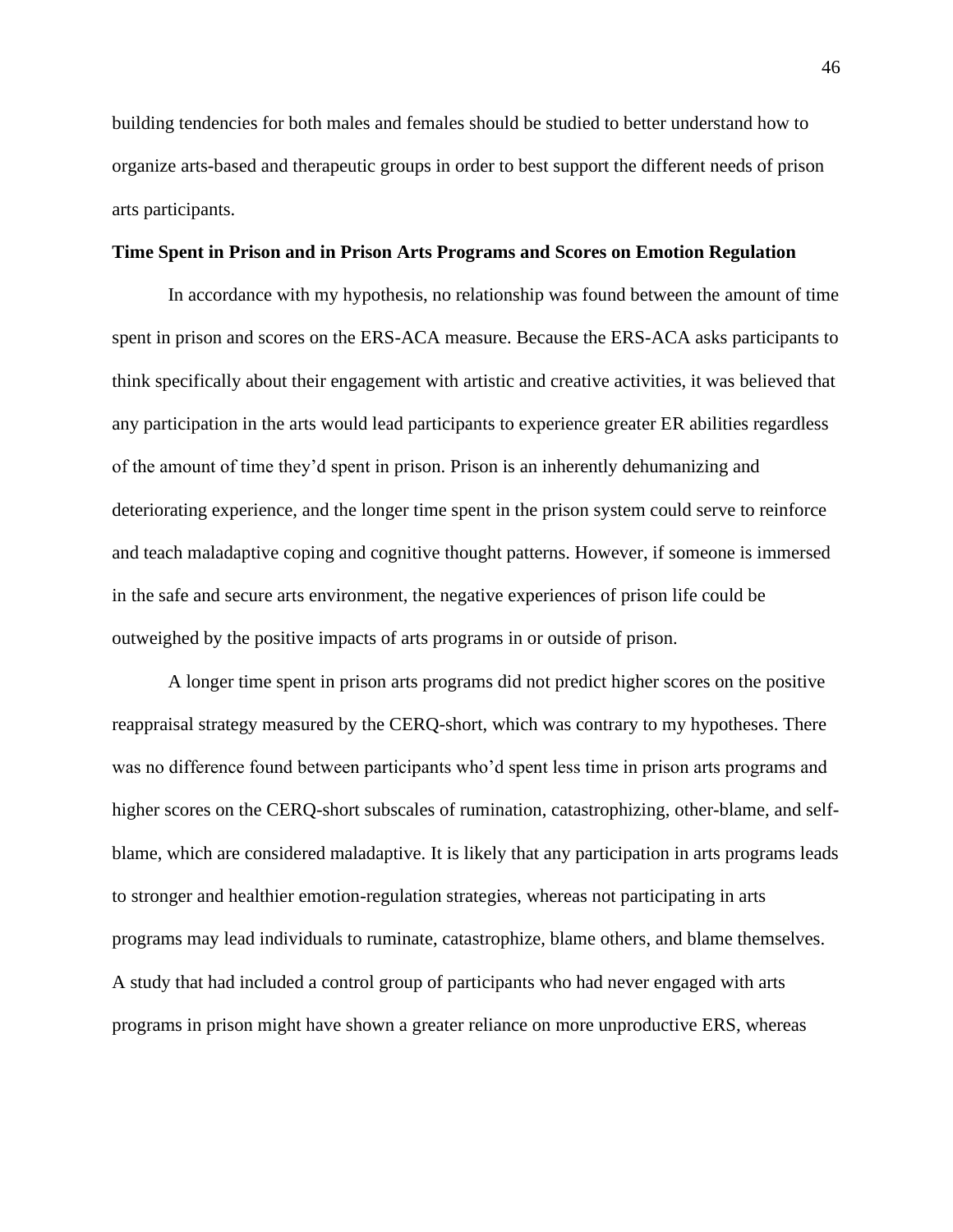building tendencies for both males and females should be studied to better understand how to organize arts-based and therapeutic groups in order to best support the different needs of prison arts participants.

### Time Spent in Prison and in Prison Arts Programs and Scores on Emotion Regulation

In accordance with my hypothesis, no relationship was found between the amount of time spent in prison and scores on the ERS-ACA measure. Because the ERS-ACA asks participants to think specifically about their engagement with artistic and creative activities, it was believed that any participation in the arts would lead participants to experience greater ER abilities regardless of the amount of time they'd spent in prison. Prison is an inherently dehumanizing and deteriorating experience, and the longer time spent in the prison system could serve to reinforce and teach maladaptive coping and cognitive thought patterns. However, if someone is immersed in the safe and secure arts environment, the negative experiences of prison life could be outweighed by the positive impacts of arts programs in or outside of prison.

A longer time spent in prison arts programs did not predict higher scores on the positive reappraisal strategy measured by the CERQ-short, which was contrary to my hypotheses. There was no difference found between participants who'd spent less time in prison arts programs and higher scores on the CERQ-short subscales of rumination, catastrophizing, other-blame, and self-blame, which are considered maladaptive. It is likely that any participation in arts programs leads to stronger and healthier emotion-regulation strategies, whereas not participating in arts programs may lead individuals to ruminate, catastrophize, blame others, and blame themselves. A study that had included a control group of participants who had never engaged with arts programs in prison might have shown a greater reliance on more unproductive ERS, whereas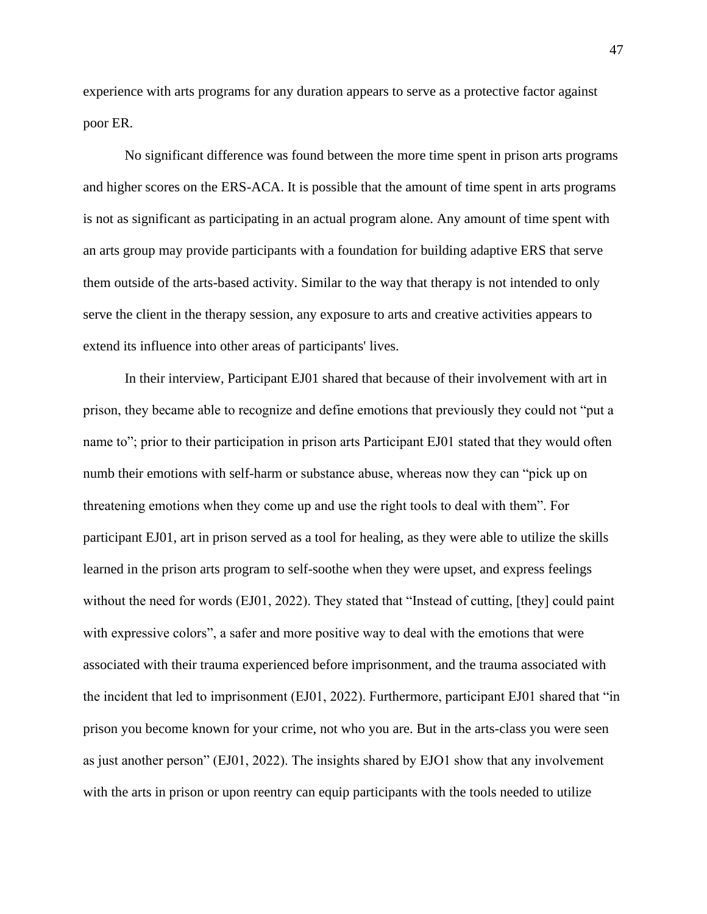experience with arts programs for any duration appears to serve as a protective factor against poor ER.

No significant difference was found between the more time spent in prison arts programs and higher scores on the ERS-ACA. It is possible that the amount of time spent in arts programs is not as significant as participating in an actual program alone. Any amount of time spent with an arts group may provide participants with a foundation for building adaptive ERS that serve them outside of the arts-based activity. Similar to the way that therapy is not intended to only serve the client in the therapy session, any exposure to arts and creative activities appears to extend its influence into other areas of participants' lives.

In their interview, Participant EJ01 shared that because of their involvement with art in prison, they became able to recognize and define emotions that previously they could not "put a name to"; prior to their participation in prison arts Participant EJ01 stated that they would often numb their emotions with self-harm or substance abuse, whereas now they can "pick up on threatening emotions when they come up and use the right tools to deal with them". For participant EJ01, art in prison served as a tool for healing, as they were able to utilize the skills learned in the prison arts program to self-soothe when they were upset, and express feelings without the need for words (EJ01, 2022). They stated that "Instead of cutting, [they] could paint with expressive colors", a safer and more positive way to deal with the emotions that were associated with their trauma experienced before imprisonment, and the trauma associated with the incident that led to imprisonment (EJ01, 2022). Furthermore, participant EJ01 shared that "in prison you become known for your crime, not who you are. But in the arts-class you were seen as just another person" (EJ01, 2022). The insights shared by EJO1 show that any involvement with the arts in prison or upon reentry can equip participants with the tools needed to utilize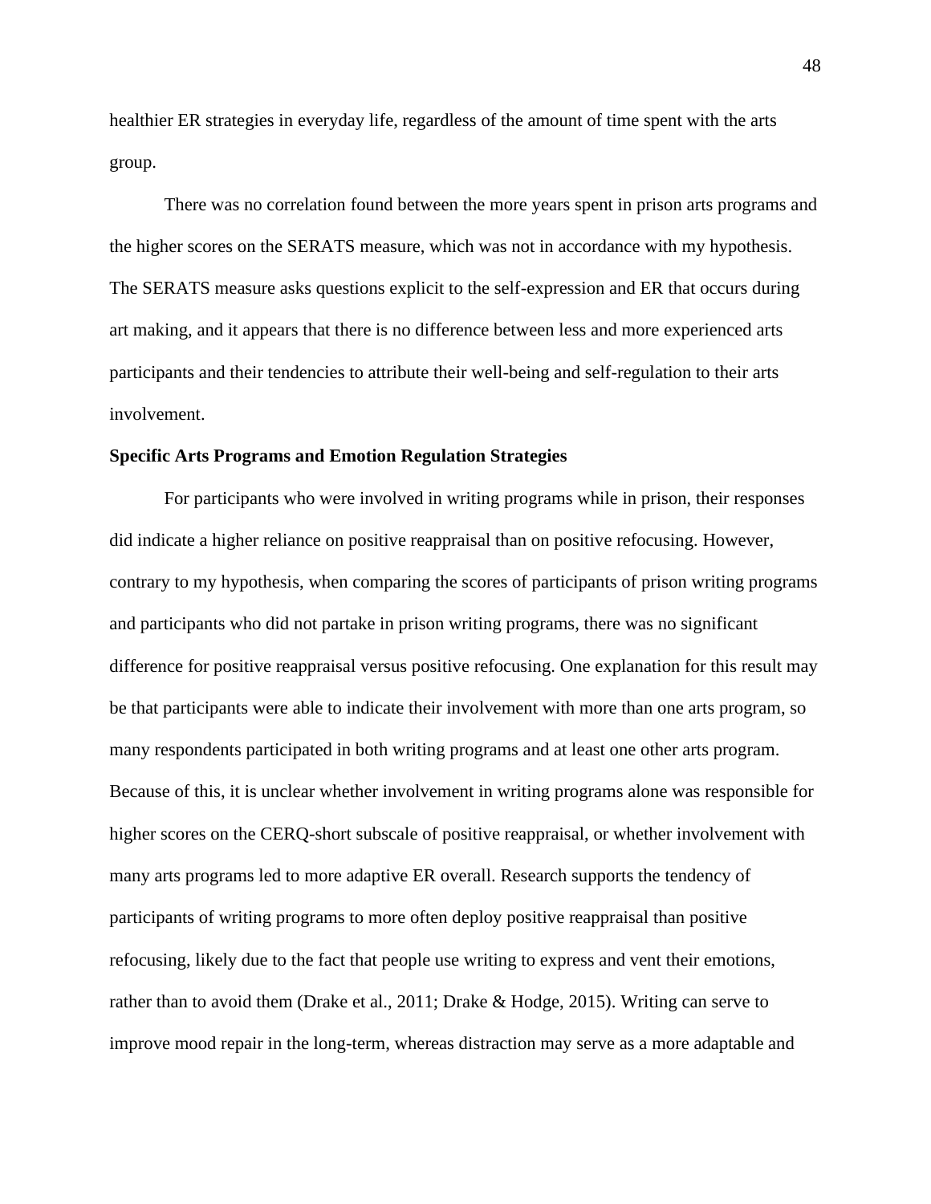healthier ER strategies in everyday life, regardless of the amount of time spent with the arts group.

There was no correlation found between the more years spent in prison arts programs and the higher scores on the SERATS measure, which was not in accordance with my hypothesis. The SERATS measure asks questions explicit to the self-expression and ER that occurs during art making, and it appears that there is no difference between less and more experienced arts participants and their tendencies to attribute their well-being and self-regulation to their arts involvement.

**Specific Arts Programs and Emotion Regulation Strategies**

For participants who were involved in writing programs while in prison, their responses did indicate a higher reliance on positive reappraisal than on positive refocusing. However, contrary to my hypothesis, when comparing the scores of participants of prison writing programs and participants who did not partake in prison writing programs, there was no significant difference for positive reappraisal versus positive refocusing. One explanation for this result may be that participants were able to indicate their involvement with more than one arts program, so many respondents participated in both writing programs and at least one other arts program. Because of this, it is unclear whether involvement in writing programs alone was responsible for higher scores on the CERQ-short subscale of positive reappraisal, or whether involvement with many arts programs led to more adaptive ER overall. Research supports the tendency of participants of writing programs to more often deploy positive reappraisal than positive refocusing, likely due to the fact that people use writing to express and vent their emotions, rather than to avoid them (Drake et al., 2011; Drake & Hodge, 2015). Writing can serve to improve mood repair in the long-term, whereas distraction may serve as a more adaptable and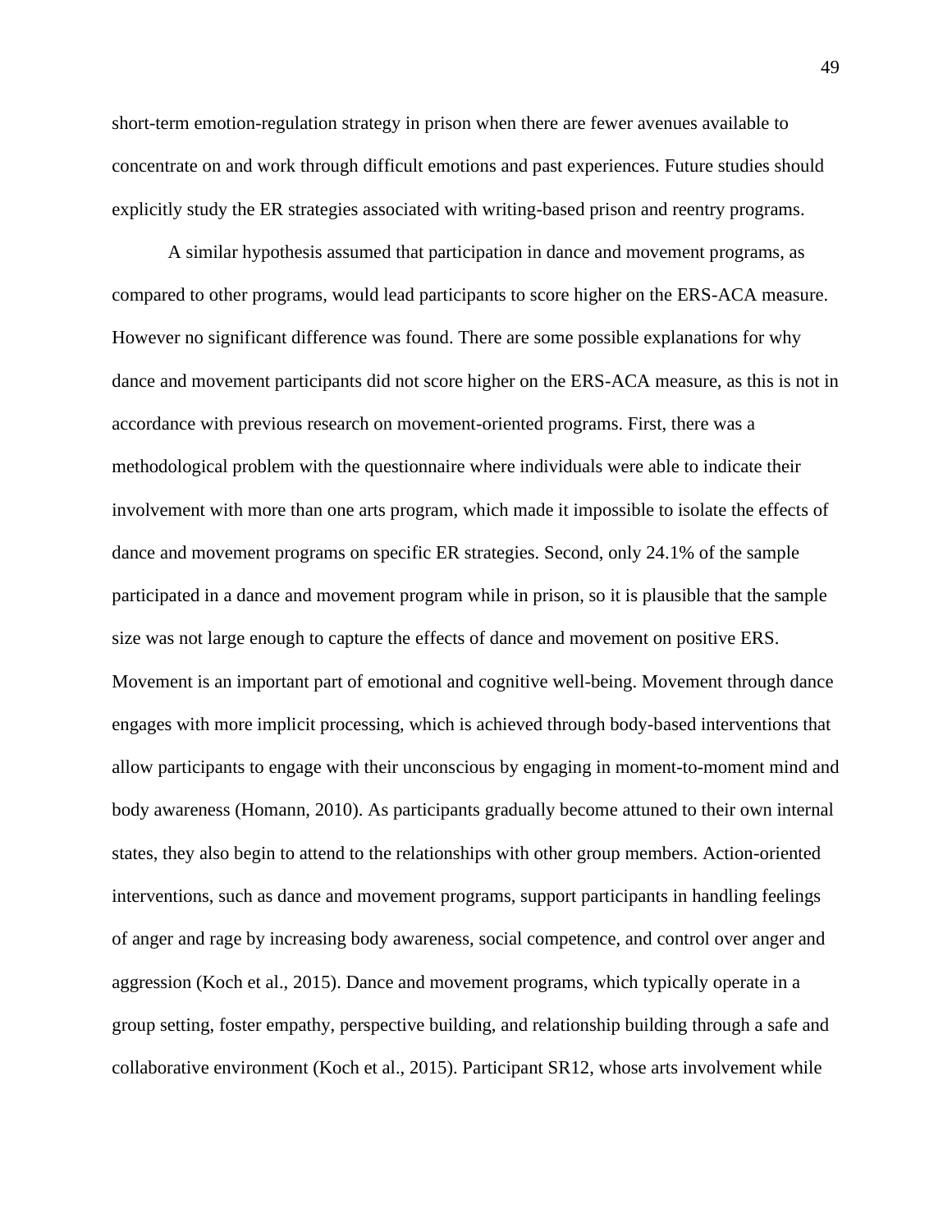short-term emotion-regulation strategy in prison when there are fewer avenues available to concentrate on and work through difficult emotions and past experiences. Future studies should explicitly study the ER strategies associated with writing-based prison and reentry programs.

A similar hypothesis assumed that participation in dance and movement programs, as compared to other programs, would lead participants to score higher on the ERS-ACA measure. However no significant difference was found. There are some possible explanations for why dance and movement participants did not score higher on the ERS-ACA measure, as this is not in accordance with previous research on movement-oriented programs. First, there was a methodological problem with the questionnaire where individuals were able to indicate their involvement with more than one arts program, which made it impossible to isolate the effects of dance and movement programs on specific ER strategies. Second, only 24.1% of the sample participated in a dance and movement program while in prison, so it is plausible that the sample size was not large enough to capture the effects of dance and movement on positive ERS. Movement is an important part of emotional and cognitive well-being. Movement through dance engages with more implicit processing, which is achieved through body-based interventions that allow participants to engage with their unconscious by engaging in moment-to-moment mind and body awareness (Homann, 2010). As participants gradually become attuned to their own internal states, they also begin to attend to the relationships with other group members. Action-oriented interventions, such as dance and movement programs, support participants in handling feelings of anger and rage by increasing body awareness, social competence, and control over anger and aggression (Koch et al., 2015). Dance and movement programs, which typically operate in a group setting, foster empathy, perspective building, and relationship building through a safe and collaborative environment (Koch et al., 2015). Participant SR12, whose arts involvement while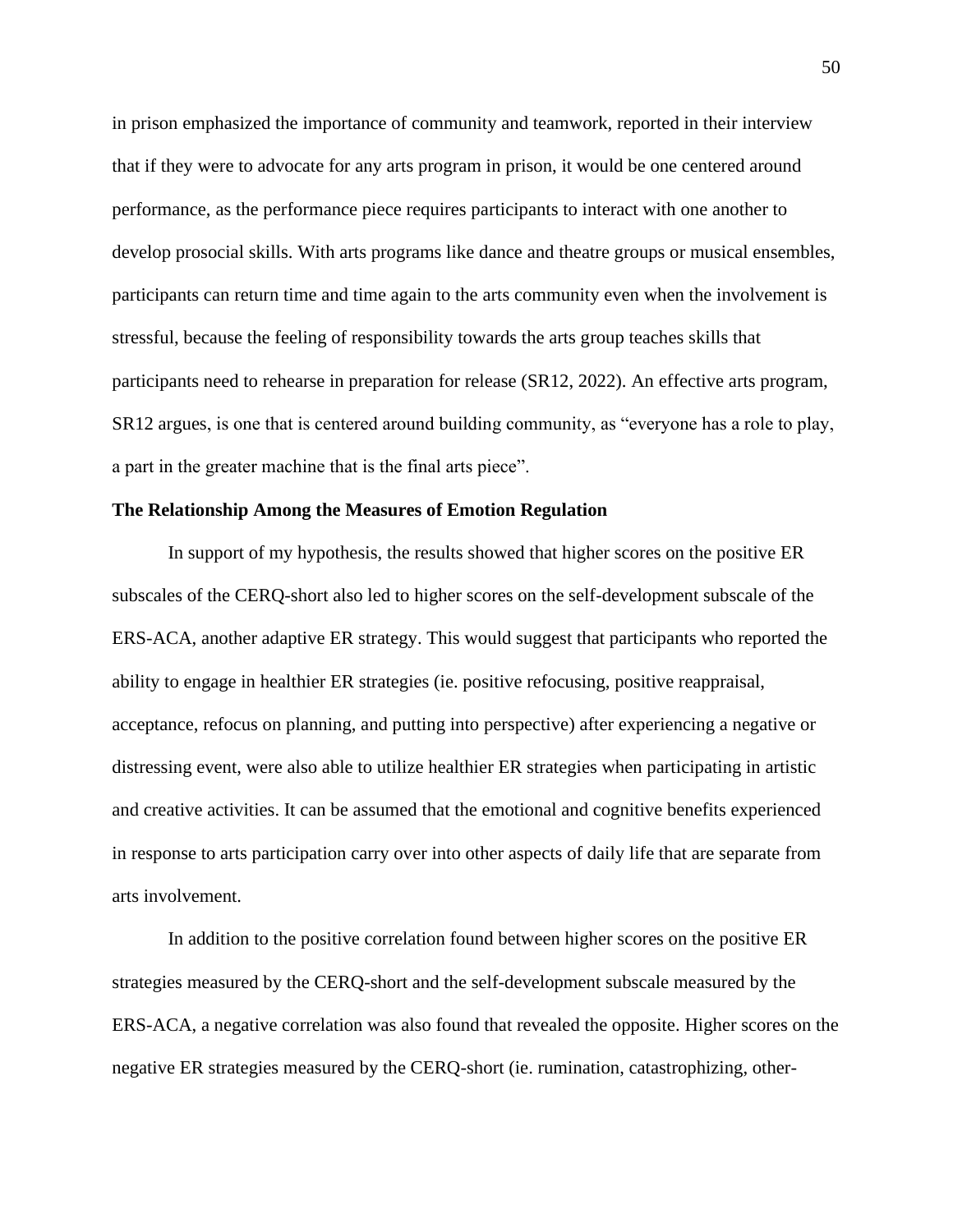in prison emphasized the importance of community and teamwork, reported in their interview that if they were to advocate for any arts program in prison, it would be one centered around performance, as the performance piece requires participants to interact with one another to develop prosocial skills. With arts programs like dance and theatre groups or musical ensembles, participants can return time and time again to the arts community even when the involvement is stressful, because the feeling of responsibility towards the arts group teaches skills that participants need to rehearse in preparation for release (SR12, 2022). An effective arts program, SR12 argues, is one that is centered around building community, as “everyone has a role to play, a part in the greater machine that is the final arts piece”.

**The Relationship Among the Measures of Emotion Regulation**

In support of my hypothesis, the results showed that higher scores on the positive ER subscales of the CERQ-short also led to higher scores on the self-development subscale of the ERS-ACA, another adaptive ER strategy. This would suggest that participants who reported the ability to engage in healthier ER strategies (ie. positive refocusing, positive reappraisal, acceptance, refocus on planning, and putting into perspective) after experiencing a negative or distressing event, were also able to utilize healthier ER strategies when participating in artistic and creative activities. It can be assumed that the emotional and cognitive benefits experienced in response to arts participation carry over into other aspects of daily life that are separate from arts involvement.

In addition to the positive correlation found between higher scores on the positive ER strategies measured by the CERQ-short and the self-development subscale measured by the ERS-ACA, a negative correlation was also found that revealed the opposite. Higher scores on the negative ER strategies measured by the CERQ-short (ie. rumination, catastrophizing, other-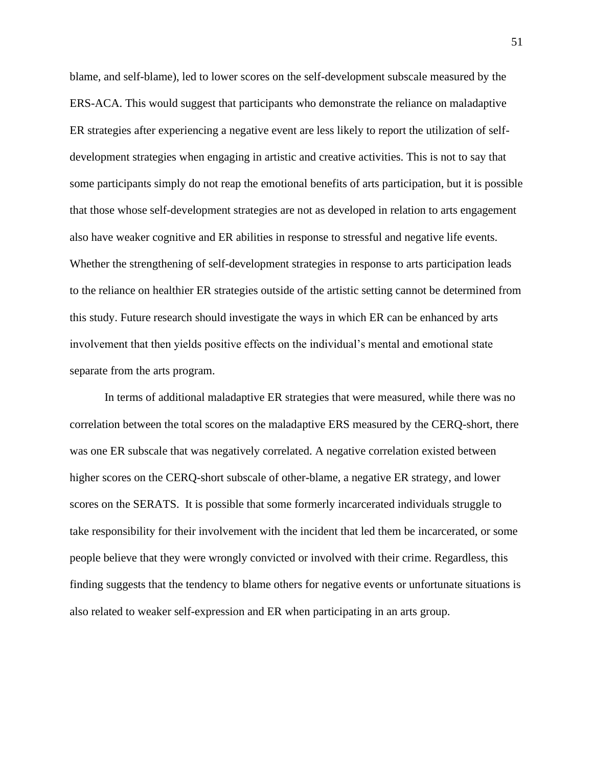blame, and self-blame), led to lower scores on the self-development subscale measured by the ERS-ACA. This would suggest that participants who demonstrate the reliance on maladaptive ER strategies after experiencing a negative event are less likely to report the utilization of self-development strategies when engaging in artistic and creative activities. This is not to say that some participants simply do not reap the emotional benefits of arts participation, but it is possible that those whose self-development strategies are not as developed in relation to arts engagement also have weaker cognitive and ER abilities in response to stressful and negative life events. Whether the strengthening of self-development strategies in response to arts participation leads to the reliance on healthier ER strategies outside of the artistic setting cannot be determined from this study. Future research should investigate the ways in which ER can be enhanced by arts involvement that then yields positive effects on the individual's mental and emotional state separate from the arts program.

In terms of additional maladaptive ER strategies that were measured, while there was no correlation between the total scores on the maladaptive ERS measured by the CERQ-short, there was one ER subscale that was negatively correlated. A negative correlation existed between higher scores on the CERQ-short subscale of other-blame, a negative ER strategy, and lower scores on the SERATS. It is possible that some formerly incarcerated individuals struggle to take responsibility for their involvement with the incident that led them be incarcerated, or some people believe that they were wrongly convicted or involved with their crime. Regardless, this finding suggests that the tendency to blame others for negative events or unfortunate situations is also related to weaker self-expression and ER when participating in an arts group.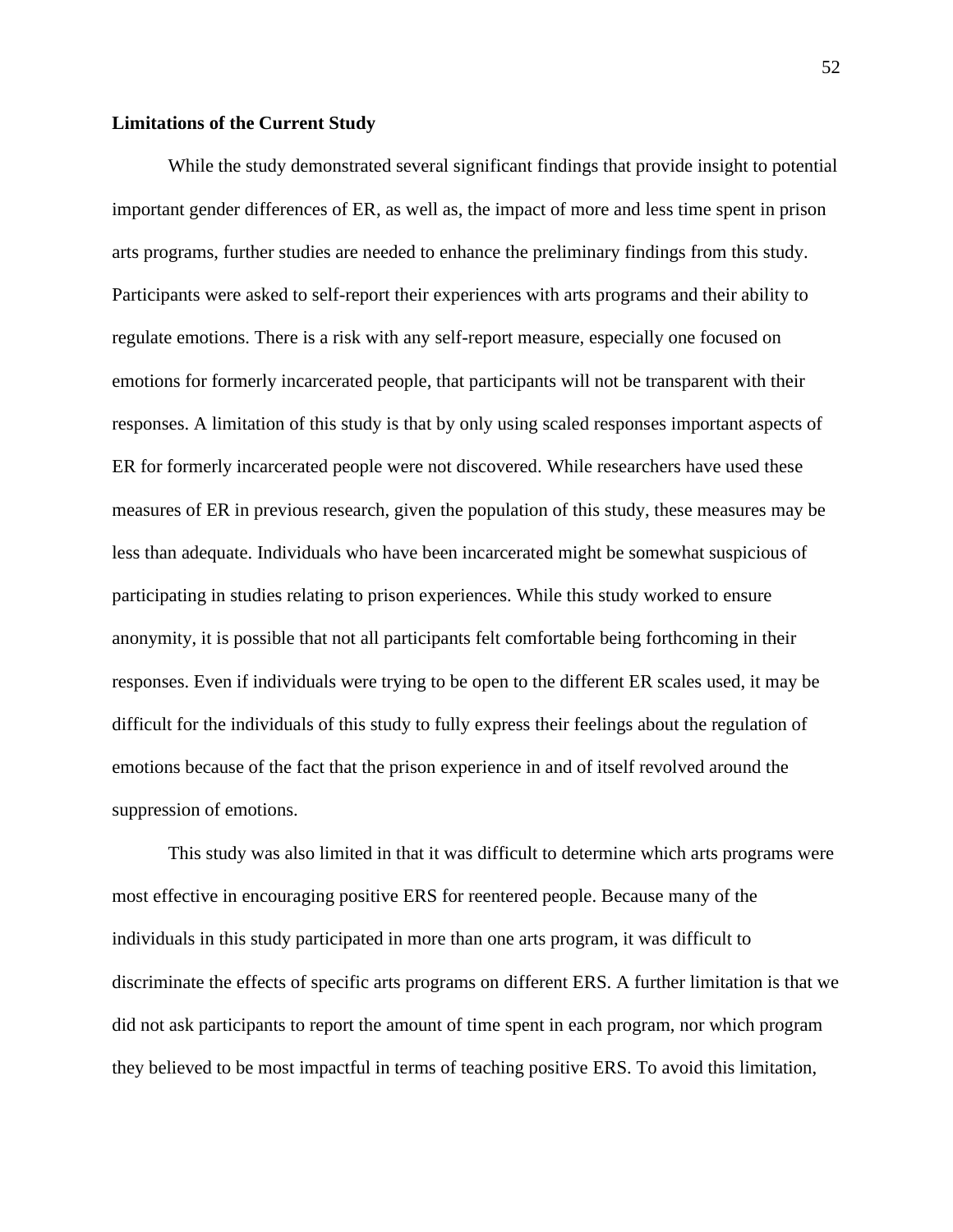**Limitations of the Current Study**

While the study demonstrated several significant findings that provide insight to potential important gender differences of ER, as well as, the impact of more and less time spent in prison arts programs, further studies are needed to enhance the preliminary findings from this study. Participants were asked to self-report their experiences with arts programs and their ability to regulate emotions. There is a risk with any self-report measure, especially one focused on emotions for formerly incarcerated people, that participants will not be transparent with their responses. A limitation of this study is that by only using scaled responses important aspects of ER for formerly incarcerated people were not discovered. While researchers have used these measures of ER in previous research, given the population of this study, these measures may be less than adequate. Individuals who have been incarcerated might be somewhat suspicious of participating in studies relating to prison experiences. While this study worked to ensure anonymity, it is possible that not all participants felt comfortable being forthcoming in their responses. Even if individuals were trying to be open to the different ER scales used, it may be difficult for the individuals of this study to fully express their feelings about the regulation of emotions because of the fact that the prison experience in and of itself revolved around the suppression of emotions.

This study was also limited in that it was difficult to determine which arts programs were most effective in encouraging positive ERS for reentered people. Because many of the individuals in this study participated in more than one arts program, it was difficult to discriminate the effects of specific arts programs on different ERS. A further limitation is that we did not ask participants to report the amount of time spent in each program, nor which program they believed to be most impactful in terms of teaching positive ERS. To avoid this limitation,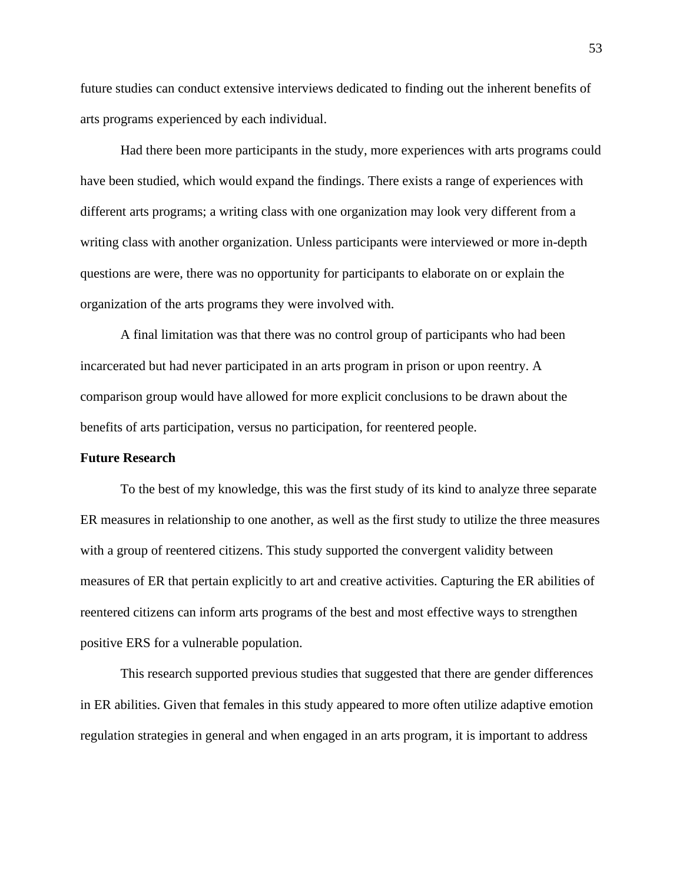future studies can conduct extensive interviews dedicated to finding out the inherent benefits of arts programs experienced by each individual.

Had there been more participants in the study, more experiences with arts programs could have been studied, which would expand the findings. There exists a range of experiences with different arts programs; a writing class with one organization may look very different from a writing class with another organization. Unless participants were interviewed or more in-depth questions are were, there was no opportunity for participants to elaborate on or explain the organization of the arts programs they were involved with.

A final limitation was that there was no control group of participants who had been incarcerated but had never participated in an arts program in prison or upon reentry. A comparison group would have allowed for more explicit conclusions to be drawn about the benefits of arts participation, versus no participation, for reentered people.

**Future Research**

To the best of my knowledge, this was the first study of its kind to analyze three separate ER measures in relationship to one another, as well as the first study to utilize the three measures with a group of reentered citizens. This study supported the convergent validity between measures of ER that pertain explicitly to art and creative activities. Capturing the ER abilities of reentered citizens can inform arts programs of the best and most effective ways to strengthen positive ERS for a vulnerable population.

This research supported previous studies that suggested that there are gender differences in ER abilities. Given that females in this study appeared to more often utilize adaptive emotion regulation strategies in general and when engaged in an arts program, it is important to address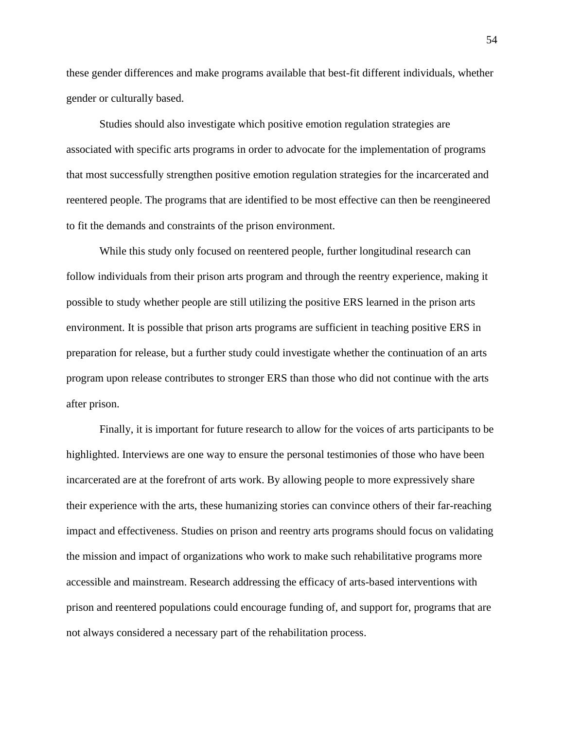these gender differences and make programs available that best-fit different individuals, whether gender or culturally based.

Studies should also investigate which positive emotion regulation strategies are associated with specific arts programs in order to advocate for the implementation of programs that most successfully strengthen positive emotion regulation strategies for the incarcerated and reentered people. The programs that are identified to be most effective can then be reengineered to fit the demands and constraints of the prison environment.

While this study only focused on reentered people, further longitudinal research can follow individuals from their prison arts program and through the reentry experience, making it possible to study whether people are still utilizing the positive ERS learned in the prison arts environment. It is possible that prison arts programs are sufficient in teaching positive ERS in preparation for release, but a further study could investigate whether the continuation of an arts program upon release contributes to stronger ERS than those who did not continue with the arts after prison.

Finally, it is important for future research to allow for the voices of arts participants to be highlighted. Interviews are one way to ensure the personal testimonies of those who have been incarcerated are at the forefront of arts work. By allowing people to more expressively share their experience with the arts, these humanizing stories can convince others of their far-reaching impact and effectiveness. Studies on prison and reentry arts programs should focus on validating the mission and impact of organizations who work to make such rehabilitative programs more accessible and mainstream. Research addressing the efficacy of arts-based interventions with prison and reentered populations could encourage funding of, and support for, programs that are not always considered a necessary part of the rehabilitation process.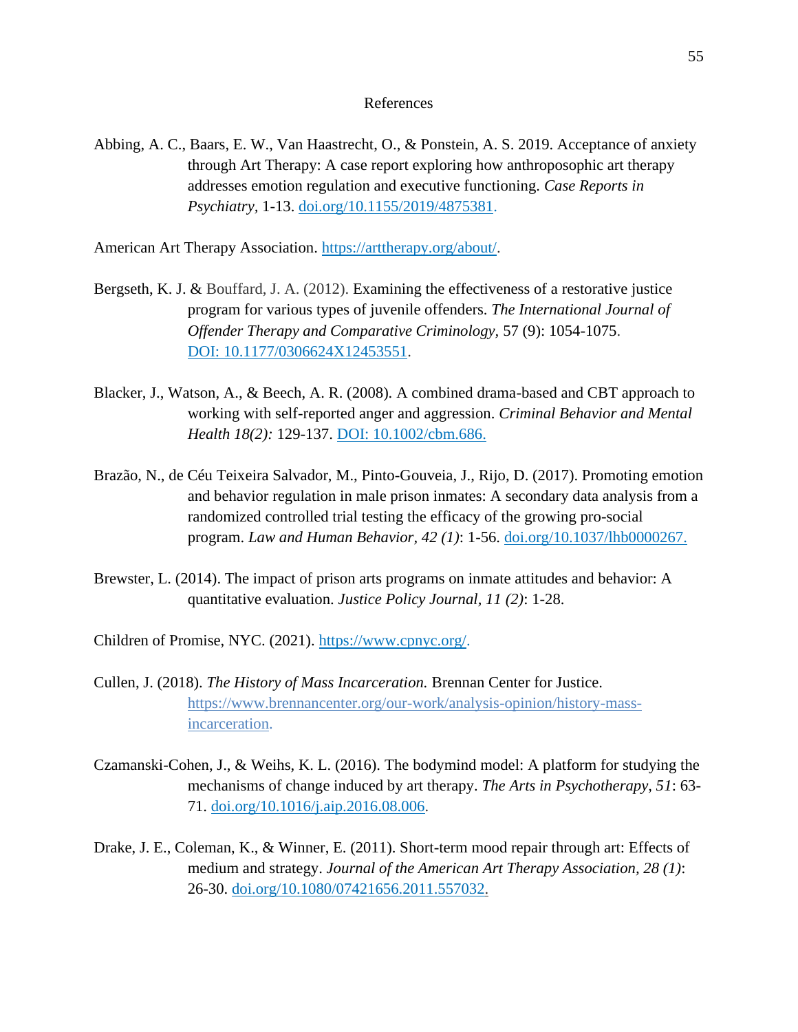# References

Abbing, A. C., Baars, E. W., Van Haastrecht, O., & Ponstein, A. S. 2019. Acceptance of anxiety through Art Therapy: A case report exploring how anthroposophic art therapy addresses emotion regulation and executive functioning. *Case Reports in Psychiatry,* 1-13. doi.org/10.1155/2019/4875381.

American Art Therapy Association. https://arttherapy.org/about/.

Bergseth, K. J. & Bouffard, J. A. (2012). Examining the effectiveness of a restorative justice program for various types of juvenile offenders. *The International Journal of Offender Therapy and Comparative Criminology*, 57 (9): 1054-1075. DOI: 10.1177/0306624X12453551.

Blacker, J., Watson, A., & Beech, A. R. (2008). A combined drama-based and CBT approach to working with self-reported anger and aggression. *Criminal Behavior and Mental Health 18(2):* 129-137. DOI: 10.1002/cbm.686.

Brazão, N., de Céu Teixeira Salvador, M., Pinto-Gouveia, J., Rijo, D. (2017). Promoting emotion and behavior regulation in male prison inmates: A secondary data analysis from a randomized controlled trial testing the efficacy of the growing pro-social program. *Law and Human Behavior, 42 (1)*: 1-56. doi.org/10.1037/lhb0000267.

Brewster, L. (2014). The impact of prison arts programs on inmate attitudes and behavior: A quantitative evaluation. *Justice Policy Journal, 11 (2)*: 1-28.

Children of Promise, NYC. (2021). https://www.cpnyc.org/.

Cullen, J. (2018). *The History of Mass Incarceration.* Brennan Center for Justice. https://www.brennancenter.org/our-work/analysis-opinion/history-mass-incarceration.

Czamanski-Cohen, J., & Weihs, K. L. (2016). The bodymind model: A platform for studying the mechanisms of change induced by art therapy. *The Arts in Psychotherapy, 51*: 63-71. doi.org/10.1016/j.aip.2016.08.006.

Drake, J. E., Coleman, K., & Winner, E. (2011). Short-term mood repair through art: Effects of medium and strategy. *Journal of the American Art Therapy Association, 28 (1)*: 26-30. doi.org/10.1080/07421656.2011.557032.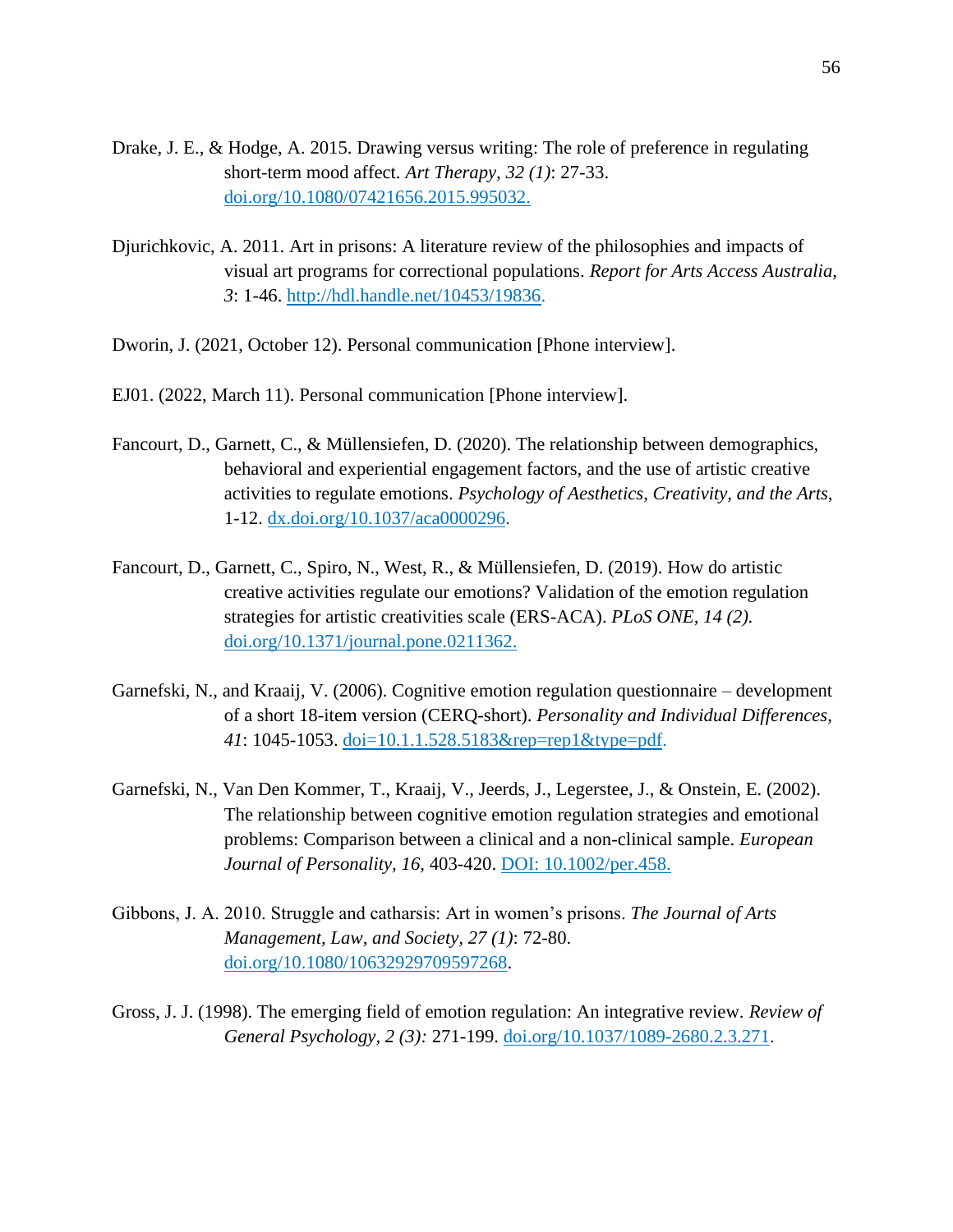Drake, J. E., & Hodge, A. 2015. Drawing versus writing: The role of preference in regulating short-term mood affect. *Art Therapy, 32 (1)*: 27-33. doi.org/10.1080/07421656.2015.995032.

Djurichkovic, A. 2011. Art in prisons: A literature review of the philosophies and impacts of visual art programs for correctional populations. *Report for Arts Access Australia, 3*: 1-46. http://hdl.handle.net/10453/19836.

Dworin, J. (2021, October 12). Personal communication [Phone interview].

EJ01. (2022, March 11). Personal communication [Phone interview].

Fancourt, D., Garnett, C., & Müllensiefen, D. (2020). The relationship between demographics, behavioral and experiential engagement factors, and the use of artistic creative activities to regulate emotions. *Psychology of Aesthetics, Creativity, and the Arts*, 1-12. dx.doi.org/10.1037/aca0000296.

Fancourt, D., Garnett, C., Spiro, N., West, R., & Müllensiefen, D. (2019). How do artistic creative activities regulate our emotions? Validation of the emotion regulation strategies for artistic creativities scale (ERS-ACA). *PLoS ONE, 14 (2).* doi.org/10.1371/journal.pone.0211362.

Garnefski, N., and Kraaij, V. (2006). Cognitive emotion regulation questionnaire – development of a short 18-item version (CERQ-short). *Personality and Individual Differences, 41*: 1045-1053. doi=10.1.1.528.5183&rep=rep1&type=pdf.

Garnefski, N., Van Den Kommer, T., Kraaij, V., Jeerds, J., Legerstee, J., & Onstein, E. (2002). The relationship between cognitive emotion regulation strategies and emotional problems: Comparison between a clinical and a non-clinical sample. *European Journal of Personality, 16*, 403-420. DOI: 10.1002/per.458.

Gibbons, J. A. 2010. Struggle and catharsis: Art in women's prisons. *The Journal of Arts Management, Law, and Society, 27 (1)*: 72-80. doi.org/10.1080/10632929709597268.

Gross, J. J. (1998). The emerging field of emotion regulation: An integrative review. *Review of General Psychology, 2 (3):* 271-199. doi.org/10.1037/1089-2680.2.3.271.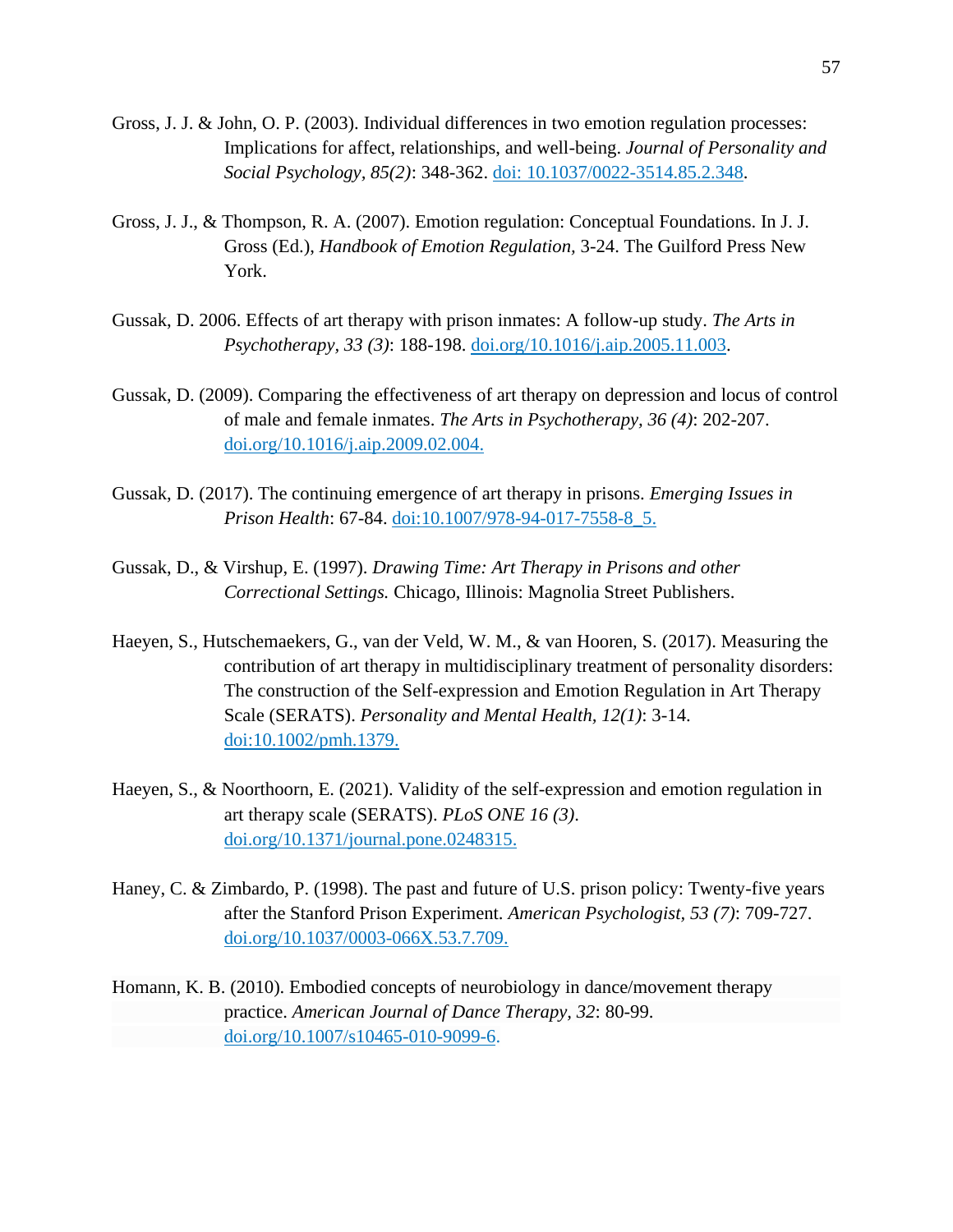Gross, J. J. & John, O. P. (2003). Individual differences in two emotion regulation processes: Implications for affect, relationships, and well-being. *Journal of Personality and Social Psychology*, *85(2)*: 348-362. doi: 10.1037/0022-3514.85.2.348.

Gross, J. J., & Thompson, R. A. (2007). Emotion regulation: Conceptual Foundations. In J. J. Gross (Ed.), *Handbook of Emotion Regulation*, 3-24. The Guilford Press New York.

Gussak, D. 2006. Effects of art therapy with prison inmates: A follow-up study. *The Arts in Psychotherapy, 33 (3)*: 188-198. doi.org/10.1016/j.aip.2005.11.003.

Gussak, D. (2009). Comparing the effectiveness of art therapy on depression and locus of control of male and female inmates. *The Arts in Psychotherapy, 36 (4)*: 202-207. doi.org/10.1016/j.aip.2009.02.004.

Gussak, D. (2017). The continuing emergence of art therapy in prisons. *Emerging Issues in Prison Health*: 67-84. doi:10.1007/978-94-017-7558-8_5.

Gussak, D., & Virshup, E. (1997). *Drawing Time: Art Therapy in Prisons and other Correctional Settings.* Chicago, Illinois: Magnolia Street Publishers.

Haeyen, S., Hutschemaekers, G., van der Veld, W. M., & van Hooren, S. (2017). Measuring the contribution of art therapy in multidisciplinary treatment of personality disorders: The construction of the Self-expression and Emotion Regulation in Art Therapy Scale (SERATS). *Personality and Mental Health, 12(1)*: 3-14. doi:10.1002/pmh.1379.

Haeyen, S., & Noorthoorn, E. (2021). Validity of the self-expression and emotion regulation in art therapy scale (SERATS). *PLoS ONE 16 (3)*. doi.org/10.1371/journal.pone.0248315.

Haney, C. & Zimbardo, P. (1998). The past and future of U.S. prison policy: Twenty-five years after the Stanford Prison Experiment. *American Psychologist, 53 (7)*: 709-727. doi.org/10.1037/0003-066X.53.7.709.

Homann, K. B. (2010). Embodied concepts of neurobiology in dance/movement therapy practice. *American Journal of Dance Therapy, 32*: 80-99. doi.org/10.1007/s10465-010-9099-6.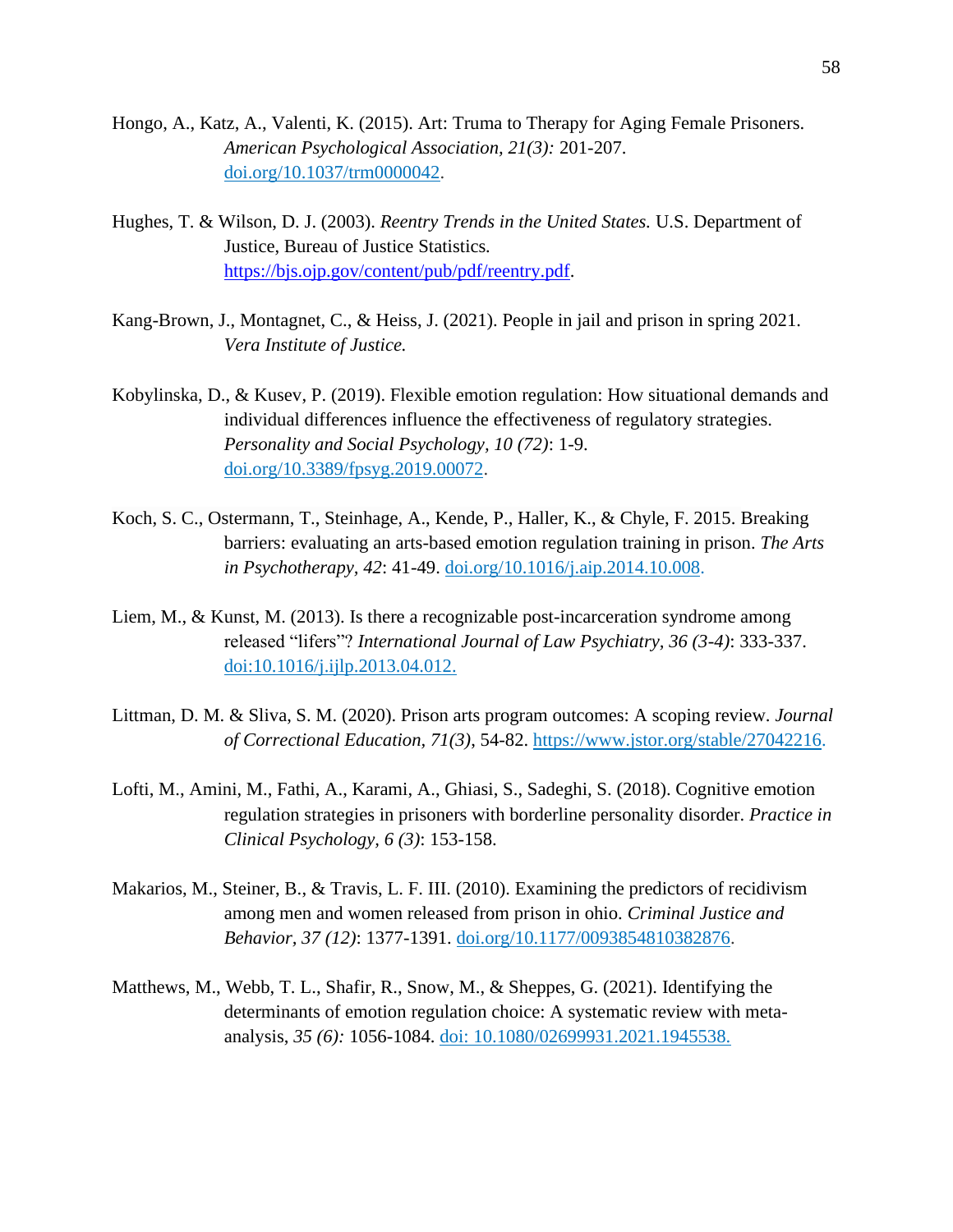Hongo, A., Katz, A., Valenti, K. (2015). Art: Truma to Therapy for Aging Female Prisoners. *American Psychological Association, 21(3):* 201-207. doi.org/10.1037/trm0000042.

Hughes, T. & Wilson, D. J. (2003). *Reentry Trends in the United States.* U.S. Department of Justice, Bureau of Justice Statistics. https://bjs.ojp.gov/content/pub/pdf/reentry.pdf.

Kang-Brown, J., Montagnet, C., & Heiss, J. (2021). People in jail and prison in spring 2021. *Vera Institute of Justice.*

Kobylinska, D., & Kusev, P. (2019). Flexible emotion regulation: How situational demands and individual differences influence the effectiveness of regulatory strategies. *Personality and Social Psychology, 10 (72)*: 1-9. doi.org/10.3389/fpsyg.2019.00072.

Koch, S. C., Ostermann, T., Steinhage, A., Kende, P., Haller, K., & Chyle, F. 2015. Breaking barriers: evaluating an arts-based emotion regulation training in prison. *The Arts in Psychotherapy, 42*: 41-49. doi.org/10.1016/j.aip.2014.10.008.

Liem, M., & Kunst, M. (2013). Is there a recognizable post-incarceration syndrome among released "lifers"? *International Journal of Law Psychiatry, 36 (3-4)*: 333-337. doi:10.1016/j.ijlp.2013.04.012.

Littman, D. M. & Sliva, S. M. (2020). Prison arts program outcomes: A scoping review. *Journal of Correctional Education, 71(3)*, 54-82. https://www.jstor.org/stable/27042216.

Lofti, M., Amini, M., Fathi, A., Karami, A., Ghiasi, S., Sadeghi, S. (2018). Cognitive emotion regulation strategies in prisoners with borderline personality disorder. *Practice in Clinical Psychology, 6 (3)*: 153-158.

Makarios, M., Steiner, B., & Travis, L. F. III. (2010). Examining the predictors of recidivism among men and women released from prison in ohio. *Criminal Justice and Behavior, 37 (12)*: 1377-1391. doi.org/10.1177/0093854810382876.

Matthews, M., Webb, T. L., Shafir, R., Snow, M., & Sheppes, G. (2021). Identifying the determinants of emotion regulation choice: A systematic review with meta-analysis, *35 (6):* 1056-1084. doi: 10.1080/02699931.2021.1945538.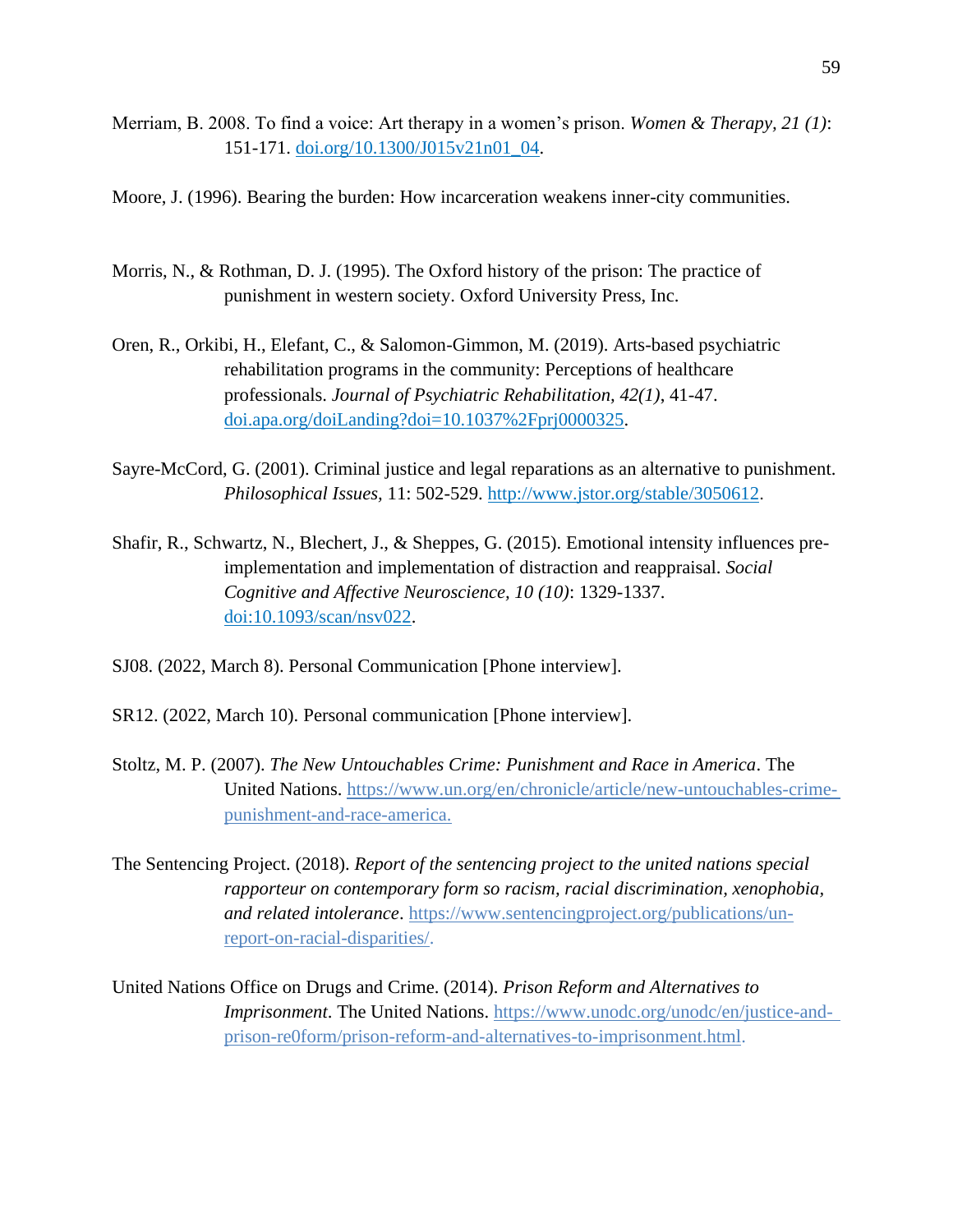Merriam, B. 2008. To find a voice: Art therapy in a women's prison. *Women & Therapy, 21 (1)*: 151-171. [doi.org/10.1300/J015v21n01_04](doi.org/10.1300/J015v21n01_04).

Moore, J. (1996). Bearing the burden: How incarceration weakens inner-city communities.

Morris, N., & Rothman, D. J. (1995). The Oxford history of the prison: The practice of punishment in western society. Oxford University Press, Inc.

Oren, R., Orkibi, H., Elefant, C., & Salomon-Gimmon, M. (2019). Arts-based psychiatric rehabilitation programs in the community: Perceptions of healthcare professionals. *Journal of Psychiatric Rehabilitation, 42(1)*, 41-47. [doi.apa.org/doiLanding?doi=10.1037%2Fprj0000325](doi.apa.org/doiLanding?doi=10.1037%2Fprj0000325).

Sayre-McCord, G. (2001). Criminal justice and legal reparations as an alternative to punishment. *Philosophical Issues,* 11: 502-529. [http://www.jstor.org/stable/3050612](http://www.jstor.org/stable/3050612).

Shafir, R., Schwartz, N., Blechert, J., & Sheppes, G. (2015). Emotional intensity influences pre-implementation and implementation of distraction and reappraisal. *Social Cognitive and Affective Neuroscience, 10 (10)*: 1329-1337. [doi:10.1093/scan/nsv022](doi:10.1093/scan/nsv022).

SJ08. (2022, March 8). Personal Communication [Phone interview].

SR12. (2022, March 10). Personal communication [Phone interview].

Stoltz, M. P. (2007). *The New Untouchables Crime: Punishment and Race in America*. The United Nations. [https://www.un.org/en/chronicle/article/new-untouchables-crime-punishment-and-race-america.](https://www.un.org/en/chronicle/article/new-untouchables-crime-punishment-and-race-america)

The Sentencing Project. (2018). *Report of the sentencing project to the united nations special rapporteur on contemporary form so racism, racial discrimination, xenophobia, and related intolerance*. [https://www.sentencingproject.org/publications/un-report-on-racial-disparities/.](https://www.sentencingproject.org/publications/un-report-on-racial-disparities/)

United Nations Office on Drugs and Crime. (2014). *Prison Reform and Alternatives to Imprisonment*. The United Nations. [https://www.unodc.org/unodc/en/justice-and-prison-re0form/prison-reform-and-alternatives-to-imprisonment.html.](https://www.unodc.org/unodc/en/justice-and-prison-re0form/prison-reform-and-alternatives-to-imprisonment.html)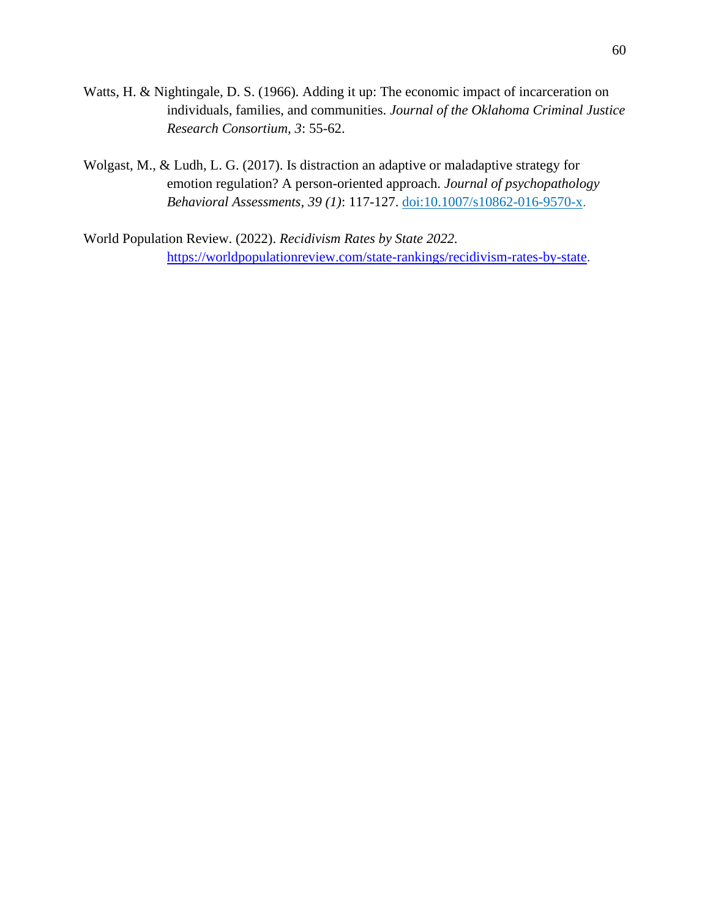Watts, H. & Nightingale, D. S. (1966). Adding it up: The economic impact of incarceration on individuals, families, and communities. *Journal of the Oklahoma Criminal Justice Research Consortium, 3*: 55-62.

Wolgast, M., & Ludh, L. G. (2017). Is distraction an adaptive or maladaptive strategy for emotion regulation? A person-oriented approach. *Journal of psychopathology Behavioral Assessments, 39 (1)*: 117-127. doi:10.1007/s10862-016-9570-x.

World Population Review. (2022). *Recidivism Rates by State 2022*. https://worldpopulationreview.com/state-rankings/recidivism-rates-by-state.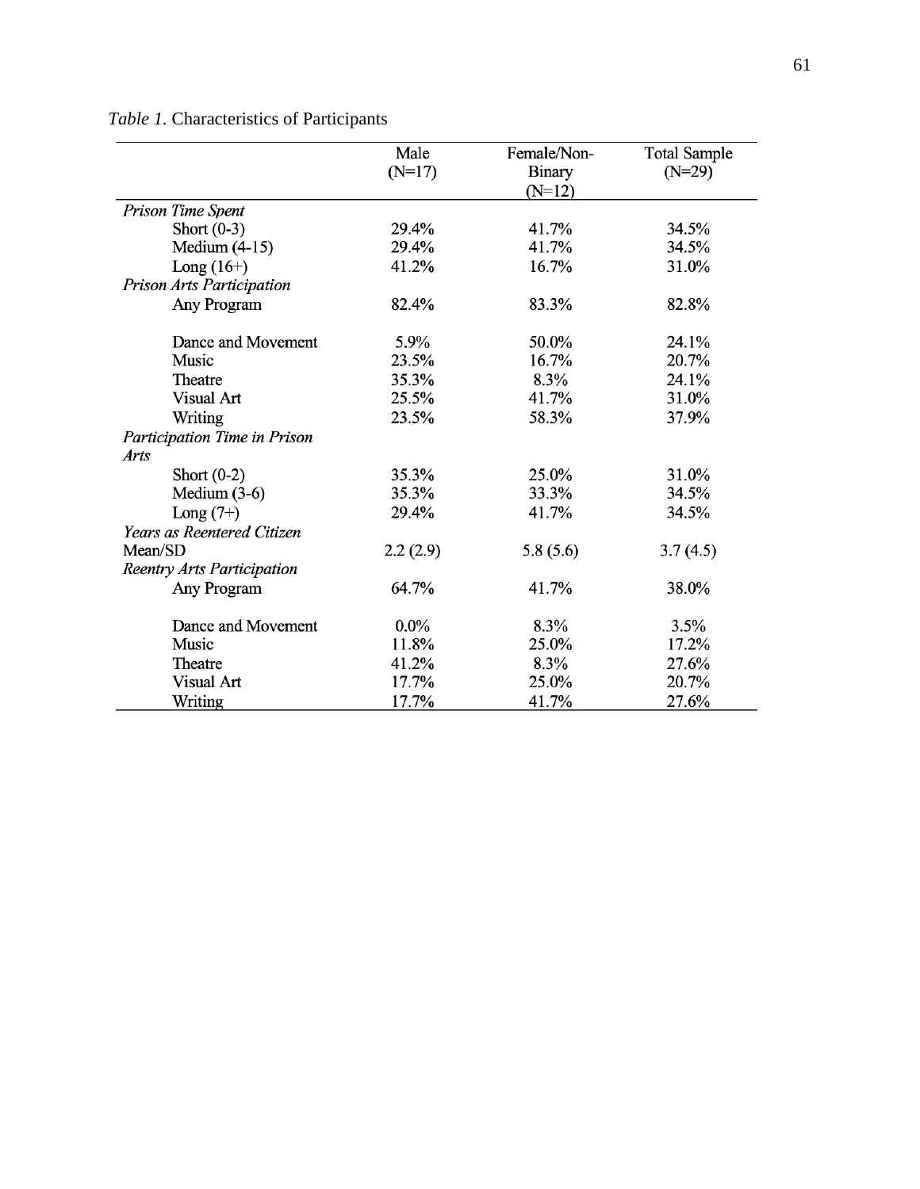*Table 1*. Characteristics of Participants

| | Male (N=17) | Female/Non-Binary (N=12) | Total Sample (N=29) |
|---|---|---|---|
| *Prison Time Spent* | | | |
| Short (0-3) | 29.4% | 41.7% | 34.5% |
| Medium (4-15) | 29.4% | 41.7% | 34.5% |
| Long (16+) | 41.2% | 16.7% | 31.0% |
| *Prison Arts Participation* | | | |
| Any Program | 82.4% | 83.3% | 82.8% |
| Dance and Movement | 5.9% | 50.0% | 24.1% |
| Music | 23.5% | 16.7% | 20.7% |
| Theatre | 35.3% | 8.3% | 24.1% |
| Visual Art | 25.5% | 41.7% | 31.0% |
| Writing | 23.5% | 58.3% | 37.9% |
| *Participation Time in Prison Arts* | | | |
| Short (0-2) | 35.3% | 25.0% | 31.0% |
| Medium (3-6) | 35.3% | 33.3% | 34.5% |
| Long (7+) | 29.4% | 41.7% | 34.5% |
| *Years as Reentered Citizen* | | | |
| Mean/SD | 2.2 (2.9) | 5.8 (5.6) | 3.7 (4.5) |
| *Reentry Arts Participation* | | | |
| Any Program | 64.7% | 41.7% | 38.0% |
| Dance and Movement | 0.0% | 8.3% | 3.5% |
| Music | 11.8% | 25.0% | 17.2% |
| Theatre | 41.2% | 8.3% | 27.6% |
| Visual Art | 17.7% | 25.0% | 20.7% |
| Writing | 17.7% | 41.7% | 27.6% |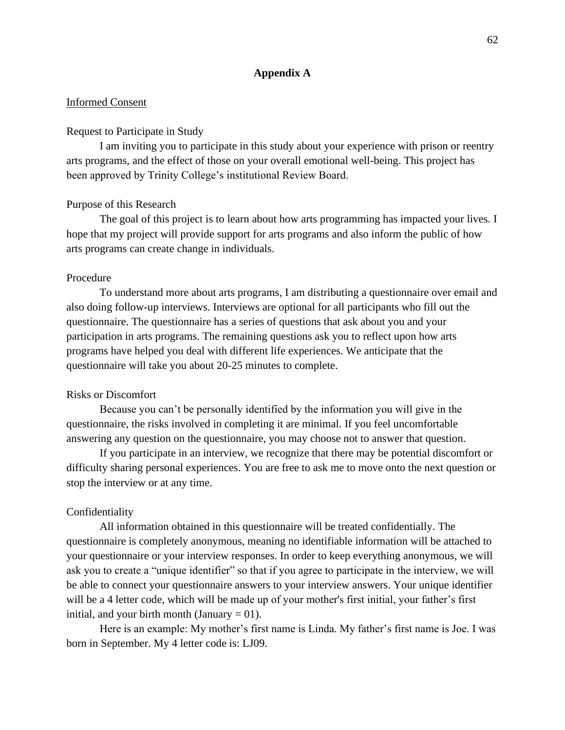## Appendix A

<u>Informed Consent</u>

Request to Participate in Study

I am inviting you to participate in this study about your experience with prison or reentry arts programs, and the effect of those on your overall emotional well-being. This project has been approved by Trinity College's institutional Review Board.

Purpose of this Research

The goal of this project is to learn about how arts programming has impacted your lives. I hope that my project will provide support for arts programs and also inform the public of how arts programs can create change in individuals.

Procedure

To understand more about arts programs, I am distributing a questionnaire over email and also doing follow-up interviews. Interviews are optional for all participants who fill out the questionnaire. The questionnaire has a series of questions that ask about you and your participation in arts programs. The remaining questions ask you to reflect upon how arts programs have helped you deal with different life experiences. We anticipate that the questionnaire will take you about 20-25 minutes to complete.

Risks or Discomfort

Because you can't be personally identified by the information you will give in the questionnaire, the risks involved in completing it are minimal. If you feel uncomfortable answering any question on the questionnaire, you may choose not to answer that question.

If you participate in an interview, we recognize that there may be potential discomfort or difficulty sharing personal experiences. You are free to ask me to move onto the next question or stop the interview or at any time.

Confidentiality

All information obtained in this questionnaire will be treated confidentially. The questionnaire is completely anonymous, meaning no identifiable information will be attached to your questionnaire or your interview responses. In order to keep everything anonymous, we will ask you to create a "unique identifier" so that if you agree to participate in the interview, we will be able to connect your questionnaire answers to your interview answers. Your unique identifier will be a 4 letter code, which will be made up of your mother's first initial, your father's first initial, and your birth month (January = 01).

Here is an example: My mother's first name is Linda. My father's first name is Joe. I was born in September. My 4 letter code is: LJ09.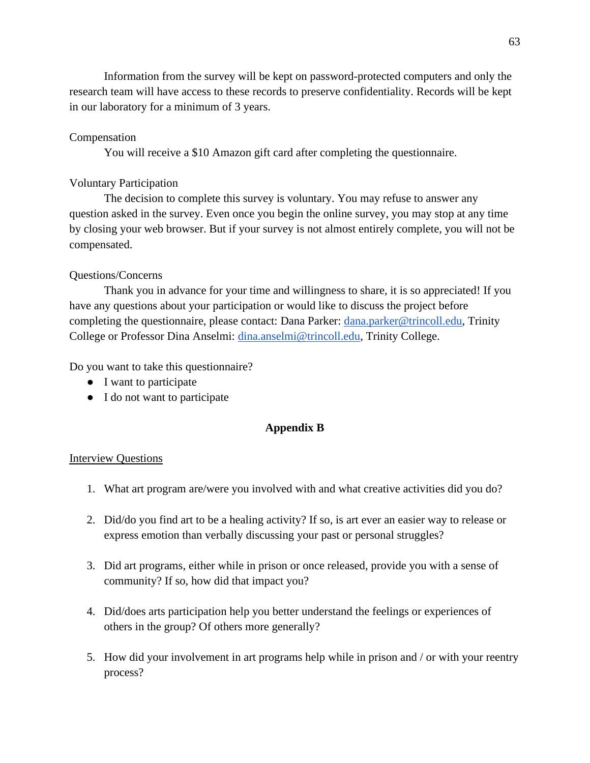Information from the survey will be kept on password-protected computers and only the research team will have access to these records to preserve confidentiality. Records will be kept in our laboratory for a minimum of 3 years.

Compensation

You will receive a $10 Amazon gift card after completing the questionnaire.

Voluntary Participation

The decision to complete this survey is voluntary. You may refuse to answer any question asked in the survey. Even once you begin the online survey, you may stop at any time by closing your web browser. But if your survey is not almost entirely complete, you will not be compensated.

Questions/Concerns

Thank you in advance for your time and willingness to share, it is so appreciated! If you have any questions about your participation or would like to discuss the project before completing the questionnaire, please contact: Dana Parker: dana.parker@trincoll.edu, Trinity College or Professor Dina Anselmi: dina.anselmi@trincoll.edu, Trinity College.

Do you want to take this questionnaire?

- I want to participate
- I do not want to participate

## Appendix B

Interview Questions

1. What art program are/were you involved with and what creative activities did you do?

2. Did/do you find art to be a healing activity? If so, is art ever an easier way to release or express emotion than verbally discussing your past or personal struggles?

3. Did art programs, either while in prison or once released, provide you with a sense of community? If so, how did that impact you?

4. Did/does arts participation help you better understand the feelings or experiences of others in the group? Of others more generally?

5. How did your involvement in art programs help while in prison and / or with your reentry process?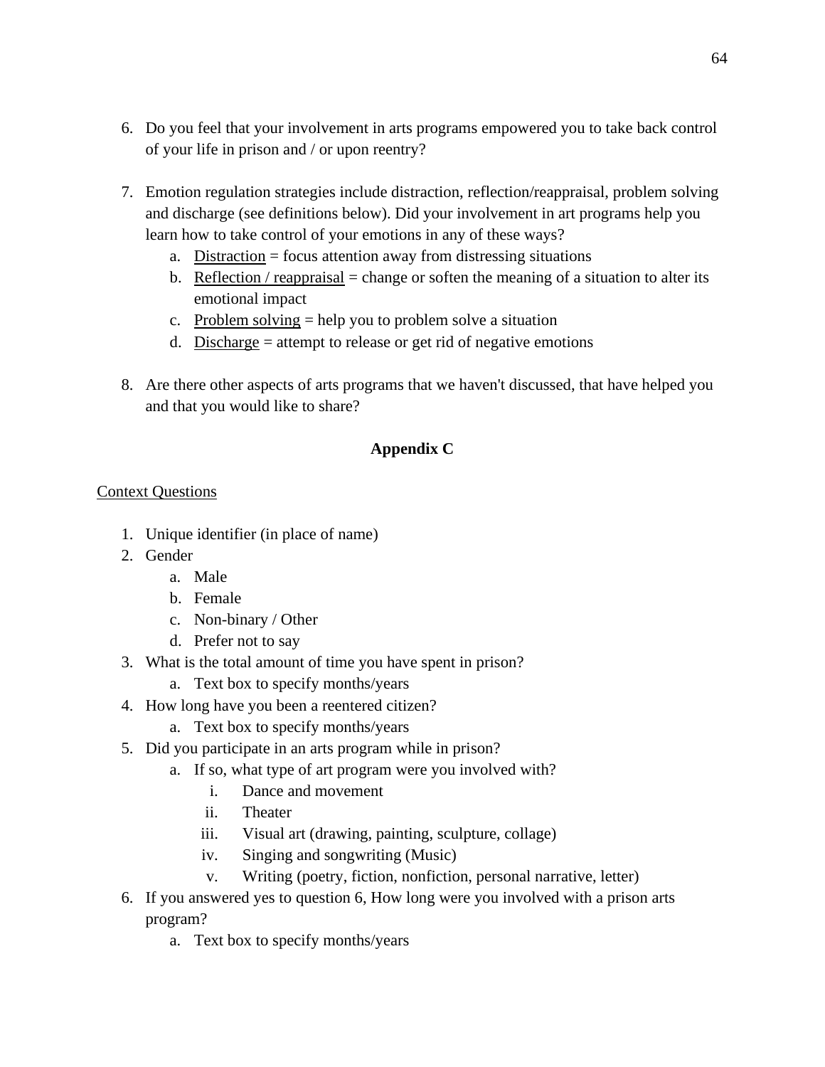6. Do you feel that your involvement in arts programs empowered you to take back control of your life in prison and / or upon reentry?

7. Emotion regulation strategies include distraction, reflection/reappraisal, problem solving and discharge (see definitions below). Did your involvement in art programs help you learn how to take control of your emotions in any of these ways?
   a. Distraction = focus attention away from distressing situations
   b. Reflection / reappraisal = change or soften the meaning of a situation to alter its emotional impact
   c. Problem solving = help you to problem solve a situation
   d. Discharge = attempt to release or get rid of negative emotions

8. Are there other aspects of arts programs that we haven't discussed, that have helped you and that you would like to share?

## Appendix C

Context Questions

1. Unique identifier (in place of name)
2. Gender
   a. Male
   b. Female
   c. Non-binary / Other
   d. Prefer not to say
3. What is the total amount of time you have spent in prison?
   a. Text box to specify months/years
4. How long have you been a reentered citizen?
   a. Text box to specify months/years
5. Did you participate in an arts program while in prison?
   a. If so, what type of art program were you involved with?
      i. Dance and movement
      ii. Theater
      iii. Visual art (drawing, painting, sculpture, collage)
      iv. Singing and songwriting (Music)
      v. Writing (poetry, fiction, nonfiction, personal narrative, letter)
6. If you answered yes to question 6, How long were you involved with a prison arts program?
   a. Text box to specify months/years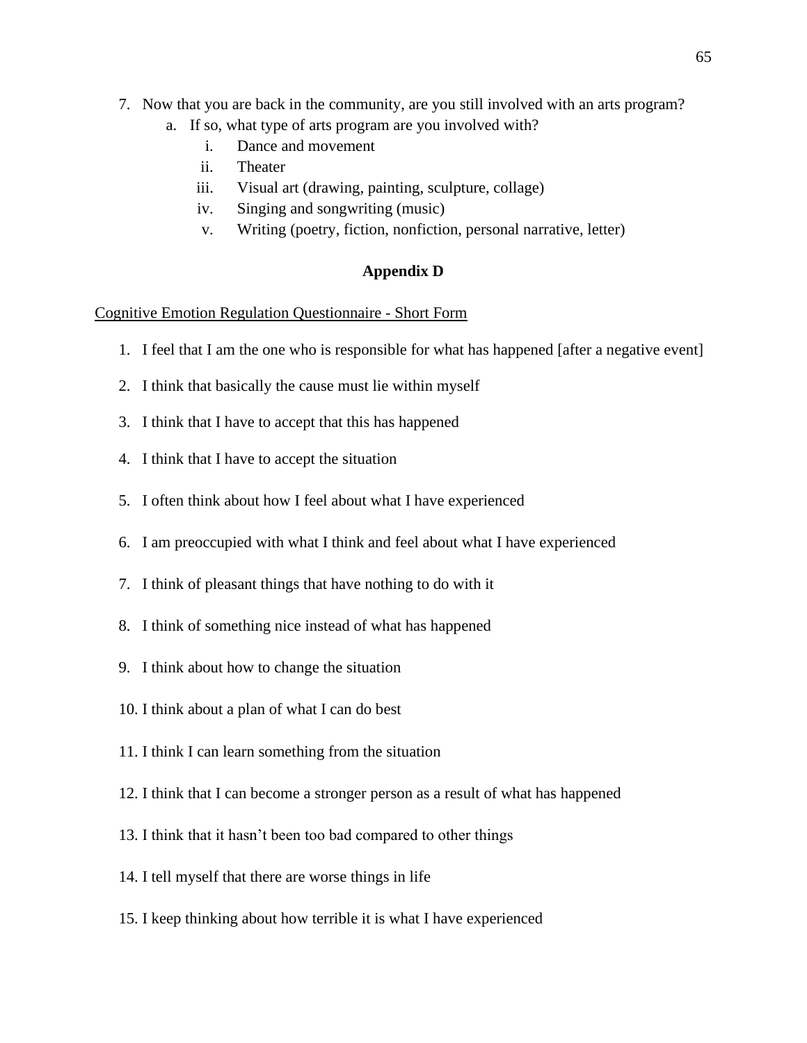7. Now that you are back in the community, are you still involved with an arts program?
   a. If so, what type of arts program are you involved with?
      i. Dance and movement
      ii. Theater
      iii. Visual art (drawing, painting, sculpture, collage)
      iv. Singing and songwriting (music)
      v. Writing (poetry, fiction, nonfiction, personal narrative, letter)

## Appendix D

<u>Cognitive Emotion Regulation Questionnaire - Short Form</u>

1. I feel that I am the one who is responsible for what has happened [after a negative event]
2. I think that basically the cause must lie within myself
3. I think that I have to accept that this has happened
4. I think that I have to accept the situation
5. I often think about how I feel about what I have experienced
6. I am preoccupied with what I think and feel about what I have experienced
7. I think of pleasant things that have nothing to do with it
8. I think of something nice instead of what has happened
9. I think about how to change the situation
10. I think about a plan of what I can do best
11. I think I can learn something from the situation
12. I think that I can become a stronger person as a result of what has happened
13. I think that it hasn't been too bad compared to other things
14. I tell myself that there are worse things in life
15. I keep thinking about how terrible it is what I have experienced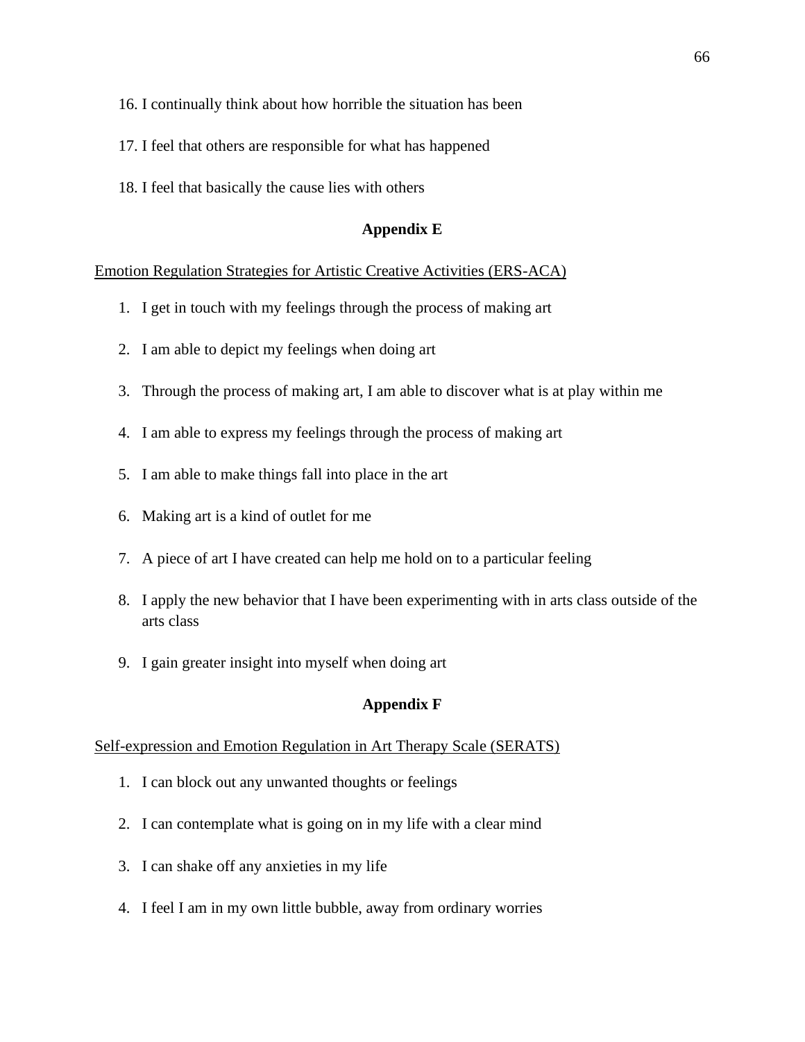16. I continually think about how horrible the situation has been

17. I feel that others are responsible for what has happened

18. I feel that basically the cause lies with others

## Appendix E

Emotion Regulation Strategies for Artistic Creative Activities (ERS-ACA)

1. I get in touch with my feelings through the process of making art

2. I am able to depict my feelings when doing art

3. Through the process of making art, I am able to discover what is at play within me

4. I am able to express my feelings through the process of making art

5. I am able to make things fall into place in the art

6. Making art is a kind of outlet for me

7. A piece of art I have created can help me hold on to a particular feeling

8. I apply the new behavior that I have been experimenting with in arts class outside of the arts class

9. I gain greater insight into myself when doing art

## Appendix F

Self-expression and Emotion Regulation in Art Therapy Scale (SERATS)

1. I can block out any unwanted thoughts or feelings

2. I can contemplate what is going on in my life with a clear mind

3. I can shake off any anxieties in my life

4. I feel I am in my own little bubble, away from ordinary worries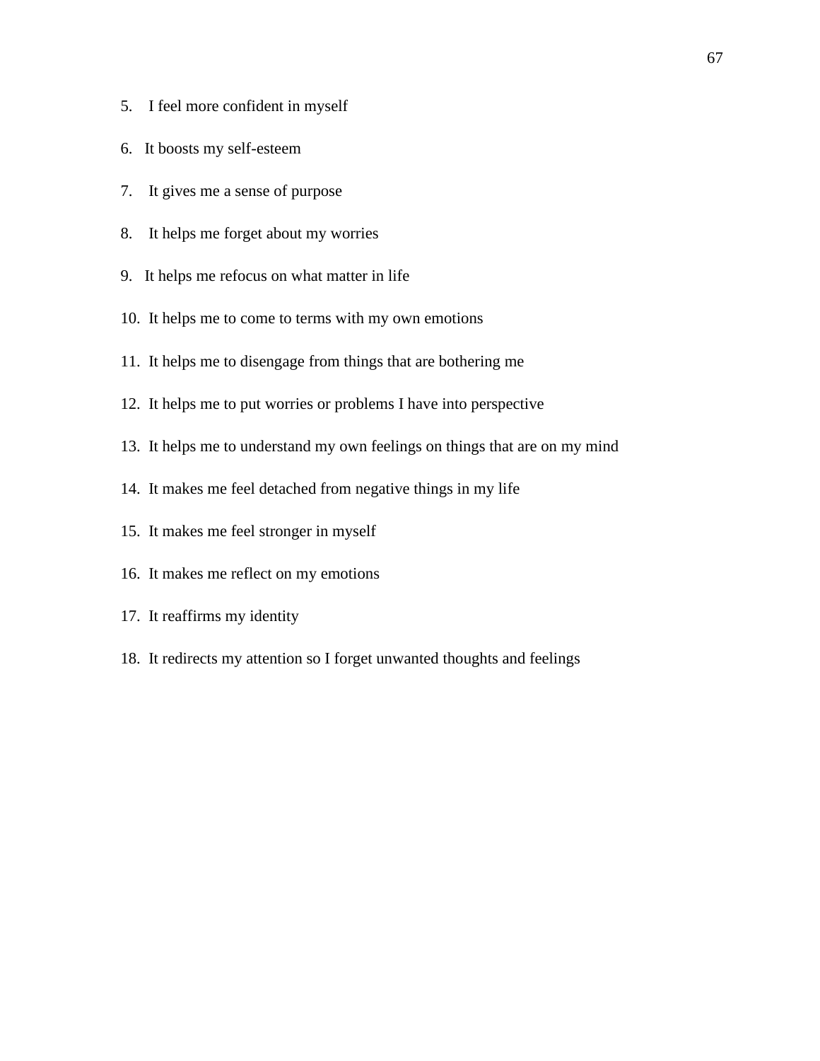5. I feel more confident in myself

6. It boosts my self-esteem

7. It gives me a sense of purpose

8. It helps me forget about my worries

9. It helps me refocus on what matter in life

10. It helps me to come to terms with my own emotions

11. It helps me to disengage from things that are bothering me

12. It helps me to put worries or problems I have into perspective

13. It helps me to understand my own feelings on things that are on my mind

14. It makes me feel detached from negative things in my life

15. It makes me feel stronger in myself

16. It makes me reflect on my emotions

17. It reaffirms my identity

18. It redirects my attention so I forget unwanted thoughts and feelings